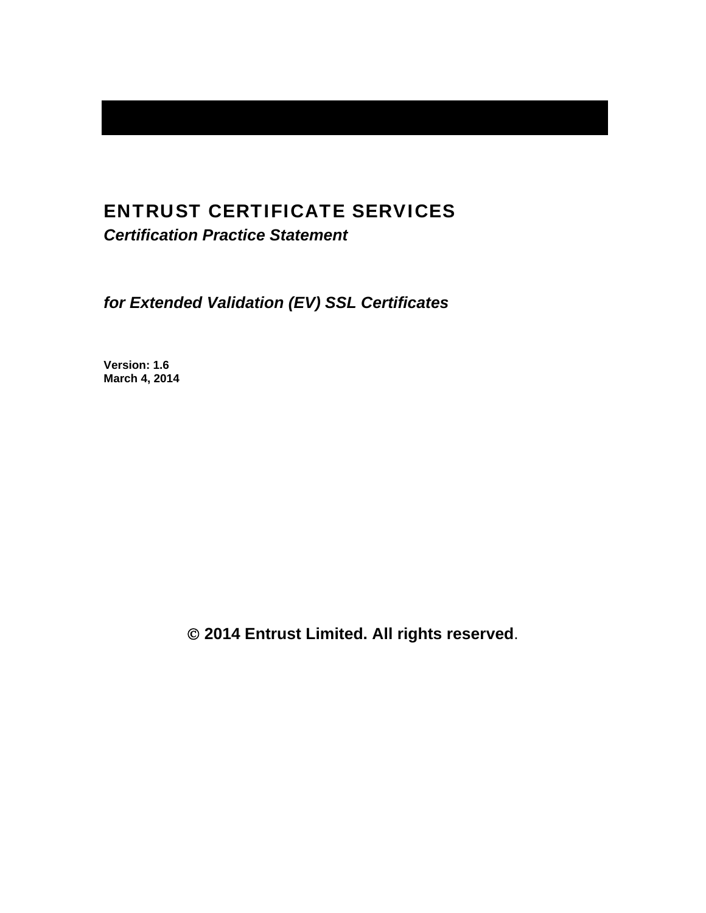# ENTRUST CERTIFICATE SERVICES

***Certification Practice Statement***

***for Extended Validation (EV) SSL Certificates***

**Version: 1.6**
**March 4, 2014**

**© 2014 Entrust Limited. All rights reserved**.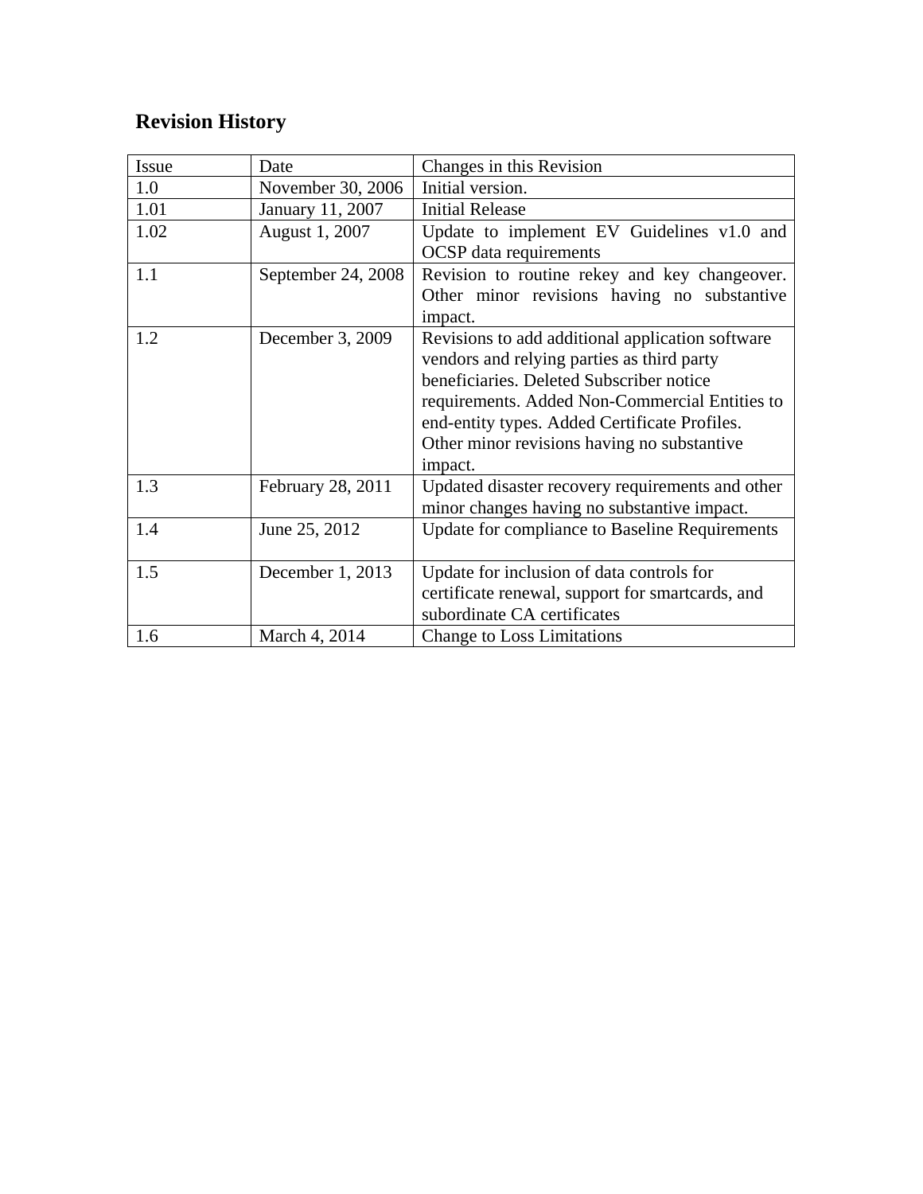## Revision History

| Issue | Date | Changes in this Revision |
|---|---|---|
| 1.0 | November 30, 2006 | Initial version. |
| 1.01 | January 11, 2007 | Initial Release |
| 1.02 | August 1, 2007 | Update to implement EV Guidelines v1.0 and OCSP data requirements |
| 1.1 | September 24, 2008 | Revision to routine rekey and key changeover. Other minor revisions having no substantive impact. |
| 1.2 | December 3, 2009 | Revisions to add additional application software vendors and relying parties as third party beneficiaries. Deleted Subscriber notice requirements. Added Non-Commercial Entities to end-entity types. Added Certificate Profiles. Other minor revisions having no substantive impact. |
| 1.3 | February 28, 2011 | Updated disaster recovery requirements and other minor changes having no substantive impact. |
| 1.4 | June 25, 2012 | Update for compliance to Baseline Requirements |
| 1.5 | December 1, 2013 | Update for inclusion of data controls for certificate renewal, support for smartcards, and subordinate CA certificates |
| 1.6 | March 4, 2014 | Change to Loss Limitations |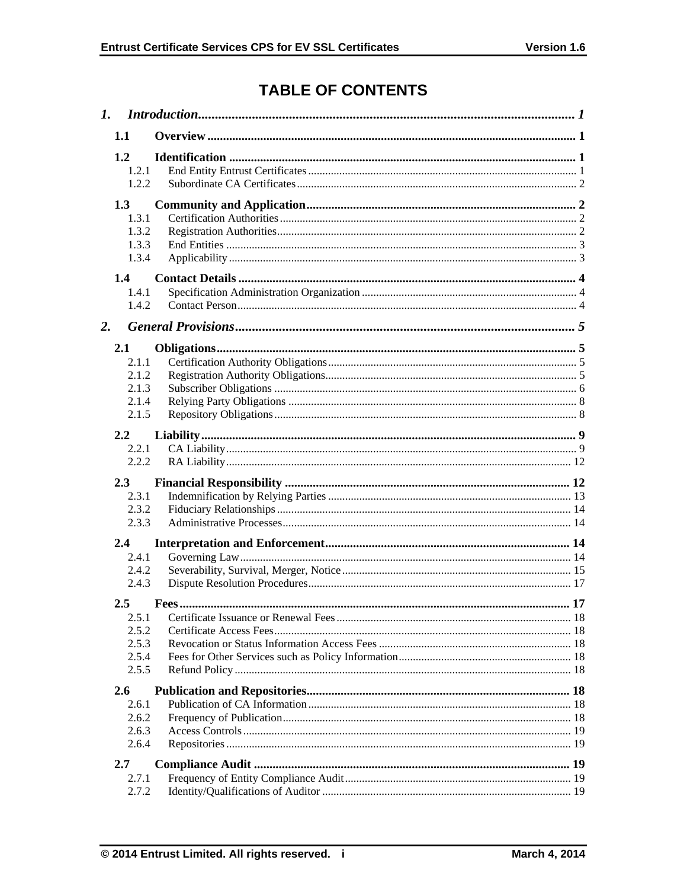# TABLE OF CONTENTS

*1. Introduction* ........ 1

**1.1 Overview** ........ 1

**1.2 Identification** ........ 1

- 1.2.1 End Entity Entrust Certificates ........ 1
- 1.2.2 Subordinate CA Certificates ........ 2

**1.3 Community and Application** ........ 2

- 1.3.1 Certification Authorities ........ 2
- 1.3.2 Registration Authorities ........ 2
- 1.3.3 End Entities ........ 3
- 1.3.4 Applicability ........ 3

**1.4 Contact Details** ........ 4

- 1.4.1 Specification Administration Organization ........ 4
- 1.4.2 Contact Person ........ 4

*2. General Provisions* ........ 5

**2.1 Obligations** ........ 5

- 2.1.1 Certification Authority Obligations ........ 5
- 2.1.2 Registration Authority Obligations ........ 5
- 2.1.3 Subscriber Obligations ........ 6
- 2.1.4 Relying Party Obligations ........ 8
- 2.1.5 Repository Obligations ........ 8

**2.2 Liability** ........ 9

- 2.2.1 CA Liability ........ 9
- 2.2.2 RA Liability ........ 12

**2.3 Financial Responsibility** ........ 12

- 2.3.1 Indemnification by Relying Parties ........ 13
- 2.3.2 Fiduciary Relationships ........ 14
- 2.3.3 Administrative Processes ........ 14

**2.4 Interpretation and Enforcement** ........ 14

- 2.4.1 Governing Law ........ 14
- 2.4.2 Severability, Survival, Merger, Notice ........ 15
- 2.4.3 Dispute Resolution Procedures ........ 17

**2.5 Fees** ........ 17

- 2.5.1 Certificate Issuance or Renewal Fees ........ 18
- 2.5.2 Certificate Access Fees ........ 18
- 2.5.3 Revocation or Status Information Access Fees ........ 18
- 2.5.4 Fees for Other Services such as Policy Information ........ 18
- 2.5.5 Refund Policy ........ 18

**2.6 Publication and Repositories** ........ 18

- 2.6.1 Publication of CA Information ........ 18
- 2.6.2 Frequency of Publication ........ 18
- 2.6.3 Access Controls ........ 19
- 2.6.4 Repositories ........ 19

**2.7 Compliance Audit** ........ 19

- 2.7.1 Frequency of Entity Compliance Audit ........ 19
- 2.7.2 Identity/Qualifications of Auditor ........ 19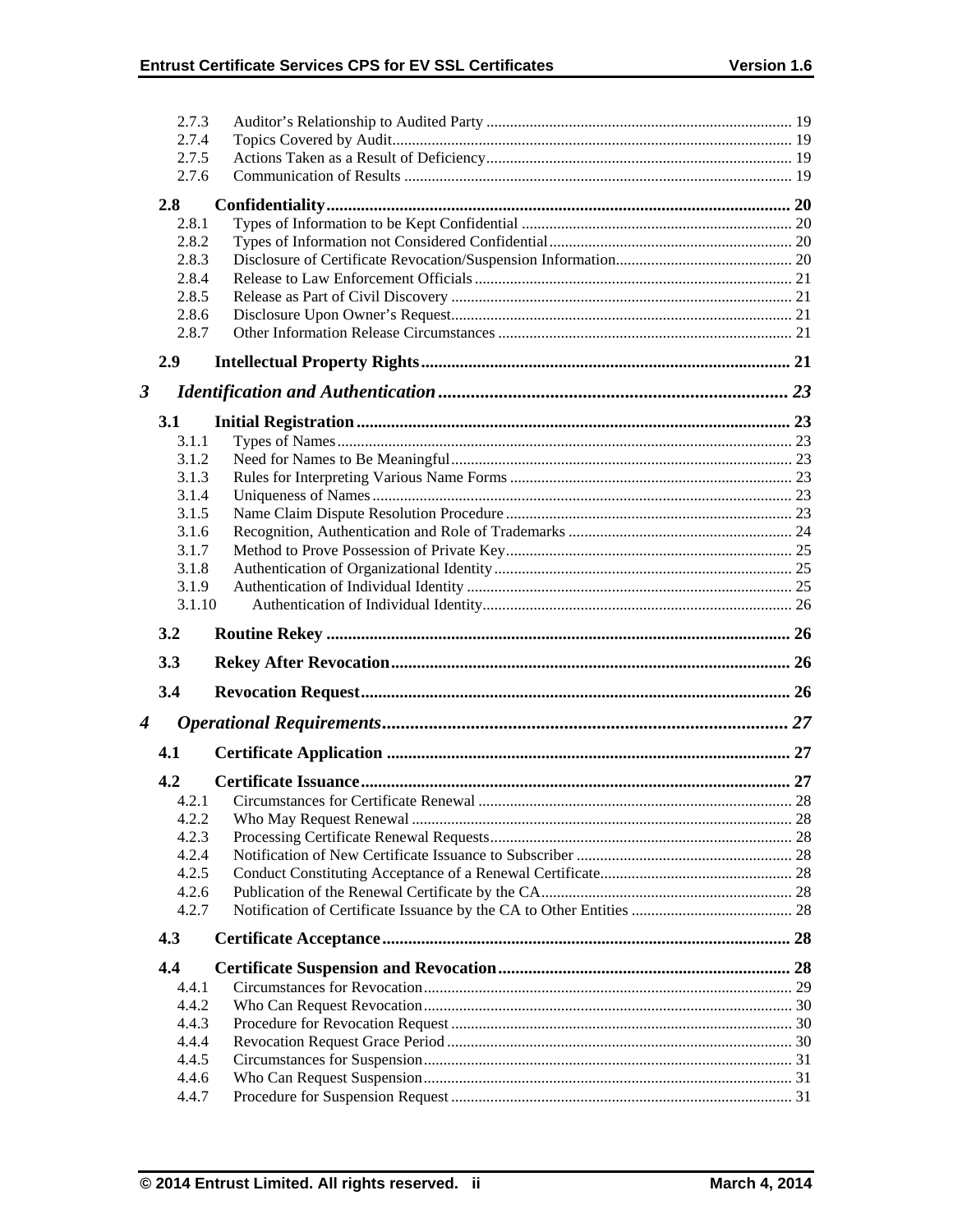2.7.3 Auditor's Relationship to Audited Party ..... 19
2.7.4 Topics Covered by Audit ..... 19
2.7.5 Actions Taken as a Result of Deficiency ..... 19
2.7.6 Communication of Results ..... 19

**2.8 Confidentiality ..... 20**
2.8.1 Types of Information to be Kept Confidential ..... 20
2.8.2 Types of Information not Considered Confidential ..... 20
2.8.3 Disclosure of Certificate Revocation/Suspension Information ..... 20
2.8.4 Release to Law Enforcement Officials ..... 21
2.8.5 Release as Part of Civil Discovery ..... 21
2.8.6 Disclosure Upon Owner's Request ..... 21
2.8.7 Other Information Release Circumstances ..... 21

**2.9 Intellectual Property Rights ..... 21**

***3 Identification and Authentication ..... 23***

**3.1 Initial Registration ..... 23**
3.1.1 Types of Names ..... 23
3.1.2 Need for Names to Be Meaningful ..... 23
3.1.3 Rules for Interpreting Various Name Forms ..... 23
3.1.4 Uniqueness of Names ..... 23
3.1.5 Name Claim Dispute Resolution Procedure ..... 23
3.1.6 Recognition, Authentication and Role of Trademarks ..... 24
3.1.7 Method to Prove Possession of Private Key ..... 25
3.1.8 Authentication of Organizational Identity ..... 25
3.1.9 Authentication of Individual Identity ..... 25
3.1.10 Authentication of Individual Identity ..... 26

**3.2 Routine Rekey ..... 26**

**3.3 Rekey After Revocation ..... 26**

**3.4 Revocation Request ..... 26**

***4 Operational Requirements ..... 27***

**4.1 Certificate Application ..... 27**

**4.2 Certificate Issuance ..... 27**
4.2.1 Circumstances for Certificate Renewal ..... 28
4.2.2 Who May Request Renewal ..... 28
4.2.3 Processing Certificate Renewal Requests ..... 28
4.2.4 Notification of New Certificate Issuance to Subscriber ..... 28
4.2.5 Conduct Constituting Acceptance of a Renewal Certificate ..... 28
4.2.6 Publication of the Renewal Certificate by the CA ..... 28
4.2.7 Notification of Certificate Issuance by the CA to Other Entities ..... 28

**4.3 Certificate Acceptance ..... 28**

**4.4 Certificate Suspension and Revocation ..... 28**
4.4.1 Circumstances for Revocation ..... 29
4.4.2 Who Can Request Revocation ..... 30
4.4.3 Procedure for Revocation Request ..... 30
4.4.4 Revocation Request Grace Period ..... 30
4.4.5 Circumstances for Suspension ..... 31
4.4.6 Who Can Request Suspension ..... 31
4.4.7 Procedure for Suspension Request ..... 31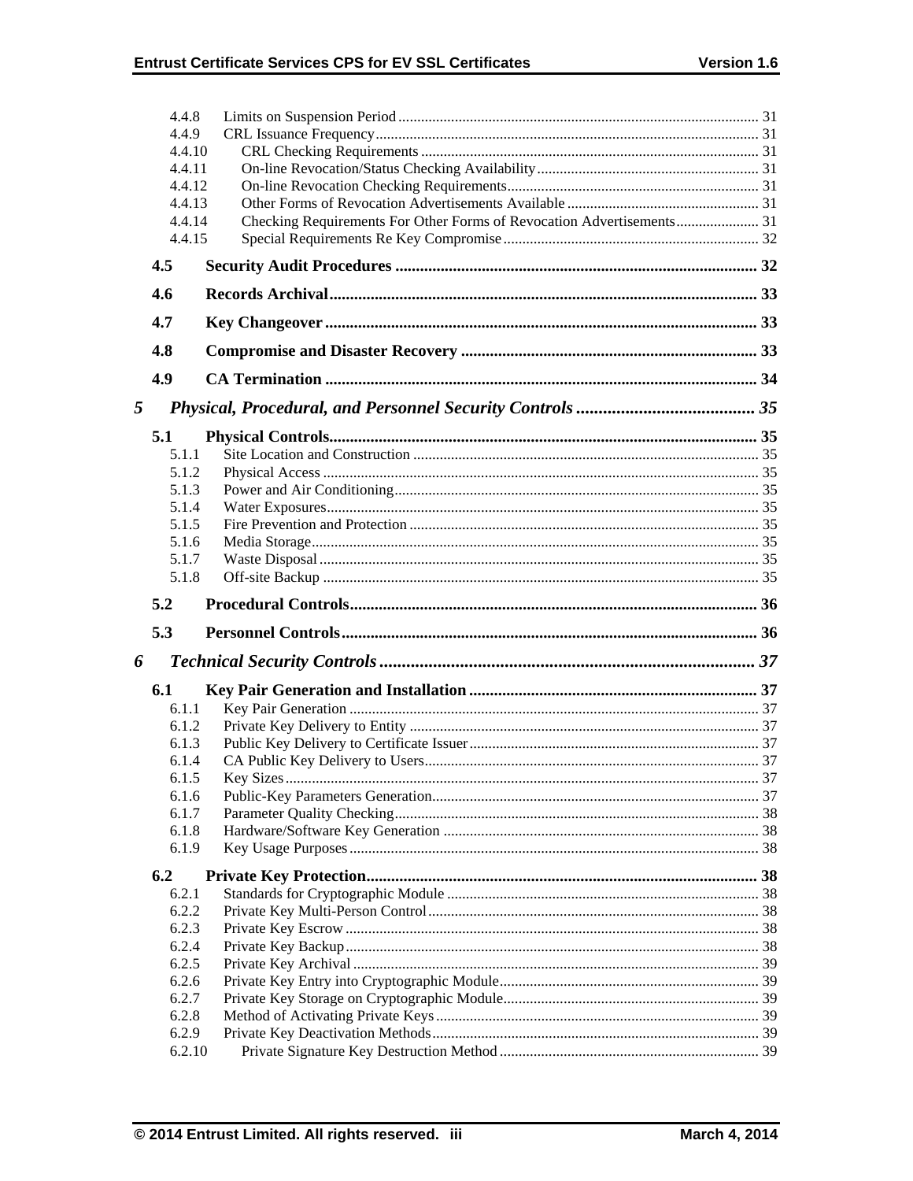4.4.8 Limits on Suspension Period ..... 31
4.4.9 CRL Issuance Frequency ..... 31
4.4.10 CRL Checking Requirements ..... 31
4.4.11 On-line Revocation/Status Checking Availability ..... 31
4.4.12 On-line Revocation Checking Requirements ..... 31
4.4.13 Other Forms of Revocation Advertisements Available ..... 31
4.4.14 Checking Requirements For Other Forms of Revocation Advertisements ..... 31
4.4.15 Special Requirements Re Key Compromise ..... 32

**4.5 Security Audit Procedures ..... 32**

**4.6 Records Archival ..... 33**

**4.7 Key Changeover ..... 33**

**4.8 Compromise and Disaster Recovery ..... 33**

**4.9 CA Termination ..... 34**

***5 Physical, Procedural, and Personnel Security Controls ..... 35***

**5.1 Physical Controls ..... 35**

5.1.1 Site Location and Construction ..... 35
5.1.2 Physical Access ..... 35
5.1.3 Power and Air Conditioning ..... 35
5.1.4 Water Exposures ..... 35
5.1.5 Fire Prevention and Protection ..... 35
5.1.6 Media Storage ..... 35
5.1.7 Waste Disposal ..... 35
5.1.8 Off-site Backup ..... 35

**5.2 Procedural Controls ..... 36**

**5.3 Personnel Controls ..... 36**

***6 Technical Security Controls ..... 37***

**6.1 Key Pair Generation and Installation ..... 37**

6.1.1 Key Pair Generation ..... 37
6.1.2 Private Key Delivery to Entity ..... 37
6.1.3 Public Key Delivery to Certificate Issuer ..... 37
6.1.4 CA Public Key Delivery to Users ..... 37
6.1.5 Key Sizes ..... 37
6.1.6 Public-Key Parameters Generation ..... 37
6.1.7 Parameter Quality Checking ..... 38
6.1.8 Hardware/Software Key Generation ..... 38
6.1.9 Key Usage Purposes ..... 38

**6.2 Private Key Protection ..... 38**

6.2.1 Standards for Cryptographic Module ..... 38
6.2.2 Private Key Multi-Person Control ..... 38
6.2.3 Private Key Escrow ..... 38
6.2.4 Private Key Backup ..... 38
6.2.5 Private Key Archival ..... 39
6.2.6 Private Key Entry into Cryptographic Module ..... 39
6.2.7 Private Key Storage on Cryptographic Module ..... 39
6.2.8 Method of Activating Private Keys ..... 39
6.2.9 Private Key Deactivation Methods ..... 39
6.2.10 Private Signature Key Destruction Method ..... 39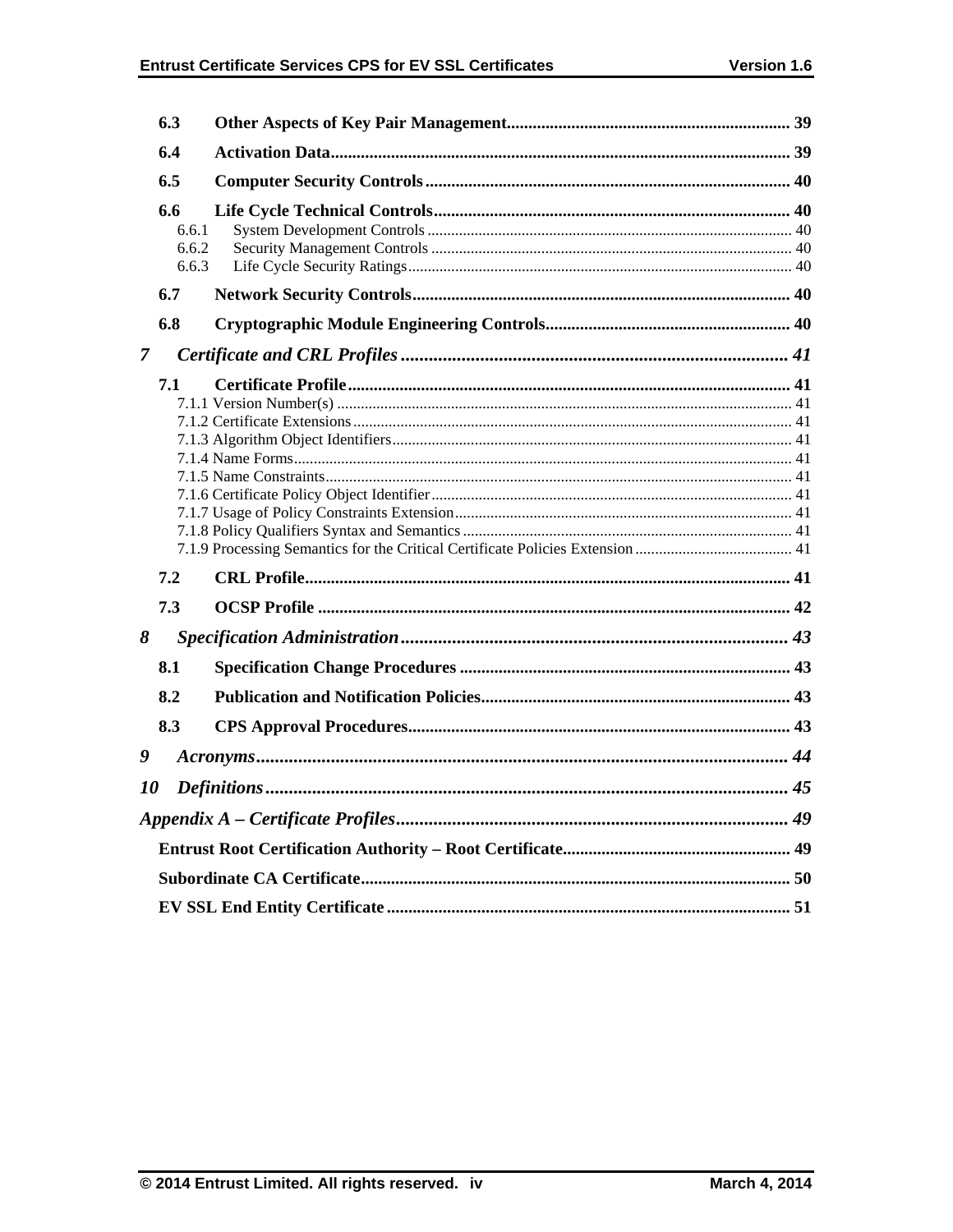6.3 **Other Aspects of Key Pair Management** ..... 39

6.4 **Activation Data** ..... 39

6.5 **Computer Security Controls** ..... 40

6.6 **Life Cycle Technical Controls** ..... 40

- 6.6.1 System Development Controls ..... 40
- 6.6.2 Security Management Controls ..... 40
- 6.6.3 Life Cycle Security Ratings ..... 40

6.7 **Network Security Controls** ..... 40

6.8 **Cryptographic Module Engineering Controls** ..... 40

***7 Certificate and CRL Profiles ..... 41***

7.1 **Certificate Profile** ..... 41

- 7.1.1 Version Number(s) ..... 41
- 7.1.2 Certificate Extensions ..... 41
- 7.1.3 Algorithm Object Identifiers ..... 41
- 7.1.4 Name Forms ..... 41
- 7.1.5 Name Constraints ..... 41
- 7.1.6 Certificate Policy Object Identifier ..... 41
- 7.1.7 Usage of Policy Constraints Extension ..... 41
- 7.1.8 Policy Qualifiers Syntax and Semantics ..... 41
- 7.1.9 Processing Semantics for the Critical Certificate Policies Extension ..... 41

7.2 **CRL Profile** ..... 41

7.3 **OCSP Profile** ..... 42

***8 Specification Administration ..... 43***

8.1 **Specification Change Procedures** ..... 43

8.2 **Publication and Notification Policies** ..... 43

8.3 **CPS Approval Procedures** ..... 43

***9 Acronyms ..... 44***

***10 Definitions ..... 45***

***Appendix A – Certificate Profiles ..... 49***

**Entrust Root Certification Authority – Root Certificate** ..... 49

**Subordinate CA Certificate** ..... 50

**EV SSL End Entity Certificate** ..... 51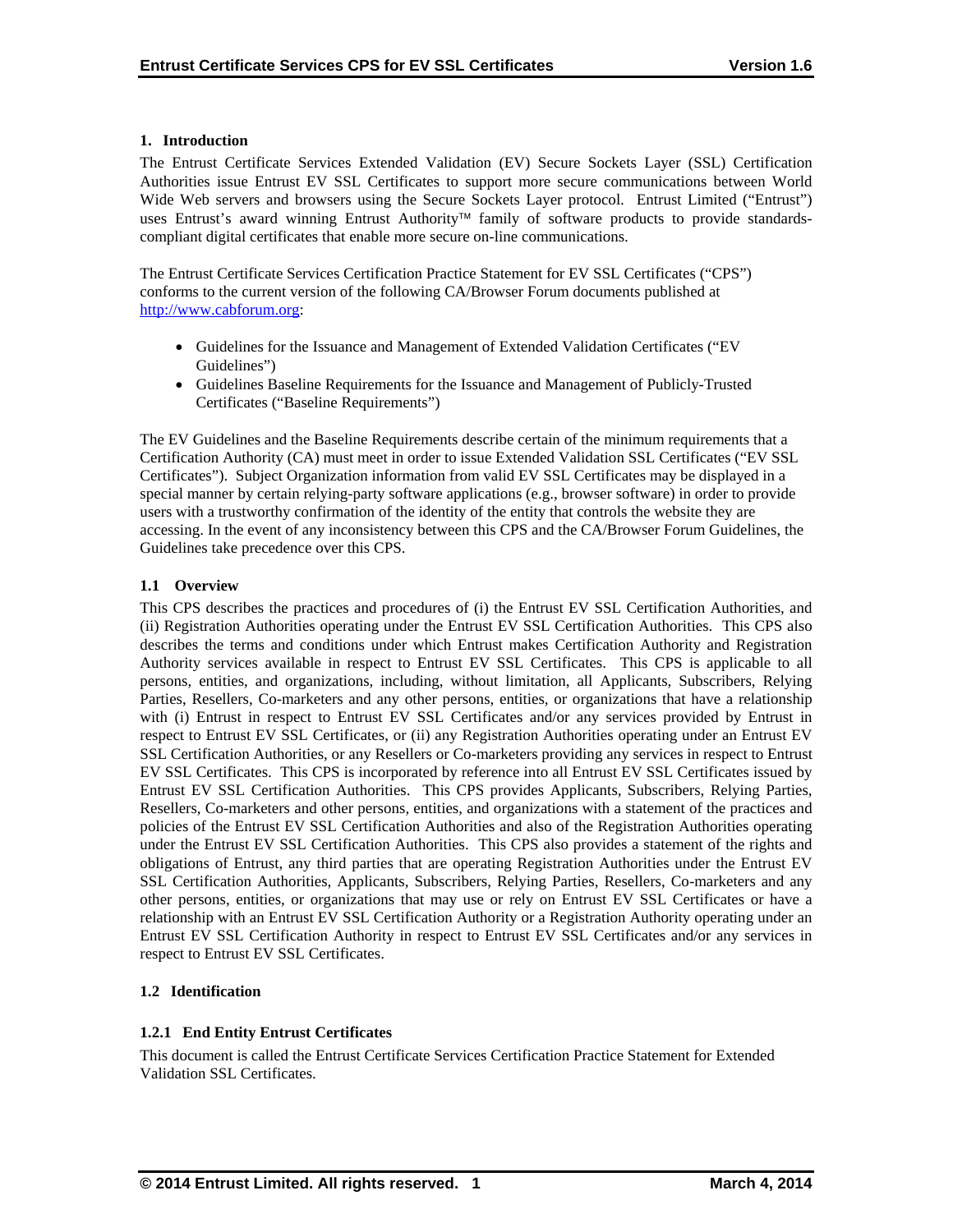# 1. Introduction

The Entrust Certificate Services Extended Validation (EV) Secure Sockets Layer (SSL) Certification Authorities issue Entrust EV SSL Certificates to support more secure communications between World Wide Web servers and browsers using the Secure Sockets Layer protocol. Entrust Limited ("Entrust") uses Entrust's award winning Entrust Authority™ family of software products to provide standards-compliant digital certificates that enable more secure on-line communications.

The Entrust Certificate Services Certification Practice Statement for EV SSL Certificates ("CPS") conforms to the current version of the following CA/Browser Forum documents published at http://www.cabforum.org:

- Guidelines for the Issuance and Management of Extended Validation Certificates ("EV Guidelines")
- Guidelines Baseline Requirements for the Issuance and Management of Publicly-Trusted Certificates ("Baseline Requirements")

The EV Guidelines and the Baseline Requirements describe certain of the minimum requirements that a Certification Authority (CA) must meet in order to issue Extended Validation SSL Certificates ("EV SSL Certificates"). Subject Organization information from valid EV SSL Certificates may be displayed in a special manner by certain relying-party software applications (e.g., browser software) in order to provide users with a trustworthy confirmation of the identity of the entity that controls the website they are accessing. In the event of any inconsistency between this CPS and the CA/Browser Forum Guidelines, the Guidelines take precedence over this CPS.

## 1.1 Overview

This CPS describes the practices and procedures of (i) the Entrust EV SSL Certification Authorities, and (ii) Registration Authorities operating under the Entrust EV SSL Certification Authorities. This CPS also describes the terms and conditions under which Entrust makes Certification Authority and Registration Authority services available in respect to Entrust EV SSL Certificates. This CPS is applicable to all persons, entities, and organizations, including, without limitation, all Applicants, Subscribers, Relying Parties, Resellers, Co-marketers and any other persons, entities, or organizations that have a relationship with (i) Entrust in respect to Entrust EV SSL Certificates and/or any services provided by Entrust in respect to Entrust EV SSL Certificates, or (ii) any Registration Authorities operating under an Entrust EV SSL Certification Authorities, or any Resellers or Co-marketers providing any services in respect to Entrust EV SSL Certificates. This CPS is incorporated by reference into all Entrust EV SSL Certificates issued by Entrust EV SSL Certification Authorities. This CPS provides Applicants, Subscribers, Relying Parties, Resellers, Co-marketers and other persons, entities, and organizations with a statement of the practices and policies of the Entrust EV SSL Certification Authorities and also of the Registration Authorities operating under the Entrust EV SSL Certification Authorities. This CPS also provides a statement of the rights and obligations of Entrust, any third parties that are operating Registration Authorities under the Entrust EV SSL Certification Authorities, Applicants, Subscribers, Relying Parties, Resellers, Co-marketers and any other persons, entities, or organizations that may use or rely on Entrust EV SSL Certificates or have a relationship with an Entrust EV SSL Certification Authority or a Registration Authority operating under an Entrust EV SSL Certification Authority in respect to Entrust EV SSL Certificates and/or any services in respect to Entrust EV SSL Certificates.

## 1.2 Identification

### 1.2.1 End Entity Entrust Certificates

This document is called the Entrust Certificate Services Certification Practice Statement for Extended Validation SSL Certificates.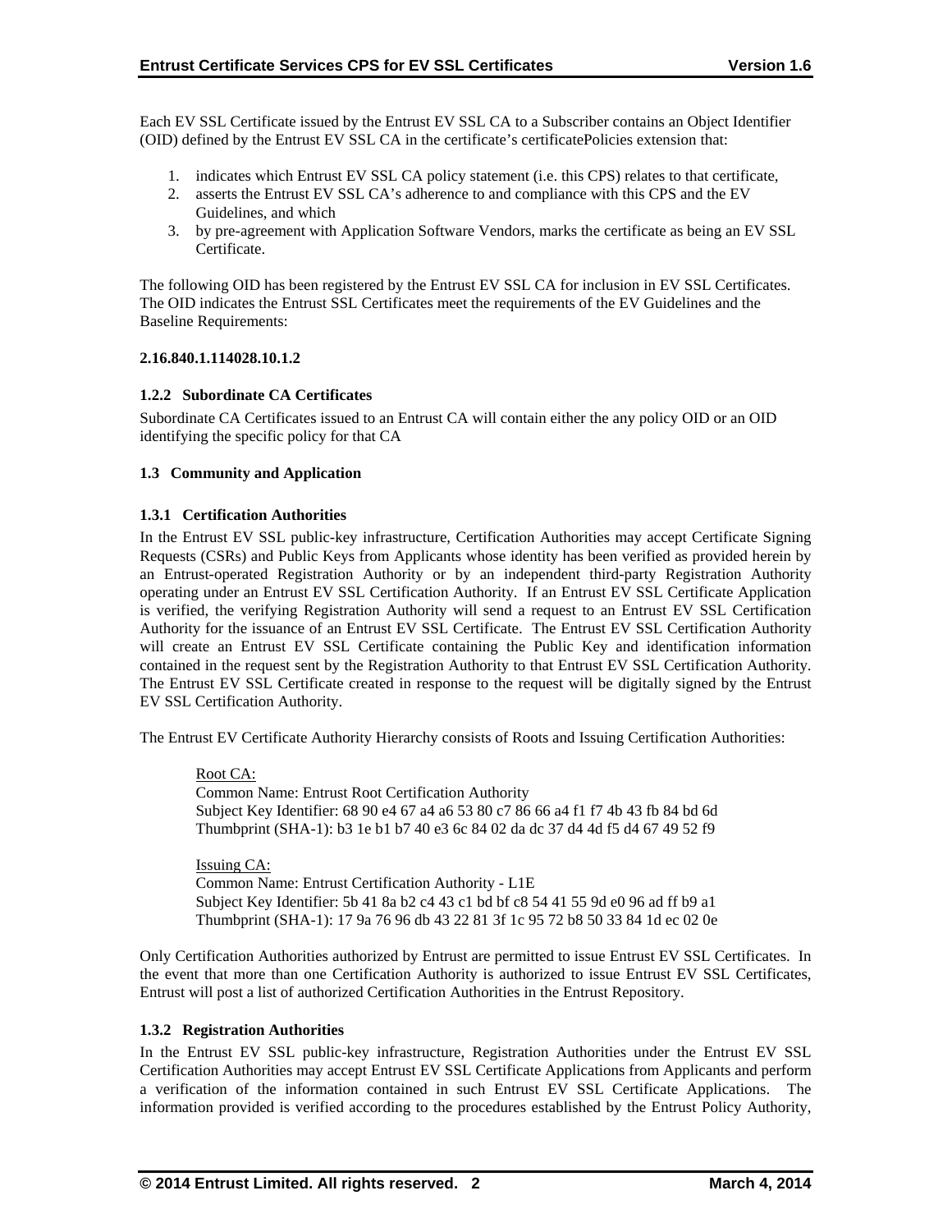Each EV SSL Certificate issued by the Entrust EV SSL CA to a Subscriber contains an Object Identifier (OID) defined by the Entrust EV SSL CA in the certificate's certificatePolicies extension that:

1. indicates which Entrust EV SSL CA policy statement (i.e. this CPS) relates to that certificate,
2. asserts the Entrust EV SSL CA's adherence to and compliance with this CPS and the EV Guidelines, and which
3. by pre-agreement with Application Software Vendors, marks the certificate as being an EV SSL Certificate.

The following OID has been registered by the Entrust EV SSL CA for inclusion in EV SSL Certificates. The OID indicates the Entrust SSL Certificates meet the requirements of the EV Guidelines and the Baseline Requirements:

**2.16.840.1.114028.10.1.2**

### 1.2.2 Subordinate CA Certificates

Subordinate CA Certificates issued to an Entrust CA will contain either the any policy OID or an OID identifying the specific policy for that CA

## 1.3 Community and Application

### 1.3.1 Certification Authorities

In the Entrust EV SSL public-key infrastructure, Certification Authorities may accept Certificate Signing Requests (CSRs) and Public Keys from Applicants whose identity has been verified as provided herein by an Entrust-operated Registration Authority or by an independent third-party Registration Authority operating under an Entrust EV SSL Certification Authority. If an Entrust EV SSL Certificate Application is verified, the verifying Registration Authority will send a request to an Entrust EV SSL Certification Authority for the issuance of an Entrust EV SSL Certificate. The Entrust EV SSL Certification Authority will create an Entrust EV SSL Certificate containing the Public Key and identification information contained in the request sent by the Registration Authority to that Entrust EV SSL Certification Authority. The Entrust EV SSL Certificate created in response to the request will be digitally signed by the Entrust EV SSL Certification Authority.

The Entrust EV Certificate Authority Hierarchy consists of Roots and Issuing Certification Authorities:

Root CA:
Common Name: Entrust Root Certification Authority
Subject Key Identifier: 68 90 e4 67 a4 a6 53 80 c7 86 66 a4 f1 f7 4b 43 fb 84 bd 6d
Thumbprint (SHA-1): b3 1e b1 b7 40 e3 6c 84 02 da dc 37 d4 4d f5 d4 67 49 52 f9

Issuing CA:
Common Name: Entrust Certification Authority - L1E
Subject Key Identifier: 5b 41 8a b2 c4 43 c1 bd bf c8 54 41 55 9d e0 96 ad ff b9 a1
Thumbprint (SHA-1): 17 9a 76 96 db 43 22 81 3f 1c 95 72 b8 50 33 84 1d ec 02 0e

Only Certification Authorities authorized by Entrust are permitted to issue Entrust EV SSL Certificates. In the event that more than one Certification Authority is authorized to issue Entrust EV SSL Certificates, Entrust will post a list of authorized Certification Authorities in the Entrust Repository.

### 1.3.2 Registration Authorities

In the Entrust EV SSL public-key infrastructure, Registration Authorities under the Entrust EV SSL Certification Authorities may accept Entrust EV SSL Certificate Applications from Applicants and perform a verification of the information contained in such Entrust EV SSL Certificate Applications. The information provided is verified according to the procedures established by the Entrust Policy Authority,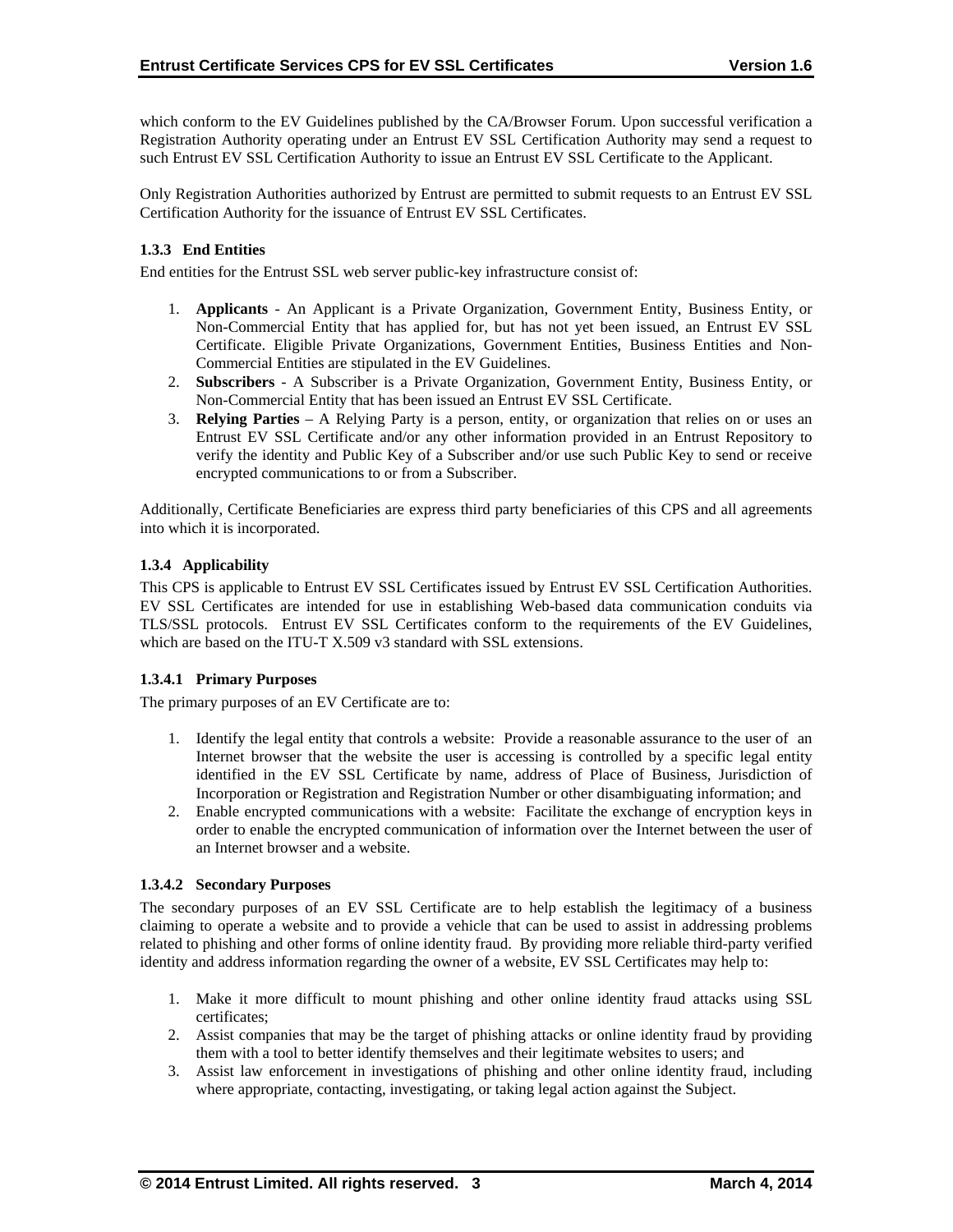which conform to the EV Guidelines published by the CA/Browser Forum. Upon successful verification a Registration Authority operating under an Entrust EV SSL Certification Authority may send a request to such Entrust EV SSL Certification Authority to issue an Entrust EV SSL Certificate to the Applicant.

Only Registration Authorities authorized by Entrust are permitted to submit requests to an Entrust EV SSL Certification Authority for the issuance of Entrust EV SSL Certificates.

#### 1.3.3 End Entities

End entities for the Entrust SSL web server public-key infrastructure consist of:

1. **Applicants** - An Applicant is a Private Organization, Government Entity, Business Entity, or Non-Commercial Entity that has applied for, but has not yet been issued, an Entrust EV SSL Certificate. Eligible Private Organizations, Government Entities, Business Entities and Non-Commercial Entities are stipulated in the EV Guidelines.
2. **Subscribers** - A Subscriber is a Private Organization, Government Entity, Business Entity, or Non-Commercial Entity that has been issued an Entrust EV SSL Certificate.
3. **Relying Parties** – A Relying Party is a person, entity, or organization that relies on or uses an Entrust EV SSL Certificate and/or any other information provided in an Entrust Repository to verify the identity and Public Key of a Subscriber and/or use such Public Key to send or receive encrypted communications to or from a Subscriber.

Additionally, Certificate Beneficiaries are express third party beneficiaries of this CPS and all agreements into which it is incorporated.

#### 1.3.4 Applicability

This CPS is applicable to Entrust EV SSL Certificates issued by Entrust EV SSL Certification Authorities. EV SSL Certificates are intended for use in establishing Web-based data communication conduits via TLS/SSL protocols. Entrust EV SSL Certificates conform to the requirements of the EV Guidelines, which are based on the ITU-T X.509 v3 standard with SSL extensions.

##### 1.3.4.1 Primary Purposes

The primary purposes of an EV Certificate are to:

1. Identify the legal entity that controls a website: Provide a reasonable assurance to the user of an Internet browser that the website the user is accessing is controlled by a specific legal entity identified in the EV SSL Certificate by name, address of Place of Business, Jurisdiction of Incorporation or Registration and Registration Number or other disambiguating information; and
2. Enable encrypted communications with a website: Facilitate the exchange of encryption keys in order to enable the encrypted communication of information over the Internet between the user of an Internet browser and a website.

##### 1.3.4.2 Secondary Purposes

The secondary purposes of an EV SSL Certificate are to help establish the legitimacy of a business claiming to operate a website and to provide a vehicle that can be used to assist in addressing problems related to phishing and other forms of online identity fraud. By providing more reliable third-party verified identity and address information regarding the owner of a website, EV SSL Certificates may help to:

1. Make it more difficult to mount phishing and other online identity fraud attacks using SSL certificates;
2. Assist companies that may be the target of phishing attacks or online identity fraud by providing them with a tool to better identify themselves and their legitimate websites to users; and
3. Assist law enforcement in investigations of phishing and other online identity fraud, including where appropriate, contacting, investigating, or taking legal action against the Subject.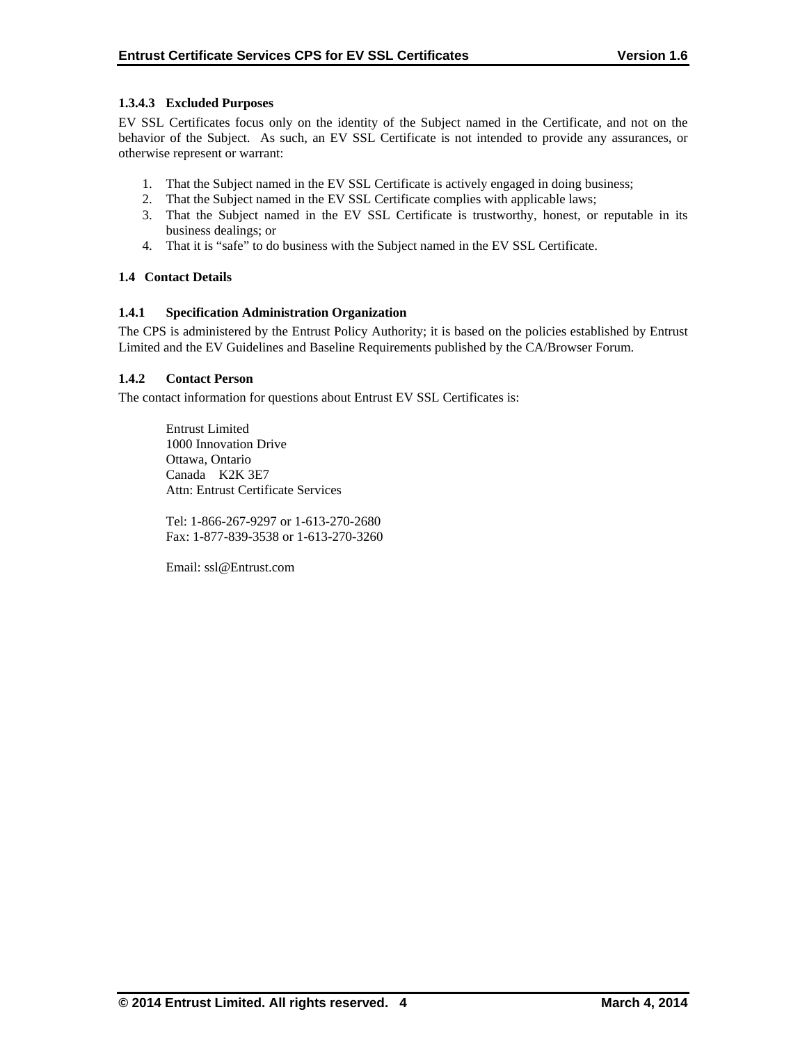#### 1.3.4.3 Excluded Purposes

EV SSL Certificates focus only on the identity of the Subject named in the Certificate, and not on the behavior of the Subject. As such, an EV SSL Certificate is not intended to provide any assurances, or otherwise represent or warrant:

1. That the Subject named in the EV SSL Certificate is actively engaged in doing business;
2. That the Subject named in the EV SSL Certificate complies with applicable laws;
3. That the Subject named in the EV SSL Certificate is trustworthy, honest, or reputable in its business dealings; or
4. That it is "safe" to do business with the Subject named in the EV SSL Certificate.

### 1.4 Contact Details

#### 1.4.1 Specification Administration Organization

The CPS is administered by the Entrust Policy Authority; it is based on the policies established by Entrust Limited and the EV Guidelines and Baseline Requirements published by the CA/Browser Forum.

#### 1.4.2 Contact Person

The contact information for questions about Entrust EV SSL Certificates is:

Entrust Limited
1000 Innovation Drive
Ottawa, Ontario
Canada K2K 3E7
Attn: Entrust Certificate Services

Tel: 1-866-267-9297 or 1-613-270-2680
Fax: 1-877-839-3538 or 1-613-270-3260

Email: ssl@Entrust.com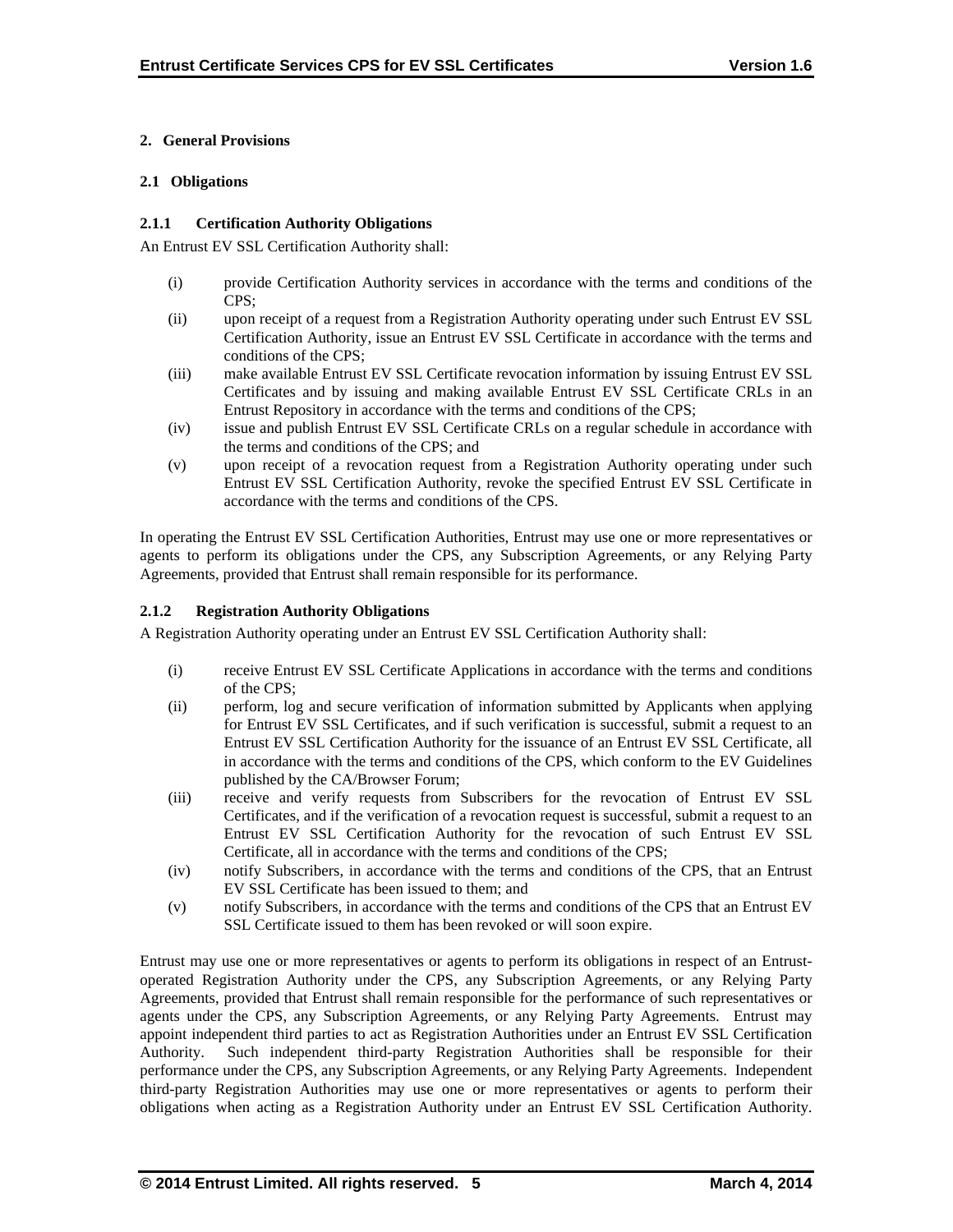## 2. General Provisions

### 2.1 Obligations

#### 2.1.1 Certification Authority Obligations

An Entrust EV SSL Certification Authority shall:

(i) provide Certification Authority services in accordance with the terms and conditions of the CPS;

(ii) upon receipt of a request from a Registration Authority operating under such Entrust EV SSL Certification Authority, issue an Entrust EV SSL Certificate in accordance with the terms and conditions of the CPS;

(iii) make available Entrust EV SSL Certificate revocation information by issuing Entrust EV SSL Certificates and by issuing and making available Entrust EV SSL Certificate CRLs in an Entrust Repository in accordance with the terms and conditions of the CPS;

(iv) issue and publish Entrust EV SSL Certificate CRLs on a regular schedule in accordance with the terms and conditions of the CPS; and

(v) upon receipt of a revocation request from a Registration Authority operating under such Entrust EV SSL Certification Authority, revoke the specified Entrust EV SSL Certificate in accordance with the terms and conditions of the CPS.

In operating the Entrust EV SSL Certification Authorities, Entrust may use one or more representatives or agents to perform its obligations under the CPS, any Subscription Agreements, or any Relying Party Agreements, provided that Entrust shall remain responsible for its performance.

#### 2.1.2 Registration Authority Obligations

A Registration Authority operating under an Entrust EV SSL Certification Authority shall:

(i) receive Entrust EV SSL Certificate Applications in accordance with the terms and conditions of the CPS;

(ii) perform, log and secure verification of information submitted by Applicants when applying for Entrust EV SSL Certificates, and if such verification is successful, submit a request to an Entrust EV SSL Certification Authority for the issuance of an Entrust EV SSL Certificate, all in accordance with the terms and conditions of the CPS, which conform to the EV Guidelines published by the CA/Browser Forum;

(iii) receive and verify requests from Subscribers for the revocation of Entrust EV SSL Certificates, and if the verification of a revocation request is successful, submit a request to an Entrust EV SSL Certification Authority for the revocation of such Entrust EV SSL Certificate, all in accordance with the terms and conditions of the CPS;

(iv) notify Subscribers, in accordance with the terms and conditions of the CPS, that an Entrust EV SSL Certificate has been issued to them; and

(v) notify Subscribers, in accordance with the terms and conditions of the CPS that an Entrust EV SSL Certificate issued to them has been revoked or will soon expire.

Entrust may use one or more representatives or agents to perform its obligations in respect of an Entrust-operated Registration Authority under the CPS, any Subscription Agreements, or any Relying Party Agreements, provided that Entrust shall remain responsible for the performance of such representatives or agents under the CPS, any Subscription Agreements, or any Relying Party Agreements. Entrust may appoint independent third parties to act as Registration Authorities under an Entrust EV SSL Certification Authority. Such independent third-party Registration Authorities shall be responsible for their performance under the CPS, any Subscription Agreements, or any Relying Party Agreements. Independent third-party Registration Authorities may use one or more representatives or agents to perform their obligations when acting as a Registration Authority under an Entrust EV SSL Certification Authority.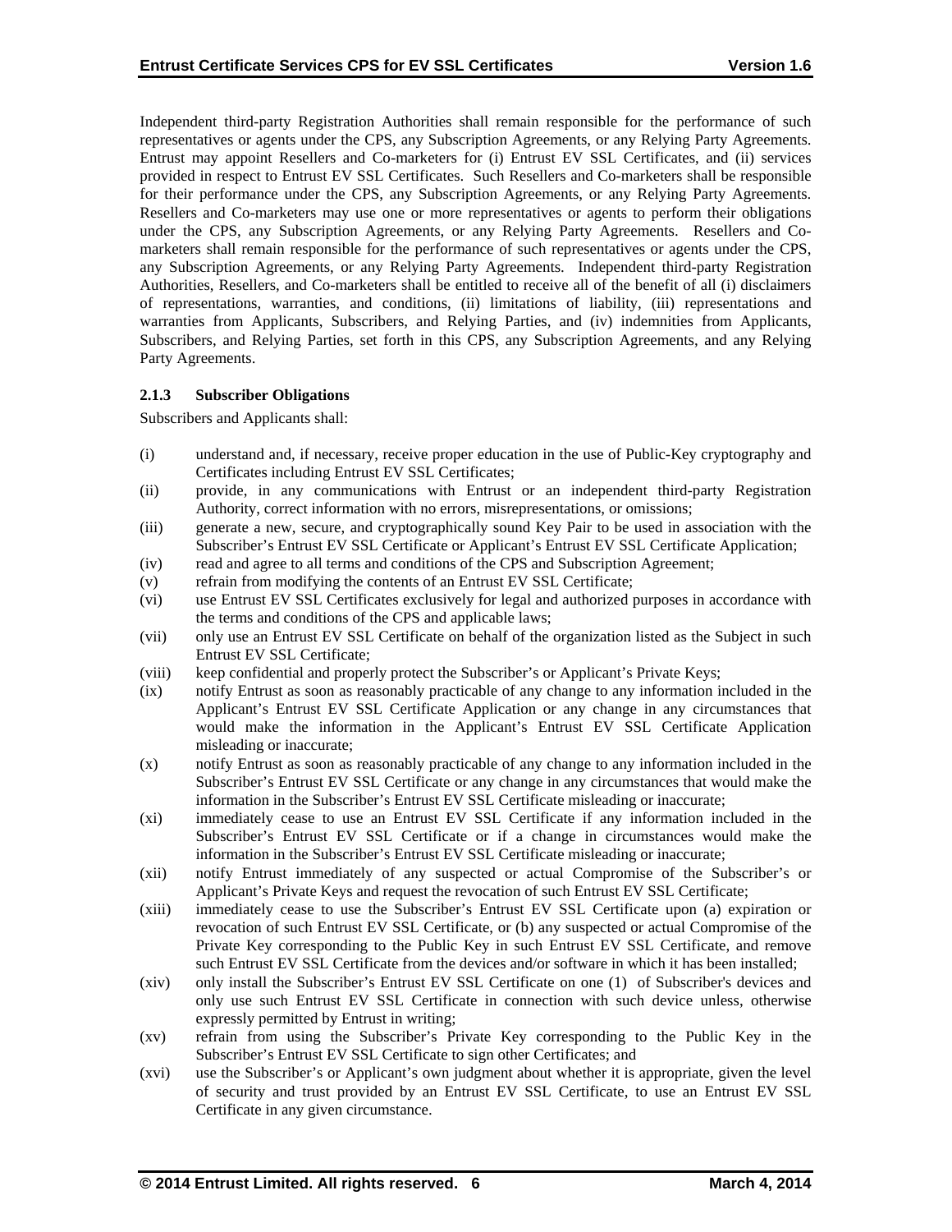Independent third-party Registration Authorities shall remain responsible for the performance of such representatives or agents under the CPS, any Subscription Agreements, or any Relying Party Agreements. Entrust may appoint Resellers and Co-marketers for (i) Entrust EV SSL Certificates, and (ii) services provided in respect to Entrust EV SSL Certificates. Such Resellers and Co-marketers shall be responsible for their performance under the CPS, any Subscription Agreements, or any Relying Party Agreements. Resellers and Co-marketers may use one or more representatives or agents to perform their obligations under the CPS, any Subscription Agreements, or any Relying Party Agreements. Resellers and Co-marketers shall remain responsible for the performance of such representatives or agents under the CPS, any Subscription Agreements, or any Relying Party Agreements. Independent third-party Registration Authorities, Resellers, and Co-marketers shall be entitled to receive all of the benefit of all (i) disclaimers of representations, warranties, and conditions, (ii) limitations of liability, (iii) representations and warranties from Applicants, Subscribers, and Relying Parties, and (iv) indemnities from Applicants, Subscribers, and Relying Parties, set forth in this CPS, any Subscription Agreements, and any Relying Party Agreements.

### 2.1.3 Subscriber Obligations

Subscribers and Applicants shall:

(i) understand and, if necessary, receive proper education in the use of Public-Key cryptography and Certificates including Entrust EV SSL Certificates;

(ii) provide, in any communications with Entrust or an independent third-party Registration Authority, correct information with no errors, misrepresentations, or omissions;

(iii) generate a new, secure, and cryptographically sound Key Pair to be used in association with the Subscriber's Entrust EV SSL Certificate or Applicant's Entrust EV SSL Certificate Application;

(iv) read and agree to all terms and conditions of the CPS and Subscription Agreement;

(v) refrain from modifying the contents of an Entrust EV SSL Certificate;

(vi) use Entrust EV SSL Certificates exclusively for legal and authorized purposes in accordance with the terms and conditions of the CPS and applicable laws;

(vii) only use an Entrust EV SSL Certificate on behalf of the organization listed as the Subject in such Entrust EV SSL Certificate;

(viii) keep confidential and properly protect the Subscriber's or Applicant's Private Keys;

(ix) notify Entrust as soon as reasonably practicable of any change to any information included in the Applicant's Entrust EV SSL Certificate Application or any change in any circumstances that would make the information in the Applicant's Entrust EV SSL Certificate Application misleading or inaccurate;

(x) notify Entrust as soon as reasonably practicable of any change to any information included in the Subscriber's Entrust EV SSL Certificate or any change in any circumstances that would make the information in the Subscriber's Entrust EV SSL Certificate misleading or inaccurate;

(xi) immediately cease to use an Entrust EV SSL Certificate if any information included in the Subscriber's Entrust EV SSL Certificate or if a change in circumstances would make the information in the Subscriber's Entrust EV SSL Certificate misleading or inaccurate;

(xii) notify Entrust immediately of any suspected or actual Compromise of the Subscriber's or Applicant's Private Keys and request the revocation of such Entrust EV SSL Certificate;

(xiii) immediately cease to use the Subscriber's Entrust EV SSL Certificate upon (a) expiration or revocation of such Entrust EV SSL Certificate, or (b) any suspected or actual Compromise of the Private Key corresponding to the Public Key in such Entrust EV SSL Certificate, and remove such Entrust EV SSL Certificate from the devices and/or software in which it has been installed;

(xiv) only install the Subscriber's Entrust EV SSL Certificate on one (1) of Subscriber's devices and only use such Entrust EV SSL Certificate in connection with such device unless, otherwise expressly permitted by Entrust in writing;

(xv) refrain from using the Subscriber's Private Key corresponding to the Public Key in the Subscriber's Entrust EV SSL Certificate to sign other Certificates; and

(xvi) use the Subscriber's or Applicant's own judgment about whether it is appropriate, given the level of security and trust provided by an Entrust EV SSL Certificate, to use an Entrust EV SSL Certificate in any given circumstance.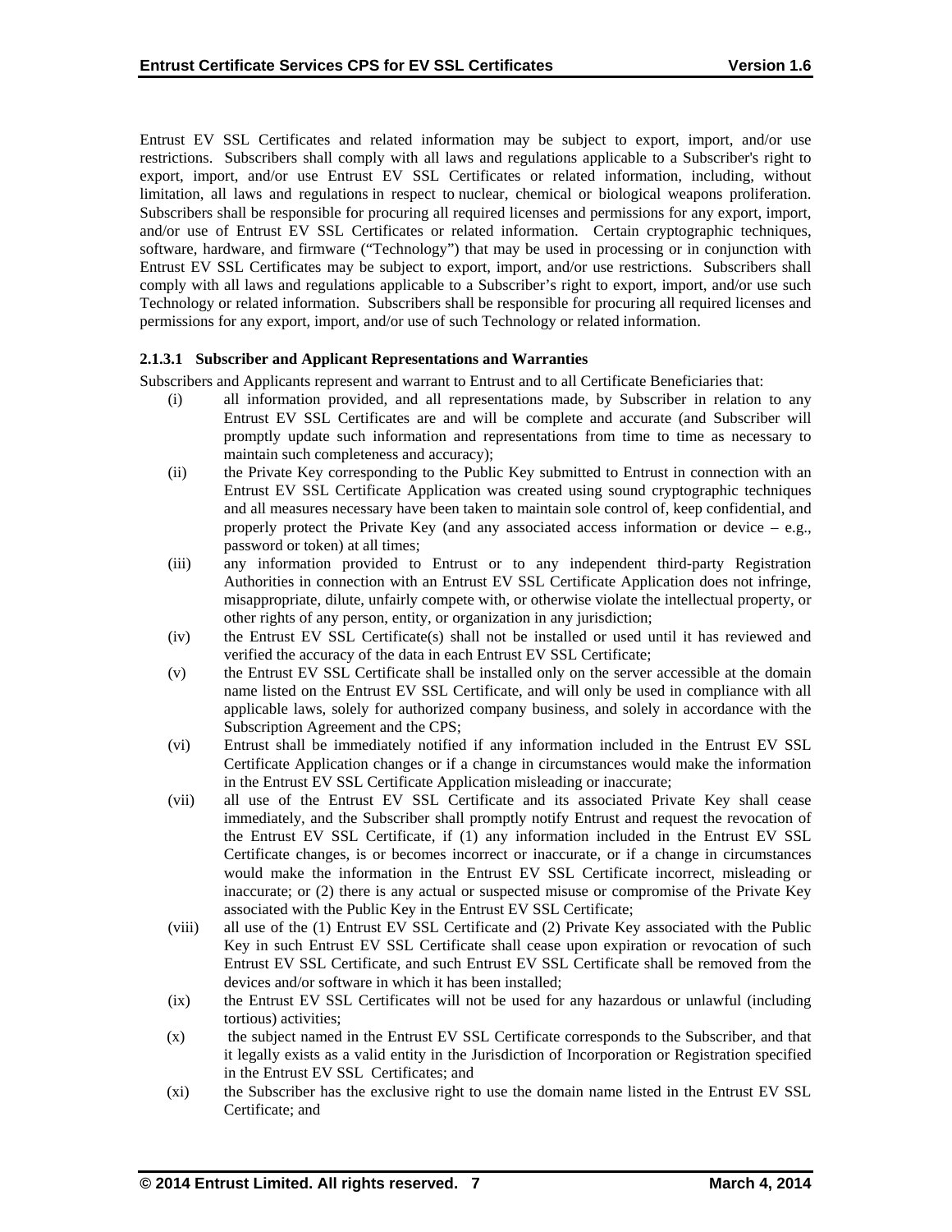Entrust EV SSL Certificates and related information may be subject to export, import, and/or use restrictions. Subscribers shall comply with all laws and regulations applicable to a Subscriber's right to export, import, and/or use Entrust EV SSL Certificates or related information, including, without limitation, all laws and regulations in respect to nuclear, chemical or biological weapons proliferation. Subscribers shall be responsible for procuring all required licenses and permissions for any export, import, and/or use of Entrust EV SSL Certificates or related information. Certain cryptographic techniques, software, hardware, and firmware ("Technology") that may be used in processing or in conjunction with Entrust EV SSL Certificates may be subject to export, import, and/or use restrictions. Subscribers shall comply with all laws and regulations applicable to a Subscriber's right to export, import, and/or use such Technology or related information. Subscribers shall be responsible for procuring all required licenses and permissions for any export, import, and/or use of such Technology or related information.

#### 2.1.3.1 Subscriber and Applicant Representations and Warranties

Subscribers and Applicants represent and warrant to Entrust and to all Certificate Beneficiaries that:

(i) all information provided, and all representations made, by Subscriber in relation to any Entrust EV SSL Certificates are and will be complete and accurate (and Subscriber will promptly update such information and representations from time to time as necessary to maintain such completeness and accuracy);

(ii) the Private Key corresponding to the Public Key submitted to Entrust in connection with an Entrust EV SSL Certificate Application was created using sound cryptographic techniques and all measures necessary have been taken to maintain sole control of, keep confidential, and properly protect the Private Key (and any associated access information or device – e.g., password or token) at all times;

(iii) any information provided to Entrust or to any independent third-party Registration Authorities in connection with an Entrust EV SSL Certificate Application does not infringe, misappropriate, dilute, unfairly compete with, or otherwise violate the intellectual property, or other rights of any person, entity, or organization in any jurisdiction;

(iv) the Entrust EV SSL Certificate(s) shall not be installed or used until it has reviewed and verified the accuracy of the data in each Entrust EV SSL Certificate;

(v) the Entrust EV SSL Certificate shall be installed only on the server accessible at the domain name listed on the Entrust EV SSL Certificate, and will only be used in compliance with all applicable laws, solely for authorized company business, and solely in accordance with the Subscription Agreement and the CPS;

(vi) Entrust shall be immediately notified if any information included in the Entrust EV SSL Certificate Application changes or if a change in circumstances would make the information in the Entrust EV SSL Certificate Application misleading or inaccurate;

(vii) all use of the Entrust EV SSL Certificate and its associated Private Key shall cease immediately, and the Subscriber shall promptly notify Entrust and request the revocation of the Entrust EV SSL Certificate, if (1) any information included in the Entrust EV SSL Certificate changes, is or becomes incorrect or inaccurate, or if a change in circumstances would make the information in the Entrust EV SSL Certificate incorrect, misleading or inaccurate; or (2) there is any actual or suspected misuse or compromise of the Private Key associated with the Public Key in the Entrust EV SSL Certificate;

(viii) all use of the (1) Entrust EV SSL Certificate and (2) Private Key associated with the Public Key in such Entrust EV SSL Certificate shall cease upon expiration or revocation of such Entrust EV SSL Certificate, and such Entrust EV SSL Certificate shall be removed from the devices and/or software in which it has been installed;

(ix) the Entrust EV SSL Certificates will not be used for any hazardous or unlawful (including tortious) activities;

(x) the subject named in the Entrust EV SSL Certificate corresponds to the Subscriber, and that it legally exists as a valid entity in the Jurisdiction of Incorporation or Registration specified in the Entrust EV SSL Certificates; and

(xi) the Subscriber has the exclusive right to use the domain name listed in the Entrust EV SSL Certificate; and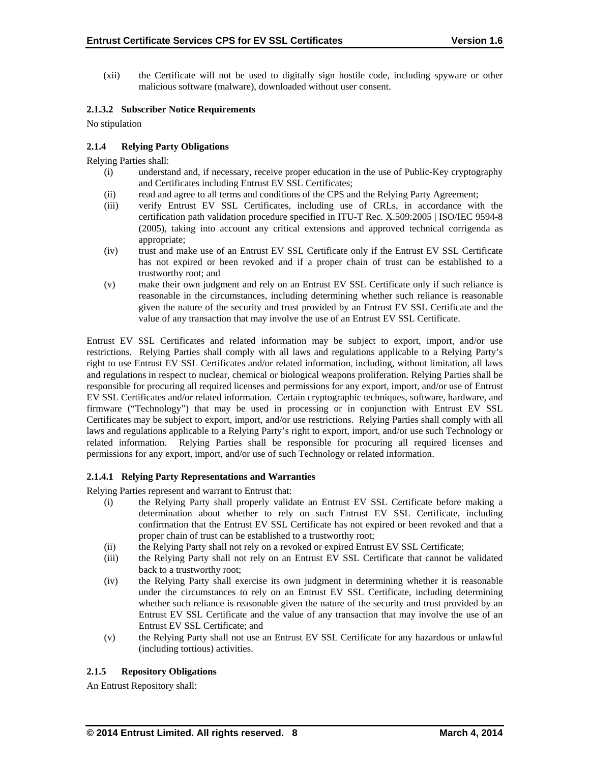(xii) the Certificate will not be used to digitally sign hostile code, including spyware or other malicious software (malware), downloaded without user consent.

#### 2.1.3.2 Subscriber Notice Requirements

No stipulation

### 2.1.4 Relying Party Obligations

Relying Parties shall:

(i) understand and, if necessary, receive proper education in the use of Public-Key cryptography and Certificates including Entrust EV SSL Certificates;

(ii) read and agree to all terms and conditions of the CPS and the Relying Party Agreement;

(iii) verify Entrust EV SSL Certificates, including use of CRLs, in accordance with the certification path validation procedure specified in ITU-T Rec. X.509:2005 | ISO/IEC 9594-8 (2005), taking into account any critical extensions and approved technical corrigenda as appropriate;

(iv) trust and make use of an Entrust EV SSL Certificate only if the Entrust EV SSL Certificate has not expired or been revoked and if a proper chain of trust can be established to a trustworthy root; and

(v) make their own judgment and rely on an Entrust EV SSL Certificate only if such reliance is reasonable in the circumstances, including determining whether such reliance is reasonable given the nature of the security and trust provided by an Entrust EV SSL Certificate and the value of any transaction that may involve the use of an Entrust EV SSL Certificate.

Entrust EV SSL Certificates and related information may be subject to export, import, and/or use restrictions. Relying Parties shall comply with all laws and regulations applicable to a Relying Party's right to use Entrust EV SSL Certificates and/or related information, including, without limitation, all laws and regulations in respect to nuclear, chemical or biological weapons proliferation. Relying Parties shall be responsible for procuring all required licenses and permissions for any export, import, and/or use of Entrust EV SSL Certificates and/or related information. Certain cryptographic techniques, software, hardware, and firmware ("Technology") that may be used in processing or in conjunction with Entrust EV SSL Certificates may be subject to export, import, and/or use restrictions. Relying Parties shall comply with all laws and regulations applicable to a Relying Party's right to export, import, and/or use such Technology or related information. Relying Parties shall be responsible for procuring all required licenses and permissions for any export, import, and/or use of such Technology or related information.

#### 2.1.4.1 Relying Party Representations and Warranties

Relying Parties represent and warrant to Entrust that:

(i) the Relying Party shall properly validate an Entrust EV SSL Certificate before making a determination about whether to rely on such Entrust EV SSL Certificate, including confirmation that the Entrust EV SSL Certificate has not expired or been revoked and that a proper chain of trust can be established to a trustworthy root;

(ii) the Relying Party shall not rely on a revoked or expired Entrust EV SSL Certificate;

(iii) the Relying Party shall not rely on an Entrust EV SSL Certificate that cannot be validated back to a trustworthy root;

(iv) the Relying Party shall exercise its own judgment in determining whether it is reasonable under the circumstances to rely on an Entrust EV SSL Certificate, including determining whether such reliance is reasonable given the nature of the security and trust provided by an Entrust EV SSL Certificate and the value of any transaction that may involve the use of an Entrust EV SSL Certificate; and

(v) the Relying Party shall not use an Entrust EV SSL Certificate for any hazardous or unlawful (including tortious) activities.

### 2.1.5 Repository Obligations

An Entrust Repository shall: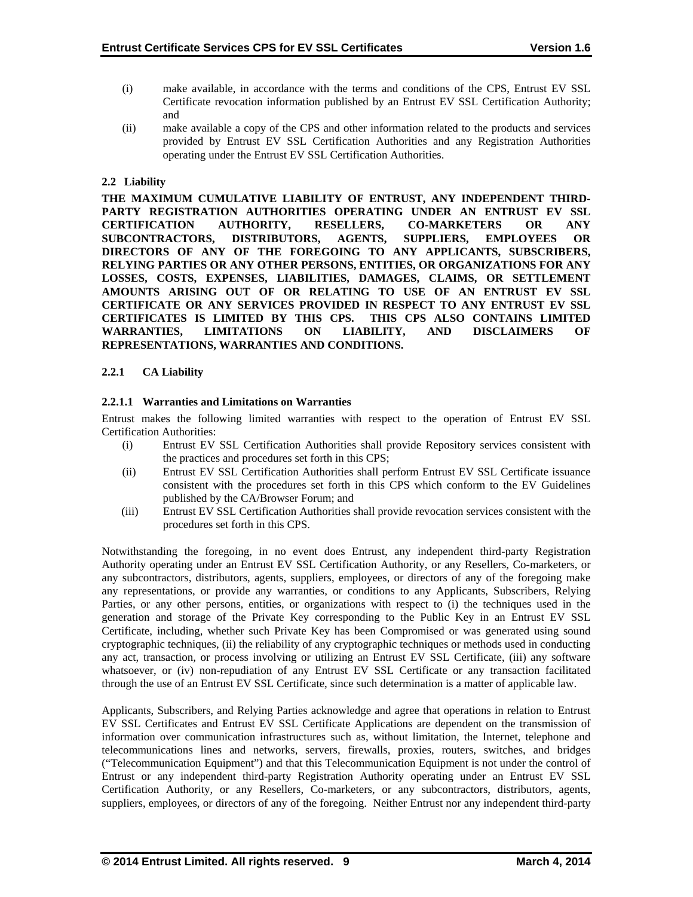(i) make available, in accordance with the terms and conditions of the CPS, Entrust EV SSL Certificate revocation information published by an Entrust EV SSL Certification Authority; and

(ii) make available a copy of the CPS and other information related to the products and services provided by Entrust EV SSL Certification Authorities and any Registration Authorities operating under the Entrust EV SSL Certification Authorities.

### 2.2 Liability

**THE MAXIMUM CUMULATIVE LIABILITY OF ENTRUST, ANY INDEPENDENT THIRD-PARTY REGISTRATION AUTHORITIES OPERATING UNDER AN ENTRUST EV SSL CERTIFICATION AUTHORITY, RESELLERS, CO-MARKETERS OR ANY SUBCONTRACTORS, DISTRIBUTORS, AGENTS, SUPPLIERS, EMPLOYEES OR DIRECTORS OF ANY OF THE FOREGOING TO ANY APPLICANTS, SUBSCRIBERS, RELYING PARTIES OR ANY OTHER PERSONS, ENTITIES, OR ORGANIZATIONS FOR ANY LOSSES, COSTS, EXPENSES, LIABILITIES, DAMAGES, CLAIMS, OR SETTLEMENT AMOUNTS ARISING OUT OF OR RELATING TO USE OF AN ENTRUST EV SSL CERTIFICATE OR ANY SERVICES PROVIDED IN RESPECT TO ANY ENTRUST EV SSL CERTIFICATES IS LIMITED BY THIS CPS. THIS CPS ALSO CONTAINS LIMITED WARRANTIES, LIMITATIONS ON LIABILITY, AND DISCLAIMERS OF REPRESENTATIONS, WARRANTIES AND CONDITIONS.**

#### 2.2.1 CA Liability

##### 2.2.1.1 Warranties and Limitations on Warranties

Entrust makes the following limited warranties with respect to the operation of Entrust EV SSL Certification Authorities:

(i) Entrust EV SSL Certification Authorities shall provide Repository services consistent with the practices and procedures set forth in this CPS;

(ii) Entrust EV SSL Certification Authorities shall perform Entrust EV SSL Certificate issuance consistent with the procedures set forth in this CPS which conform to the EV Guidelines published by the CA/Browser Forum; and

(iii) Entrust EV SSL Certification Authorities shall provide revocation services consistent with the procedures set forth in this CPS.

Notwithstanding the foregoing, in no event does Entrust, any independent third-party Registration Authority operating under an Entrust EV SSL Certification Authority, or any Resellers, Co-marketers, or any subcontractors, distributors, agents, suppliers, employees, or directors of any of the foregoing make any representations, or provide any warranties, or conditions to any Applicants, Subscribers, Relying Parties, or any other persons, entities, or organizations with respect to (i) the techniques used in the generation and storage of the Private Key corresponding to the Public Key in an Entrust EV SSL Certificate, including, whether such Private Key has been Compromised or was generated using sound cryptographic techniques, (ii) the reliability of any cryptographic techniques or methods used in conducting any act, transaction, or process involving or utilizing an Entrust EV SSL Certificate, (iii) any software whatsoever, or (iv) non-repudiation of any Entrust EV SSL Certificate or any transaction facilitated through the use of an Entrust EV SSL Certificate, since such determination is a matter of applicable law.

Applicants, Subscribers, and Relying Parties acknowledge and agree that operations in relation to Entrust EV SSL Certificates and Entrust EV SSL Certificate Applications are dependent on the transmission of information over communication infrastructures such as, without limitation, the Internet, telephone and telecommunications lines and networks, servers, firewalls, proxies, routers, switches, and bridges ("Telecommunication Equipment") and that this Telecommunication Equipment is not under the control of Entrust or any independent third-party Registration Authority operating under an Entrust EV SSL Certification Authority, or any Resellers, Co-marketers, or any subcontractors, distributors, agents, suppliers, employees, or directors of any of the foregoing. Neither Entrust nor any independent third-party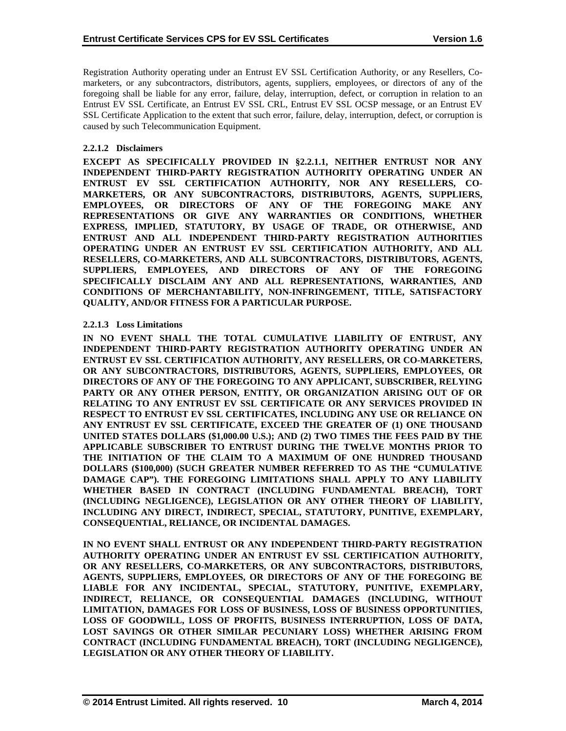Registration Authority operating under an Entrust EV SSL Certification Authority, or any Resellers, Co-marketers, or any subcontractors, distributors, agents, suppliers, employees, or directors of any of the foregoing shall be liable for any error, failure, delay, interruption, defect, or corruption in relation to an Entrust EV SSL Certificate, an Entrust EV SSL CRL, Entrust EV SSL OCSP message, or an Entrust EV SSL Certificate Application to the extent that such error, failure, delay, interruption, defect, or corruption is caused by such Telecommunication Equipment.

#### 2.2.1.2 Disclaimers

**EXCEPT AS SPECIFICALLY PROVIDED IN §2.2.1.1, NEITHER ENTRUST NOR ANY INDEPENDENT THIRD-PARTY REGISTRATION AUTHORITY OPERATING UNDER AN ENTRUST EV SSL CERTIFICATION AUTHORITY, NOR ANY RESELLERS, CO-MARKETERS, OR ANY SUBCONTRACTORS, DISTRIBUTORS, AGENTS, SUPPLIERS, EMPLOYEES, OR DIRECTORS OF ANY OF THE FOREGOING MAKE ANY REPRESENTATIONS OR GIVE ANY WARRANTIES OR CONDITIONS, WHETHER EXPRESS, IMPLIED, STATUTORY, BY USAGE OF TRADE, OR OTHERWISE, AND ENTRUST AND ALL INDEPENDENT THIRD-PARTY REGISTRATION AUTHORITIES OPERATING UNDER AN ENTRUST EV SSL CERTIFICATION AUTHORITY, AND ALL RESELLERS, CO-MARKETERS, AND ALL SUBCONTRACTORS, DISTRIBUTORS, AGENTS, SUPPLIERS, EMPLOYEES, AND DIRECTORS OF ANY OF THE FOREGOING SPECIFICALLY DISCLAIM ANY AND ALL REPRESENTATIONS, WARRANTIES, AND CONDITIONS OF MERCHANTABILITY, NON-INFRINGEMENT, TITLE, SATISFACTORY QUALITY, AND/OR FITNESS FOR A PARTICULAR PURPOSE.**

#### 2.2.1.3 Loss Limitations

**IN NO EVENT SHALL THE TOTAL CUMULATIVE LIABILITY OF ENTRUST, ANY INDEPENDENT THIRD-PARTY REGISTRATION AUTHORITY OPERATING UNDER AN ENTRUST EV SSL CERTIFICATION AUTHORITY, ANY RESELLERS, OR CO-MARKETERS, OR ANY SUBCONTRACTORS, DISTRIBUTORS, AGENTS, SUPPLIERS, EMPLOYEES, OR DIRECTORS OF ANY OF THE FOREGOING TO ANY APPLICANT, SUBSCRIBER, RELYING PARTY OR ANY OTHER PERSON, ENTITY, OR ORGANIZATION ARISING OUT OF OR RELATING TO ANY ENTRUST EV SSL CERTIFICATE OR ANY SERVICES PROVIDED IN RESPECT TO ENTRUST EV SSL CERTIFICATES, INCLUDING ANY USE OR RELIANCE ON ANY ENTRUST EV SSL CERTIFICATE, EXCEED THE GREATER OF (1) ONE THOUSAND UNITED STATES DOLLARS ($1,000.00 U.S.); AND (2) TWO TIMES THE FEES PAID BY THE APPLICABLE SUBSCRIBER TO ENTRUST DURING THE TWELVE MONTHS PRIOR TO THE INITIATION OF THE CLAIM TO A MAXIMUM OF ONE HUNDRED THOUSAND DOLLARS ($100,000) (SUCH GREATER NUMBER REFERRED TO AS THE "CUMULATIVE DAMAGE CAP"). THE FOREGOING LIMITATIONS SHALL APPLY TO ANY LIABILITY WHETHER BASED IN CONTRACT (INCLUDING FUNDAMENTAL BREACH), TORT (INCLUDING NEGLIGENCE), LEGISLATION OR ANY OTHER THEORY OF LIABILITY, INCLUDING ANY DIRECT, INDIRECT, SPECIAL, STATUTORY, PUNITIVE, EXEMPLARY, CONSEQUENTIAL, RELIANCE, OR INCIDENTAL DAMAGES.**

**IN NO EVENT SHALL ENTRUST OR ANY INDEPENDENT THIRD-PARTY REGISTRATION AUTHORITY OPERATING UNDER AN ENTRUST EV SSL CERTIFICATION AUTHORITY, OR ANY RESELLERS, CO-MARKETERS, OR ANY SUBCONTRACTORS, DISTRIBUTORS, AGENTS, SUPPLIERS, EMPLOYEES, OR DIRECTORS OF ANY OF THE FOREGOING BE LIABLE FOR ANY INCIDENTAL, SPECIAL, STATUTORY, PUNITIVE, EXEMPLARY, INDIRECT, RELIANCE, OR CONSEQUENTIAL DAMAGES (INCLUDING, WITHOUT LIMITATION, DAMAGES FOR LOSS OF BUSINESS, LOSS OF BUSINESS OPPORTUNITIES, LOSS OF GOODWILL, LOSS OF PROFITS, BUSINESS INTERRUPTION, LOSS OF DATA, LOST SAVINGS OR OTHER SIMILAR PECUNIARY LOSS) WHETHER ARISING FROM CONTRACT (INCLUDING FUNDAMENTAL BREACH), TORT (INCLUDING NEGLIGENCE), LEGISLATION OR ANY OTHER THEORY OF LIABILITY.**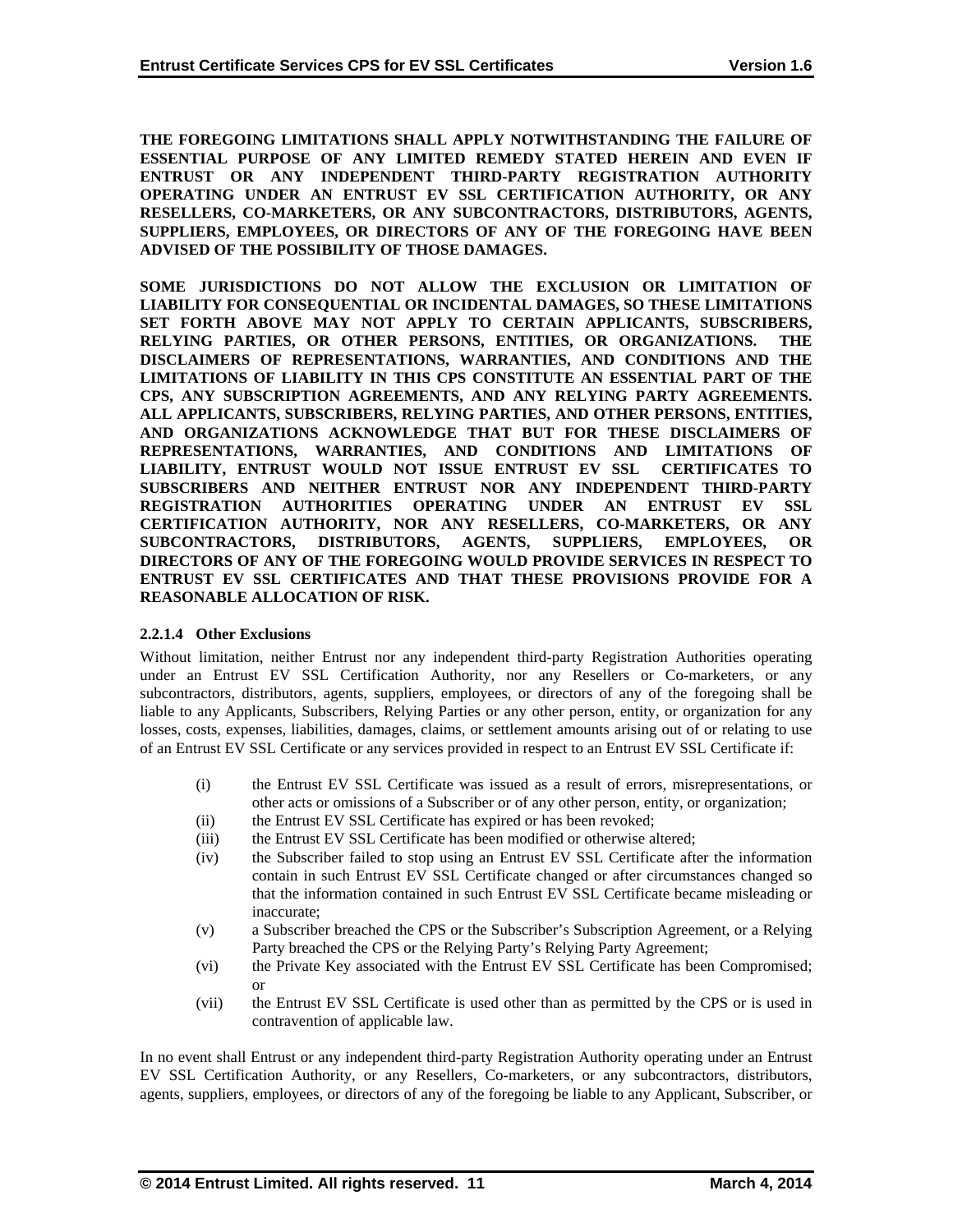**THE FOREGOING LIMITATIONS SHALL APPLY NOTWITHSTANDING THE FAILURE OF ESSENTIAL PURPOSE OF ANY LIMITED REMEDY STATED HEREIN AND EVEN IF ENTRUST OR ANY INDEPENDENT THIRD-PARTY REGISTRATION AUTHORITY OPERATING UNDER AN ENTRUST EV SSL CERTIFICATION AUTHORITY, OR ANY RESELLERS, CO-MARKETERS, OR ANY SUBCONTRACTORS, DISTRIBUTORS, AGENTS, SUPPLIERS, EMPLOYEES, OR DIRECTORS OF ANY OF THE FOREGOING HAVE BEEN ADVISED OF THE POSSIBILITY OF THOSE DAMAGES.**

**SOME JURISDICTIONS DO NOT ALLOW THE EXCLUSION OR LIMITATION OF LIABILITY FOR CONSEQUENTIAL OR INCIDENTAL DAMAGES, SO THESE LIMITATIONS SET FORTH ABOVE MAY NOT APPLY TO CERTAIN APPLICANTS, SUBSCRIBERS, RELYING PARTIES, OR OTHER PERSONS, ENTITIES, OR ORGANIZATIONS. THE DISCLAIMERS OF REPRESENTATIONS, WARRANTIES, AND CONDITIONS AND THE LIMITATIONS OF LIABILITY IN THIS CPS CONSTITUTE AN ESSENTIAL PART OF THE CPS, ANY SUBSCRIPTION AGREEMENTS, AND ANY RELYING PARTY AGREEMENTS. ALL APPLICANTS, SUBSCRIBERS, RELYING PARTIES, AND OTHER PERSONS, ENTITIES, AND ORGANIZATIONS ACKNOWLEDGE THAT BUT FOR THESE DISCLAIMERS OF REPRESENTATIONS, WARRANTIES, AND CONDITIONS AND LIMITATIONS OF LIABILITY, ENTRUST WOULD NOT ISSUE ENTRUST EV SSL CERTIFICATES TO SUBSCRIBERS AND NEITHER ENTRUST NOR ANY INDEPENDENT THIRD-PARTY REGISTRATION AUTHORITIES OPERATING UNDER AN ENTRUST EV SSL CERTIFICATION AUTHORITY, NOR ANY RESELLERS, CO-MARKETERS, OR ANY SUBCONTRACTORS, DISTRIBUTORS, AGENTS, SUPPLIERS, EMPLOYEES, OR DIRECTORS OF ANY OF THE FOREGOING WOULD PROVIDE SERVICES IN RESPECT TO ENTRUST EV SSL CERTIFICATES AND THAT THESE PROVISIONS PROVIDE FOR A REASONABLE ALLOCATION OF RISK.**

#### 2.2.1.4 Other Exclusions

Without limitation, neither Entrust nor any independent third-party Registration Authorities operating under an Entrust EV SSL Certification Authority, nor any Resellers or Co-marketers, or any subcontractors, distributors, agents, suppliers, employees, or directors of any of the foregoing shall be liable to any Applicants, Subscribers, Relying Parties or any other person, entity, or organization for any losses, costs, expenses, liabilities, damages, claims, or settlement amounts arising out of or relating to use of an Entrust EV SSL Certificate or any services provided in respect to an Entrust EV SSL Certificate if:

(i) the Entrust EV SSL Certificate was issued as a result of errors, misrepresentations, or other acts or omissions of a Subscriber or of any other person, entity, or organization;

(ii) the Entrust EV SSL Certificate has expired or has been revoked;

(iii) the Entrust EV SSL Certificate has been modified or otherwise altered;

(iv) the Subscriber failed to stop using an Entrust EV SSL Certificate after the information contain in such Entrust EV SSL Certificate changed or after circumstances changed so that the information contained in such Entrust EV SSL Certificate became misleading or inaccurate;

(v) a Subscriber breached the CPS or the Subscriber's Subscription Agreement, or a Relying Party breached the CPS or the Relying Party's Relying Party Agreement;

(vi) the Private Key associated with the Entrust EV SSL Certificate has been Compromised; or

(vii) the Entrust EV SSL Certificate is used other than as permitted by the CPS or is used in contravention of applicable law.

In no event shall Entrust or any independent third-party Registration Authority operating under an Entrust EV SSL Certification Authority, or any Resellers, Co-marketers, or any subcontractors, distributors, agents, suppliers, employees, or directors of any of the foregoing be liable to any Applicant, Subscriber, or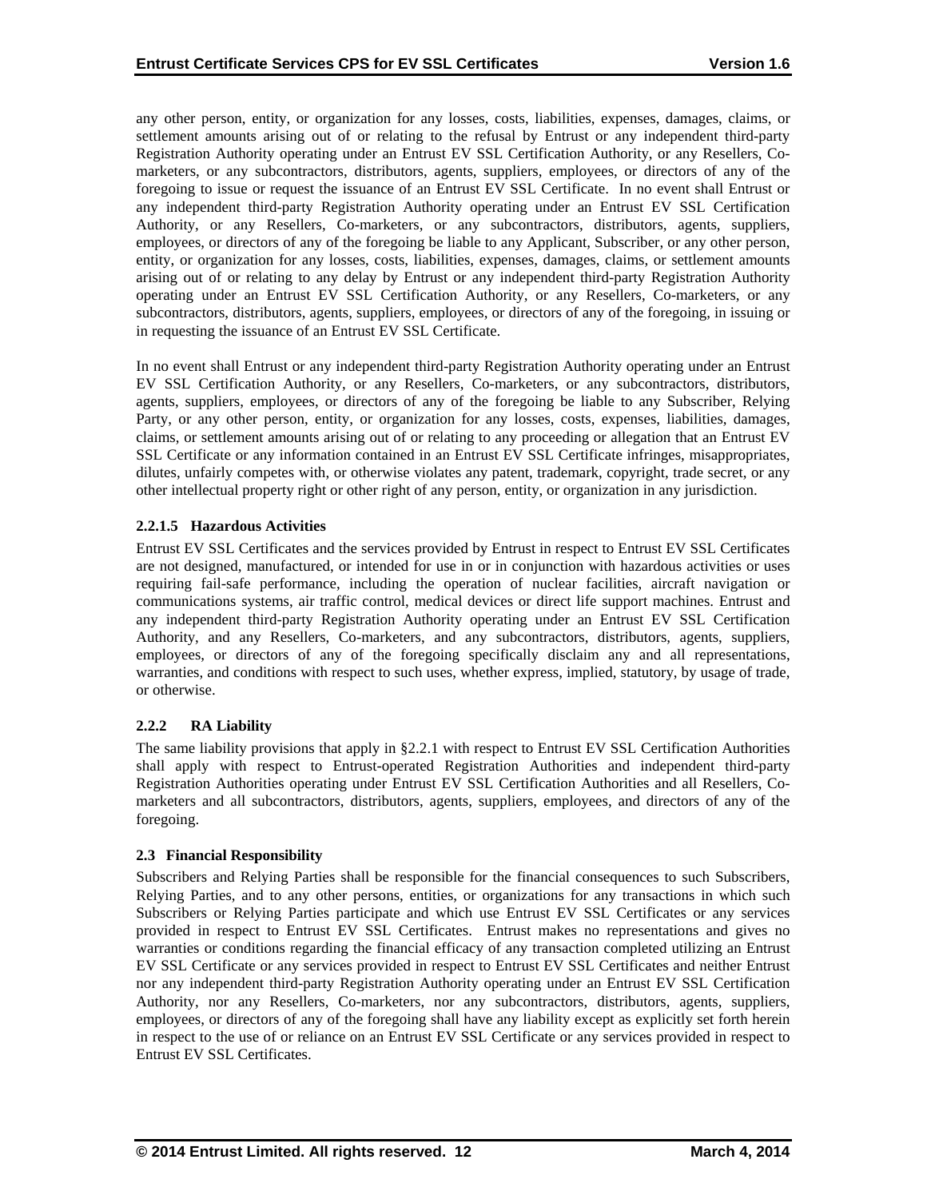any other person, entity, or organization for any losses, costs, liabilities, expenses, damages, claims, or settlement amounts arising out of or relating to the refusal by Entrust or any independent third-party Registration Authority operating under an Entrust EV SSL Certification Authority, or any Resellers, Co-marketers, or any subcontractors, distributors, agents, suppliers, employees, or directors of any of the foregoing to issue or request the issuance of an Entrust EV SSL Certificate. In no event shall Entrust or any independent third-party Registration Authority operating under an Entrust EV SSL Certification Authority, or any Resellers, Co-marketers, or any subcontractors, distributors, agents, suppliers, employees, or directors of any of the foregoing be liable to any Applicant, Subscriber, or any other person, entity, or organization for any losses, costs, liabilities, expenses, damages, claims, or settlement amounts arising out of or relating to any delay by Entrust or any independent third-party Registration Authority operating under an Entrust EV SSL Certification Authority, or any Resellers, Co-marketers, or any subcontractors, distributors, agents, suppliers, employees, or directors of any of the foregoing, in issuing or in requesting the issuance of an Entrust EV SSL Certificate.

In no event shall Entrust or any independent third-party Registration Authority operating under an Entrust EV SSL Certification Authority, or any Resellers, Co-marketers, or any subcontractors, distributors, agents, suppliers, employees, or directors of any of the foregoing be liable to any Subscriber, Relying Party, or any other person, entity, or organization for any losses, costs, expenses, liabilities, damages, claims, or settlement amounts arising out of or relating to any proceeding or allegation that an Entrust EV SSL Certificate or any information contained in an Entrust EV SSL Certificate infringes, misappropriates, dilutes, unfairly competes with, or otherwise violates any patent, trademark, copyright, trade secret, or any other intellectual property right or other right of any person, entity, or organization in any jurisdiction.

#### 2.2.1.5 Hazardous Activities

Entrust EV SSL Certificates and the services provided by Entrust in respect to Entrust EV SSL Certificates are not designed, manufactured, or intended for use in or in conjunction with hazardous activities or uses requiring fail-safe performance, including the operation of nuclear facilities, aircraft navigation or communications systems, air traffic control, medical devices or direct life support machines. Entrust and any independent third-party Registration Authority operating under an Entrust EV SSL Certification Authority, and any Resellers, Co-marketers, and any subcontractors, distributors, agents, suppliers, employees, or directors of any of the foregoing specifically disclaim any and all representations, warranties, and conditions with respect to such uses, whether express, implied, statutory, by usage of trade, or otherwise.

### 2.2.2 RA Liability

The same liability provisions that apply in §2.2.1 with respect to Entrust EV SSL Certification Authorities shall apply with respect to Entrust-operated Registration Authorities and independent third-party Registration Authorities operating under Entrust EV SSL Certification Authorities and all Resellers, Co-marketers and all subcontractors, distributors, agents, suppliers, employees, and directors of any of the foregoing.

## 2.3 Financial Responsibility

Subscribers and Relying Parties shall be responsible for the financial consequences to such Subscribers, Relying Parties, and to any other persons, entities, or organizations for any transactions in which such Subscribers or Relying Parties participate and which use Entrust EV SSL Certificates or any services provided in respect to Entrust EV SSL Certificates. Entrust makes no representations and gives no warranties or conditions regarding the financial efficacy of any transaction completed utilizing an Entrust EV SSL Certificate or any services provided in respect to Entrust EV SSL Certificates and neither Entrust nor any independent third-party Registration Authority operating under an Entrust EV SSL Certification Authority, nor any Resellers, Co-marketers, nor any subcontractors, distributors, agents, suppliers, employees, or directors of any of the foregoing shall have any liability except as explicitly set forth herein in respect to the use of or reliance on an Entrust EV SSL Certificate or any services provided in respect to Entrust EV SSL Certificates.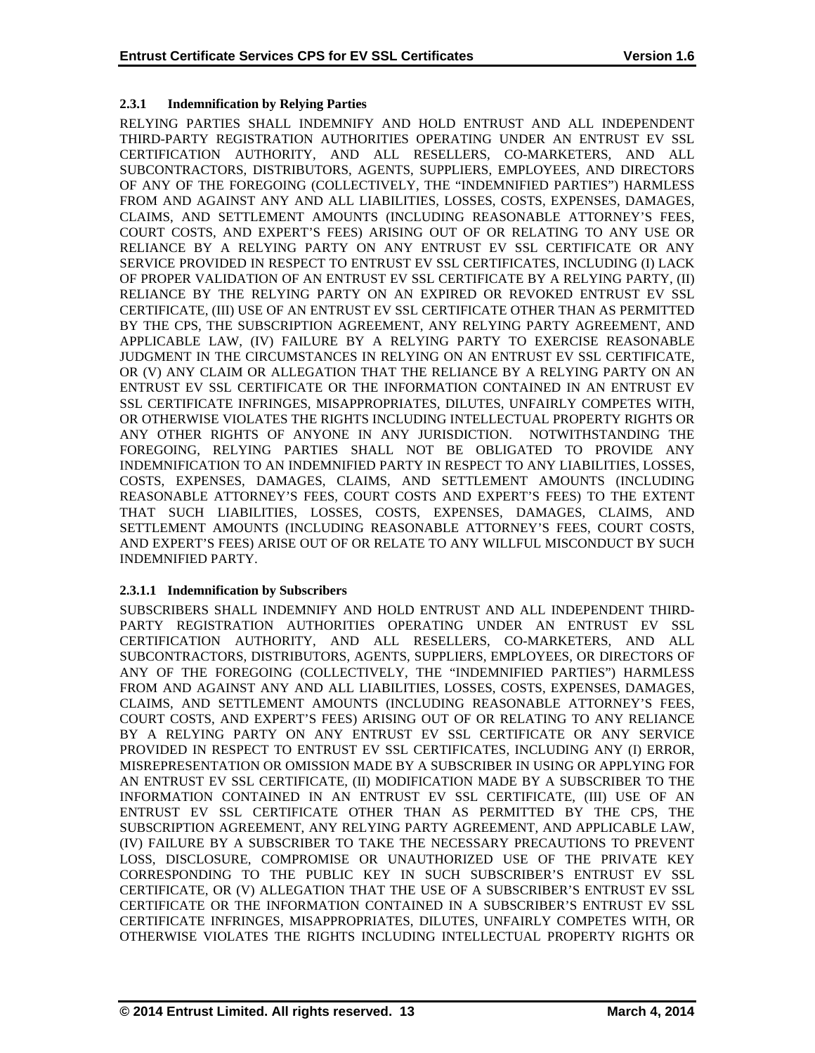### 2.3.1 Indemnification by Relying Parties

RELYING PARTIES SHALL INDEMNIFY AND HOLD ENTRUST AND ALL INDEPENDENT THIRD-PARTY REGISTRATION AUTHORITIES OPERATING UNDER AN ENTRUST EV SSL CERTIFICATION AUTHORITY, AND ALL RESELLERS, CO-MARKETERS, AND ALL SUBCONTRACTORS, DISTRIBUTORS, AGENTS, SUPPLIERS, EMPLOYEES, AND DIRECTORS OF ANY OF THE FOREGOING (COLLECTIVELY, THE "INDEMNIFIED PARTIES") HARMLESS FROM AND AGAINST ANY AND ALL LIABILITIES, LOSSES, COSTS, EXPENSES, DAMAGES, CLAIMS, AND SETTLEMENT AMOUNTS (INCLUDING REASONABLE ATTORNEY'S FEES, COURT COSTS, AND EXPERT'S FEES) ARISING OUT OF OR RELATING TO ANY USE OR RELIANCE BY A RELYING PARTY ON ANY ENTRUST EV SSL CERTIFICATE OR ANY SERVICE PROVIDED IN RESPECT TO ENTRUST EV SSL CERTIFICATES, INCLUDING (I) LACK OF PROPER VALIDATION OF AN ENTRUST EV SSL CERTIFICATE BY A RELYING PARTY, (II) RELIANCE BY THE RELYING PARTY ON AN EXPIRED OR REVOKED ENTRUST EV SSL CERTIFICATE, (III) USE OF AN ENTRUST EV SSL CERTIFICATE OTHER THAN AS PERMITTED BY THE CPS, THE SUBSCRIPTION AGREEMENT, ANY RELYING PARTY AGREEMENT, AND APPLICABLE LAW, (IV) FAILURE BY A RELYING PARTY TO EXERCISE REASONABLE JUDGMENT IN THE CIRCUMSTANCES IN RELYING ON AN ENTRUST EV SSL CERTIFICATE, OR (V) ANY CLAIM OR ALLEGATION THAT THE RELIANCE BY A RELYING PARTY ON AN ENTRUST EV SSL CERTIFICATE OR THE INFORMATION CONTAINED IN AN ENTRUST EV SSL CERTIFICATE INFRINGES, MISAPPROPRIATES, DILUTES, UNFAIRLY COMPETES WITH, OR OTHERWISE VIOLATES THE RIGHTS INCLUDING INTELLECTUAL PROPERTY RIGHTS OR ANY OTHER RIGHTS OF ANYONE IN ANY JURISDICTION. NOTWITHSTANDING THE FOREGOING, RELYING PARTIES SHALL NOT BE OBLIGATED TO PROVIDE ANY INDEMNIFICATION TO AN INDEMNIFIED PARTY IN RESPECT TO ANY LIABILITIES, LOSSES, COSTS, EXPENSES, DAMAGES, CLAIMS, AND SETTLEMENT AMOUNTS (INCLUDING REASONABLE ATTORNEY'S FEES, COURT COSTS AND EXPERT'S FEES) TO THE EXTENT THAT SUCH LIABILITIES, LOSSES, COSTS, EXPENSES, DAMAGES, CLAIMS, AND SETTLEMENT AMOUNTS (INCLUDING REASONABLE ATTORNEY'S FEES, COURT COSTS, AND EXPERT'S FEES) ARISE OUT OF OR RELATE TO ANY WILLFUL MISCONDUCT BY SUCH INDEMNIFIED PARTY.

#### 2.3.1.1 Indemnification by Subscribers

SUBSCRIBERS SHALL INDEMNIFY AND HOLD ENTRUST AND ALL INDEPENDENT THIRD-PARTY REGISTRATION AUTHORITIES OPERATING UNDER AN ENTRUST EV SSL CERTIFICATION AUTHORITY, AND ALL RESELLERS, CO-MARKETERS, AND ALL SUBCONTRACTORS, DISTRIBUTORS, AGENTS, SUPPLIERS, EMPLOYEES, OR DIRECTORS OF ANY OF THE FOREGOING (COLLECTIVELY, THE "INDEMNIFIED PARTIES") HARMLESS FROM AND AGAINST ANY AND ALL LIABILITIES, LOSSES, COSTS, EXPENSES, DAMAGES, CLAIMS, AND SETTLEMENT AMOUNTS (INCLUDING REASONABLE ATTORNEY'S FEES, COURT COSTS, AND EXPERT'S FEES) ARISING OUT OF OR RELATING TO ANY RELIANCE BY A RELYING PARTY ON ANY ENTRUST EV SSL CERTIFICATE OR ANY SERVICE PROVIDED IN RESPECT TO ENTRUST EV SSL CERTIFICATES, INCLUDING ANY (I) ERROR, MISREPRESENTATION OR OMISSION MADE BY A SUBSCRIBER IN USING OR APPLYING FOR AN ENTRUST EV SSL CERTIFICATE, (II) MODIFICATION MADE BY A SUBSCRIBER TO THE INFORMATION CONTAINED IN AN ENTRUST EV SSL CERTIFICATE, (III) USE OF AN ENTRUST EV SSL CERTIFICATE OTHER THAN AS PERMITTED BY THE CPS, THE SUBSCRIPTION AGREEMENT, ANY RELYING PARTY AGREEMENT, AND APPLICABLE LAW, (IV) FAILURE BY A SUBSCRIBER TO TAKE THE NECESSARY PRECAUTIONS TO PREVENT LOSS, DISCLOSURE, COMPROMISE OR UNAUTHORIZED USE OF THE PRIVATE KEY CORRESPONDING TO THE PUBLIC KEY IN SUCH SUBSCRIBER'S ENTRUST EV SSL CERTIFICATE, OR (V) ALLEGATION THAT THE USE OF A SUBSCRIBER'S ENTRUST EV SSL CERTIFICATE OR THE INFORMATION CONTAINED IN A SUBSCRIBER'S ENTRUST EV SSL CERTIFICATE INFRINGES, MISAPPROPRIATES, DILUTES, UNFAIRLY COMPETES WITH, OR OTHERWISE VIOLATES THE RIGHTS INCLUDING INTELLECTUAL PROPERTY RIGHTS OR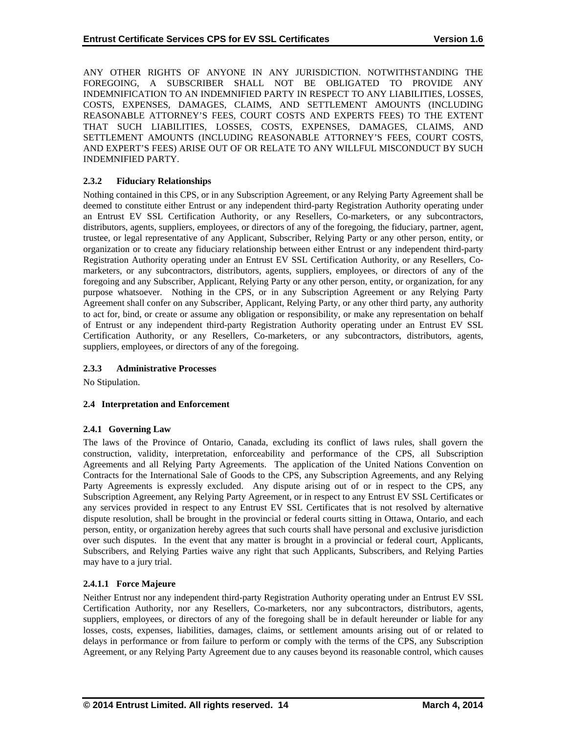ANY OTHER RIGHTS OF ANYONE IN ANY JURISDICTION. NOTWITHSTANDING THE FOREGOING, A SUBSCRIBER SHALL NOT BE OBLIGATED TO PROVIDE ANY INDEMNIFICATION TO AN INDEMNIFIED PARTY IN RESPECT TO ANY LIABILITIES, LOSSES, COSTS, EXPENSES, DAMAGES, CLAIMS, AND SETTLEMENT AMOUNTS (INCLUDING REASONABLE ATTORNEY'S FEES, COURT COSTS AND EXPERTS FEES) TO THE EXTENT THAT SUCH LIABILITIES, LOSSES, COSTS, EXPENSES, DAMAGES, CLAIMS, AND SETTLEMENT AMOUNTS (INCLUDING REASONABLE ATTORNEY'S FEES, COURT COSTS, AND EXPERT'S FEES) ARISE OUT OF OR RELATE TO ANY WILLFUL MISCONDUCT BY SUCH INDEMNIFIED PARTY.

### 2.3.2 Fiduciary Relationships

Nothing contained in this CPS, or in any Subscription Agreement, or any Relying Party Agreement shall be deemed to constitute either Entrust or any independent third-party Registration Authority operating under an Entrust EV SSL Certification Authority, or any Resellers, Co-marketers, or any subcontractors, distributors, agents, suppliers, employees, or directors of any of the foregoing, the fiduciary, partner, agent, trustee, or legal representative of any Applicant, Subscriber, Relying Party or any other person, entity, or organization or to create any fiduciary relationship between either Entrust or any independent third-party Registration Authority operating under an Entrust EV SSL Certification Authority, or any Resellers, Co-marketers, or any subcontractors, distributors, agents, suppliers, employees, or directors of any of the foregoing and any Subscriber, Applicant, Relying Party or any other person, entity, or organization, for any purpose whatsoever. Nothing in the CPS, or in any Subscription Agreement or any Relying Party Agreement shall confer on any Subscriber, Applicant, Relying Party, or any other third party, any authority to act for, bind, or create or assume any obligation or responsibility, or make any representation on behalf of Entrust or any independent third-party Registration Authority operating under an Entrust EV SSL Certification Authority, or any Resellers, Co-marketers, or any subcontractors, distributors, agents, suppliers, employees, or directors of any of the foregoing.

### 2.3.3 Administrative Processes

No Stipulation.

## 2.4 Interpretation and Enforcement

### 2.4.1 Governing Law

The laws of the Province of Ontario, Canada, excluding its conflict of laws rules, shall govern the construction, validity, interpretation, enforceability and performance of the CPS, all Subscription Agreements and all Relying Party Agreements. The application of the United Nations Convention on Contracts for the International Sale of Goods to the CPS, any Subscription Agreements, and any Relying Party Agreements is expressly excluded. Any dispute arising out of or in respect to the CPS, any Subscription Agreement, any Relying Party Agreement, or in respect to any Entrust EV SSL Certificates or any services provided in respect to any Entrust EV SSL Certificates that is not resolved by alternative dispute resolution, shall be brought in the provincial or federal courts sitting in Ottawa, Ontario, and each person, entity, or organization hereby agrees that such courts shall have personal and exclusive jurisdiction over such disputes. In the event that any matter is brought in a provincial or federal court, Applicants, Subscribers, and Relying Parties waive any right that such Applicants, Subscribers, and Relying Parties may have to a jury trial.

#### 2.4.1.1 Force Majeure

Neither Entrust nor any independent third-party Registration Authority operating under an Entrust EV SSL Certification Authority, nor any Resellers, Co-marketers, nor any subcontractors, distributors, agents, suppliers, employees, or directors of any of the foregoing shall be in default hereunder or liable for any losses, costs, expenses, liabilities, damages, claims, or settlement amounts arising out of or related to delays in performance or from failure to perform or comply with the terms of the CPS, any Subscription Agreement, or any Relying Party Agreement due to any causes beyond its reasonable control, which causes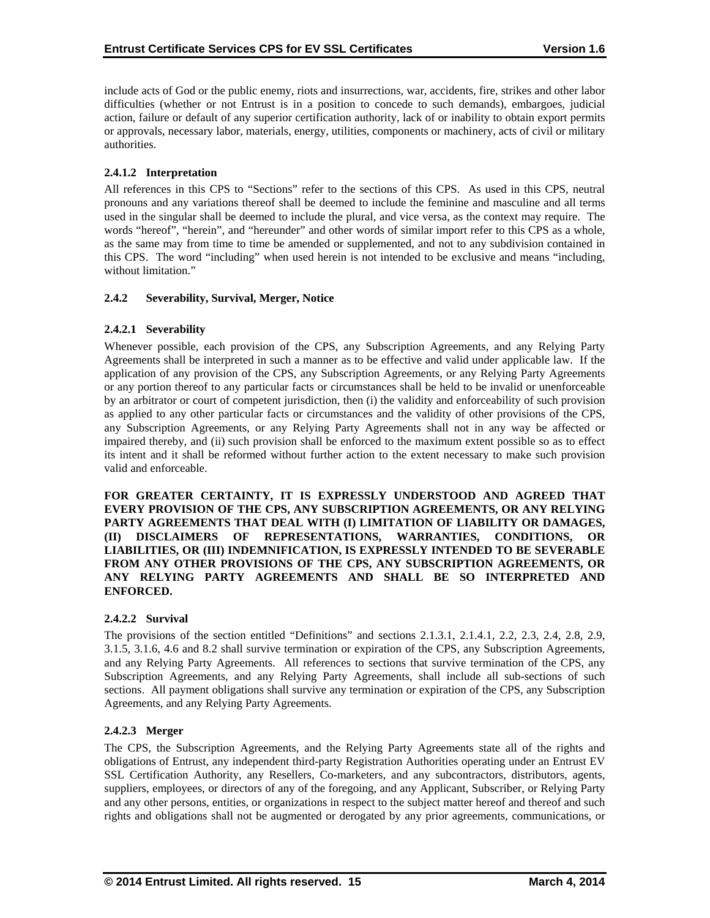include acts of God or the public enemy, riots and insurrections, war, accidents, fire, strikes and other labor difficulties (whether or not Entrust is in a position to concede to such demands), embargoes, judicial action, failure or default of any superior certification authority, lack of or inability to obtain export permits or approvals, necessary labor, materials, energy, utilities, components or machinery, acts of civil or military authorities.

#### 2.4.1.2 Interpretation

All references in this CPS to "Sections" refer to the sections of this CPS. As used in this CPS, neutral pronouns and any variations thereof shall be deemed to include the feminine and masculine and all terms used in the singular shall be deemed to include the plural, and vice versa, as the context may require. The words "hereof", "herein", and "hereunder" and other words of similar import refer to this CPS as a whole, as the same may from time to time be amended or supplemented, and not to any subdivision contained in this CPS. The word "including" when used herein is not intended to be exclusive and means "including, without limitation."

### 2.4.2 Severability, Survival, Merger, Notice

#### 2.4.2.1 Severability

Whenever possible, each provision of the CPS, any Subscription Agreements, and any Relying Party Agreements shall be interpreted in such a manner as to be effective and valid under applicable law. If the application of any provision of the CPS, any Subscription Agreements, or any Relying Party Agreements or any portion thereof to any particular facts or circumstances shall be held to be invalid or unenforceable by an arbitrator or court of competent jurisdiction, then (i) the validity and enforceability of such provision as applied to any other particular facts or circumstances and the validity of other provisions of the CPS, any Subscription Agreements, or any Relying Party Agreements shall not in any way be affected or impaired thereby, and (ii) such provision shall be enforced to the maximum extent possible so as to effect its intent and it shall be reformed without further action to the extent necessary to make such provision valid and enforceable.

**FOR GREATER CERTAINTY, IT IS EXPRESSLY UNDERSTOOD AND AGREED THAT EVERY PROVISION OF THE CPS, ANY SUBSCRIPTION AGREEMENTS, OR ANY RELYING PARTY AGREEMENTS THAT DEAL WITH (I) LIMITATION OF LIABILITY OR DAMAGES, (II) DISCLAIMERS OF REPRESENTATIONS, WARRANTIES, CONDITIONS, OR LIABILITIES, OR (III) INDEMNIFICATION, IS EXPRESSLY INTENDED TO BE SEVERABLE FROM ANY OTHER PROVISIONS OF THE CPS, ANY SUBSCRIPTION AGREEMENTS, OR ANY RELYING PARTY AGREEMENTS AND SHALL BE SO INTERPRETED AND ENFORCED.**

#### 2.4.2.2 Survival

The provisions of the section entitled "Definitions" and sections 2.1.3.1, 2.1.4.1, 2.2, 2.3, 2.4, 2.8, 2.9, 3.1.5, 3.1.6, 4.6 and 8.2 shall survive termination or expiration of the CPS, any Subscription Agreements, and any Relying Party Agreements. All references to sections that survive termination of the CPS, any Subscription Agreements, and any Relying Party Agreements, shall include all sub-sections of such sections. All payment obligations shall survive any termination or expiration of the CPS, any Subscription Agreements, and any Relying Party Agreements.

#### 2.4.2.3 Merger

The CPS, the Subscription Agreements, and the Relying Party Agreements state all of the rights and obligations of Entrust, any independent third-party Registration Authorities operating under an Entrust EV SSL Certification Authority, any Resellers, Co-marketers, and any subcontractors, distributors, agents, suppliers, employees, or directors of any of the foregoing, and any Applicant, Subscriber, or Relying Party and any other persons, entities, or organizations in respect to the subject matter hereof and thereof and such rights and obligations shall not be augmented or derogated by any prior agreements, communications, or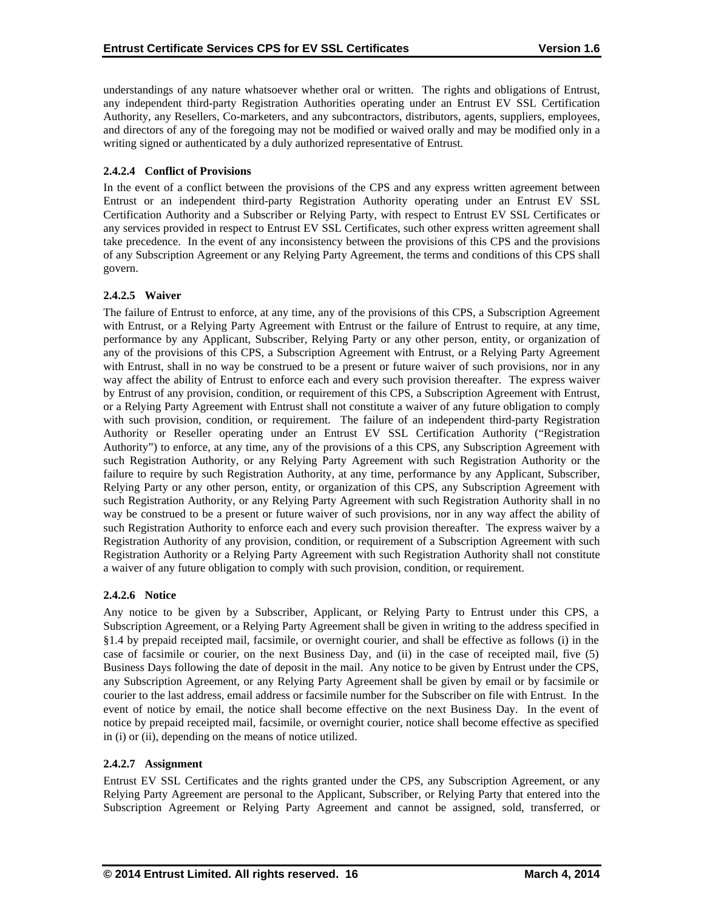understandings of any nature whatsoever whether oral or written. The rights and obligations of Entrust, any independent third-party Registration Authorities operating under an Entrust EV SSL Certification Authority, any Resellers, Co-marketers, and any subcontractors, distributors, agents, suppliers, employees, and directors of any of the foregoing may not be modified or waived orally and may be modified only in a writing signed or authenticated by a duly authorized representative of Entrust.

#### 2.4.2.4 Conflict of Provisions

In the event of a conflict between the provisions of the CPS and any express written agreement between Entrust or an independent third-party Registration Authority operating under an Entrust EV SSL Certification Authority and a Subscriber or Relying Party, with respect to Entrust EV SSL Certificates or any services provided in respect to Entrust EV SSL Certificates, such other express written agreement shall take precedence. In the event of any inconsistency between the provisions of this CPS and the provisions of any Subscription Agreement or any Relying Party Agreement, the terms and conditions of this CPS shall govern.

#### 2.4.2.5 Waiver

The failure of Entrust to enforce, at any time, any of the provisions of this CPS, a Subscription Agreement with Entrust, or a Relying Party Agreement with Entrust or the failure of Entrust to require, at any time, performance by any Applicant, Subscriber, Relying Party or any other person, entity, or organization of any of the provisions of this CPS, a Subscription Agreement with Entrust, or a Relying Party Agreement with Entrust, shall in no way be construed to be a present or future waiver of such provisions, nor in any way affect the ability of Entrust to enforce each and every such provision thereafter. The express waiver by Entrust of any provision, condition, or requirement of this CPS, a Subscription Agreement with Entrust, or a Relying Party Agreement with Entrust shall not constitute a waiver of any future obligation to comply with such provision, condition, or requirement. The failure of an independent third-party Registration Authority or Reseller operating under an Entrust EV SSL Certification Authority ("Registration Authority") to enforce, at any time, any of the provisions of a this CPS, any Subscription Agreement with such Registration Authority, or any Relying Party Agreement with such Registration Authority or the failure to require by such Registration Authority, at any time, performance by any Applicant, Subscriber, Relying Party or any other person, entity, or organization of this CPS, any Subscription Agreement with such Registration Authority, or any Relying Party Agreement with such Registration Authority shall in no way be construed to be a present or future waiver of such provisions, nor in any way affect the ability of such Registration Authority to enforce each and every such provision thereafter. The express waiver by a Registration Authority of any provision, condition, or requirement of a Subscription Agreement with such Registration Authority or a Relying Party Agreement with such Registration Authority shall not constitute a waiver of any future obligation to comply with such provision, condition, or requirement.

#### 2.4.2.6 Notice

Any notice to be given by a Subscriber, Applicant, or Relying Party to Entrust under this CPS, a Subscription Agreement, or a Relying Party Agreement shall be given in writing to the address specified in §1.4 by prepaid receipted mail, facsimile, or overnight courier, and shall be effective as follows (i) in the case of facsimile or courier, on the next Business Day, and (ii) in the case of receipted mail, five (5) Business Days following the date of deposit in the mail. Any notice to be given by Entrust under the CPS, any Subscription Agreement, or any Relying Party Agreement shall be given by email or by facsimile or courier to the last address, email address or facsimile number for the Subscriber on file with Entrust. In the event of notice by email, the notice shall become effective on the next Business Day. In the event of notice by prepaid receipted mail, facsimile, or overnight courier, notice shall become effective as specified in (i) or (ii), depending on the means of notice utilized.

#### 2.4.2.7 Assignment

Entrust EV SSL Certificates and the rights granted under the CPS, any Subscription Agreement, or any Relying Party Agreement are personal to the Applicant, Subscriber, or Relying Party that entered into the Subscription Agreement or Relying Party Agreement and cannot be assigned, sold, transferred, or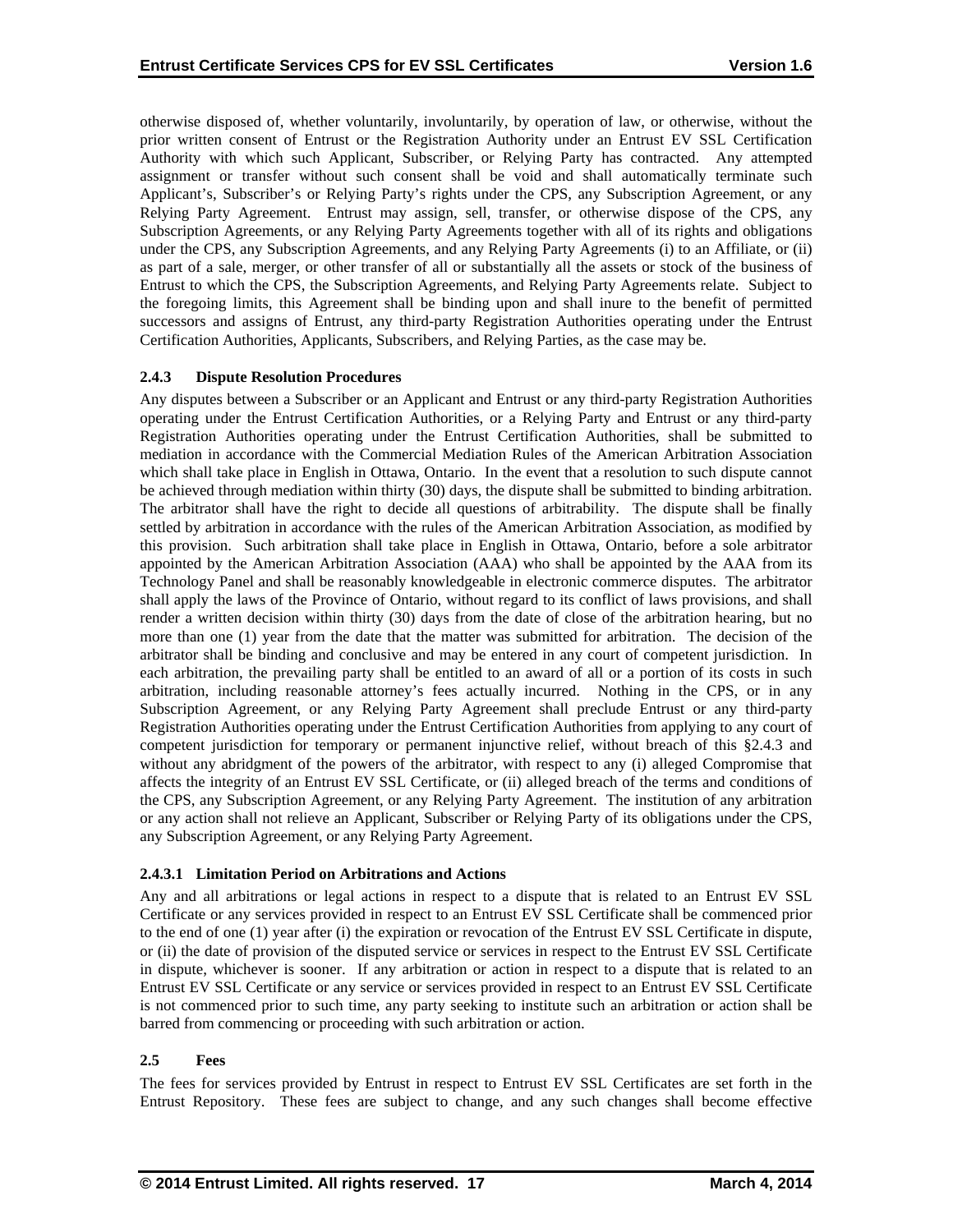otherwise disposed of, whether voluntarily, involuntarily, by operation of law, or otherwise, without the prior written consent of Entrust or the Registration Authority under an Entrust EV SSL Certification Authority with which such Applicant, Subscriber, or Relying Party has contracted. Any attempted assignment or transfer without such consent shall be void and shall automatically terminate such Applicant's, Subscriber's or Relying Party's rights under the CPS, any Subscription Agreement, or any Relying Party Agreement. Entrust may assign, sell, transfer, or otherwise dispose of the CPS, any Subscription Agreements, or any Relying Party Agreements together with all of its rights and obligations under the CPS, any Subscription Agreements, and any Relying Party Agreements (i) to an Affiliate, or (ii) as part of a sale, merger, or other transfer of all or substantially all the assets or stock of the business of Entrust to which the CPS, the Subscription Agreements, and Relying Party Agreements relate. Subject to the foregoing limits, this Agreement shall be binding upon and shall inure to the benefit of permitted successors and assigns of Entrust, any third-party Registration Authorities operating under the Entrust Certification Authorities, Applicants, Subscribers, and Relying Parties, as the case may be.

### 2.4.3 Dispute Resolution Procedures

Any disputes between a Subscriber or an Applicant and Entrust or any third-party Registration Authorities operating under the Entrust Certification Authorities, or a Relying Party and Entrust or any third-party Registration Authorities operating under the Entrust Certification Authorities, shall be submitted to mediation in accordance with the Commercial Mediation Rules of the American Arbitration Association which shall take place in English in Ottawa, Ontario. In the event that a resolution to such dispute cannot be achieved through mediation within thirty (30) days, the dispute shall be submitted to binding arbitration. The arbitrator shall have the right to decide all questions of arbitrability. The dispute shall be finally settled by arbitration in accordance with the rules of the American Arbitration Association, as modified by this provision. Such arbitration shall take place in English in Ottawa, Ontario, before a sole arbitrator appointed by the American Arbitration Association (AAA) who shall be appointed by the AAA from its Technology Panel and shall be reasonably knowledgeable in electronic commerce disputes. The arbitrator shall apply the laws of the Province of Ontario, without regard to its conflict of laws provisions, and shall render a written decision within thirty (30) days from the date of close of the arbitration hearing, but no more than one (1) year from the date that the matter was submitted for arbitration. The decision of the arbitrator shall be binding and conclusive and may be entered in any court of competent jurisdiction. In each arbitration, the prevailing party shall be entitled to an award of all or a portion of its costs in such arbitration, including reasonable attorney's fees actually incurred. Nothing in the CPS, or in any Subscription Agreement, or any Relying Party Agreement shall preclude Entrust or any third-party Registration Authorities operating under the Entrust Certification Authorities from applying to any court of competent jurisdiction for temporary or permanent injunctive relief, without breach of this §2.4.3 and without any abridgment of the powers of the arbitrator, with respect to any (i) alleged Compromise that affects the integrity of an Entrust EV SSL Certificate, or (ii) alleged breach of the terms and conditions of the CPS, any Subscription Agreement, or any Relying Party Agreement. The institution of any arbitration or any action shall not relieve an Applicant, Subscriber or Relying Party of its obligations under the CPS, any Subscription Agreement, or any Relying Party Agreement.

#### 2.4.3.1 Limitation Period on Arbitrations and Actions

Any and all arbitrations or legal actions in respect to a dispute that is related to an Entrust EV SSL Certificate or any services provided in respect to an Entrust EV SSL Certificate shall be commenced prior to the end of one (1) year after (i) the expiration or revocation of the Entrust EV SSL Certificate in dispute, or (ii) the date of provision of the disputed service or services in respect to the Entrust EV SSL Certificate in dispute, whichever is sooner. If any arbitration or action in respect to a dispute that is related to an Entrust EV SSL Certificate or any service or services provided in respect to an Entrust EV SSL Certificate is not commenced prior to such time, any party seeking to institute such an arbitration or action shall be barred from commencing or proceeding with such arbitration or action.

### 2.5 Fees

The fees for services provided by Entrust in respect to Entrust EV SSL Certificates are set forth in the Entrust Repository. These fees are subject to change, and any such changes shall become effective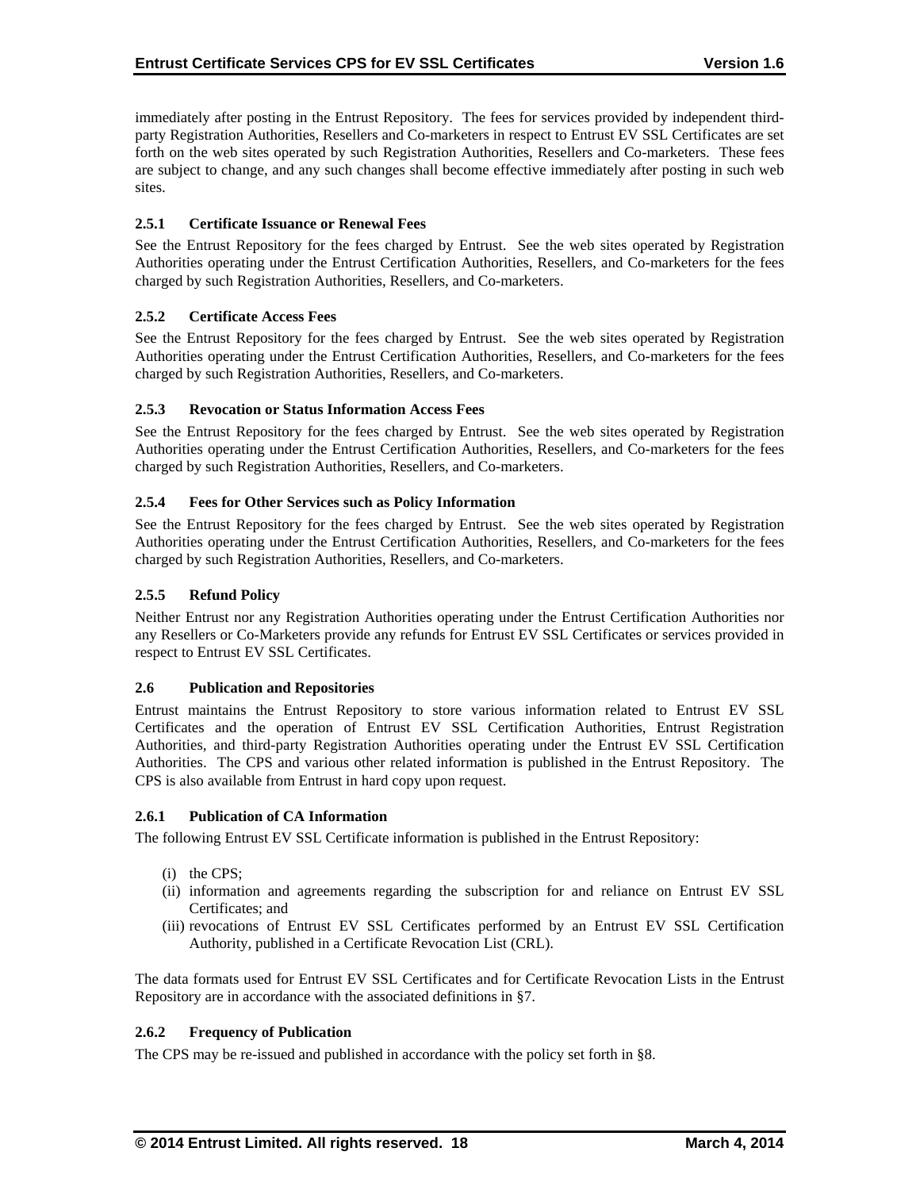immediately after posting in the Entrust Repository. The fees for services provided by independent third-party Registration Authorities, Resellers and Co-marketers in respect to Entrust EV SSL Certificates are set forth on the web sites operated by such Registration Authorities, Resellers and Co-marketers. These fees are subject to change, and any such changes shall become effective immediately after posting in such web sites.

### 2.5.1 Certificate Issuance or Renewal Fees

See the Entrust Repository for the fees charged by Entrust. See the web sites operated by Registration Authorities operating under the Entrust Certification Authorities, Resellers, and Co-marketers for the fees charged by such Registration Authorities, Resellers, and Co-marketers.

### 2.5.2 Certificate Access Fees

See the Entrust Repository for the fees charged by Entrust. See the web sites operated by Registration Authorities operating under the Entrust Certification Authorities, Resellers, and Co-marketers for the fees charged by such Registration Authorities, Resellers, and Co-marketers.

### 2.5.3 Revocation or Status Information Access Fees

See the Entrust Repository for the fees charged by Entrust. See the web sites operated by Registration Authorities operating under the Entrust Certification Authorities, Resellers, and Co-marketers for the fees charged by such Registration Authorities, Resellers, and Co-marketers.

### 2.5.4 Fees for Other Services such as Policy Information

See the Entrust Repository for the fees charged by Entrust. See the web sites operated by Registration Authorities operating under the Entrust Certification Authorities, Resellers, and Co-marketers for the fees charged by such Registration Authorities, Resellers, and Co-marketers.

### 2.5.5 Refund Policy

Neither Entrust nor any Registration Authorities operating under the Entrust Certification Authorities nor any Resellers or Co-Marketers provide any refunds for Entrust EV SSL Certificates or services provided in respect to Entrust EV SSL Certificates.

## 2.6 Publication and Repositories

Entrust maintains the Entrust Repository to store various information related to Entrust EV SSL Certificates and the operation of Entrust EV SSL Certification Authorities, Entrust Registration Authorities, and third-party Registration Authorities operating under the Entrust EV SSL Certification Authorities. The CPS and various other related information is published in the Entrust Repository. The CPS is also available from Entrust in hard copy upon request.

### 2.6.1 Publication of CA Information

The following Entrust EV SSL Certificate information is published in the Entrust Repository:

(i) the CPS;
(ii) information and agreements regarding the subscription for and reliance on Entrust EV SSL Certificates; and
(iii) revocations of Entrust EV SSL Certificates performed by an Entrust EV SSL Certification Authority, published in a Certificate Revocation List (CRL).

The data formats used for Entrust EV SSL Certificates and for Certificate Revocation Lists in the Entrust Repository are in accordance with the associated definitions in §7.

### 2.6.2 Frequency of Publication

The CPS may be re-issued and published in accordance with the policy set forth in §8.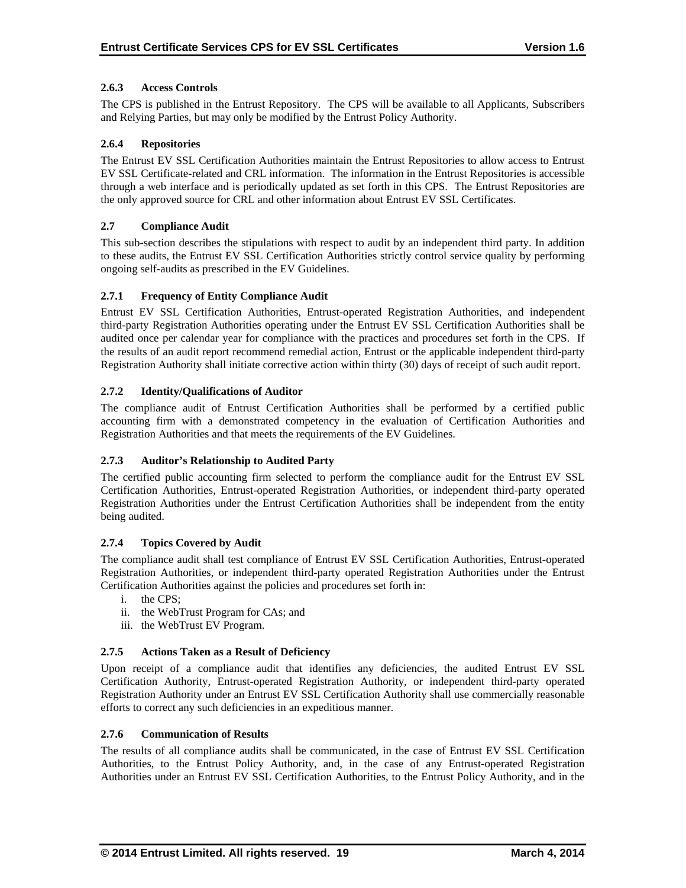### 2.6.3 Access Controls

The CPS is published in the Entrust Repository. The CPS will be available to all Applicants, Subscribers and Relying Parties, but may only be modified by the Entrust Policy Authority.

### 2.6.4 Repositories

The Entrust EV SSL Certification Authorities maintain the Entrust Repositories to allow access to Entrust EV SSL Certificate-related and CRL information. The information in the Entrust Repositories is accessible through a web interface and is periodically updated as set forth in this CPS. The Entrust Repositories are the only approved source for CRL and other information about Entrust EV SSL Certificates.

## 2.7 Compliance Audit

This sub-section describes the stipulations with respect to audit by an independent third party. In addition to these audits, the Entrust EV SSL Certification Authorities strictly control service quality by performing ongoing self-audits as prescribed in the EV Guidelines.

### 2.7.1 Frequency of Entity Compliance Audit

Entrust EV SSL Certification Authorities, Entrust-operated Registration Authorities, and independent third-party Registration Authorities operating under the Entrust EV SSL Certification Authorities shall be audited once per calendar year for compliance with the practices and procedures set forth in the CPS. If the results of an audit report recommend remedial action, Entrust or the applicable independent third-party Registration Authority shall initiate corrective action within thirty (30) days of receipt of such audit report.

### 2.7.2 Identity/Qualifications of Auditor

The compliance audit of Entrust Certification Authorities shall be performed by a certified public accounting firm with a demonstrated competency in the evaluation of Certification Authorities and Registration Authorities and that meets the requirements of the EV Guidelines.

### 2.7.3 Auditor's Relationship to Audited Party

The certified public accounting firm selected to perform the compliance audit for the Entrust EV SSL Certification Authorities, Entrust-operated Registration Authorities, or independent third-party operated Registration Authorities under the Entrust Certification Authorities shall be independent from the entity being audited.

### 2.7.4 Topics Covered by Audit

The compliance audit shall test compliance of Entrust EV SSL Certification Authorities, Entrust-operated Registration Authorities, or independent third-party operated Registration Authorities under the Entrust Certification Authorities against the policies and procedures set forth in:

i. the CPS;
ii. the WebTrust Program for CAs; and
iii. the WebTrust EV Program.

### 2.7.5 Actions Taken as a Result of Deficiency

Upon receipt of a compliance audit that identifies any deficiencies, the audited Entrust EV SSL Certification Authority, Entrust-operated Registration Authority, or independent third-party operated Registration Authority under an Entrust EV SSL Certification Authority shall use commercially reasonable efforts to correct any such deficiencies in an expeditious manner.

### 2.7.6 Communication of Results

The results of all compliance audits shall be communicated, in the case of Entrust EV SSL Certification Authorities, to the Entrust Policy Authority, and, in the case of any Entrust-operated Registration Authorities under an Entrust EV SSL Certification Authorities, to the Entrust Policy Authority, and in the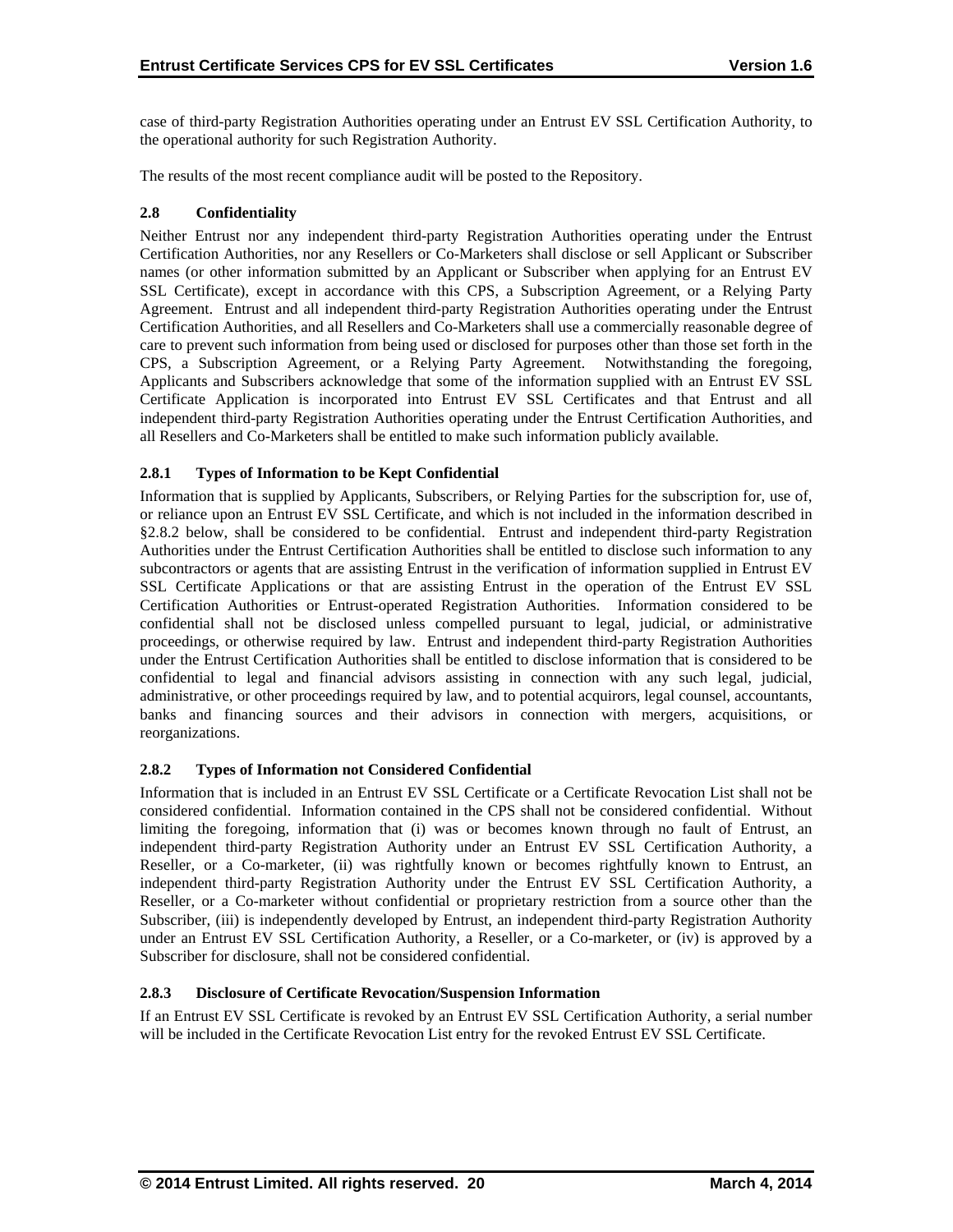case of third-party Registration Authorities operating under an Entrust EV SSL Certification Authority, to the operational authority for such Registration Authority.

The results of the most recent compliance audit will be posted to the Repository.

### 2.8 Confidentiality

Neither Entrust nor any independent third-party Registration Authorities operating under the Entrust Certification Authorities, nor any Resellers or Co-Marketers shall disclose or sell Applicant or Subscriber names (or other information submitted by an Applicant or Subscriber when applying for an Entrust EV SSL Certificate), except in accordance with this CPS, a Subscription Agreement, or a Relying Party Agreement. Entrust and all independent third-party Registration Authorities operating under the Entrust Certification Authorities, and all Resellers and Co-Marketers shall use a commercially reasonable degree of care to prevent such information from being used or disclosed for purposes other than those set forth in the CPS, a Subscription Agreement, or a Relying Party Agreement. Notwithstanding the foregoing, Applicants and Subscribers acknowledge that some of the information supplied with an Entrust EV SSL Certificate Application is incorporated into Entrust EV SSL Certificates and that Entrust and all independent third-party Registration Authorities operating under the Entrust Certification Authorities, and all Resellers and Co-Marketers shall be entitled to make such information publicly available.

#### 2.8.1 Types of Information to be Kept Confidential

Information that is supplied by Applicants, Subscribers, or Relying Parties for the subscription for, use of, or reliance upon an Entrust EV SSL Certificate, and which is not included in the information described in §2.8.2 below, shall be considered to be confidential. Entrust and independent third-party Registration Authorities under the Entrust Certification Authorities shall be entitled to disclose such information to any subcontractors or agents that are assisting Entrust in the verification of information supplied in Entrust EV SSL Certificate Applications or that are assisting Entrust in the operation of the Entrust EV SSL Certification Authorities or Entrust-operated Registration Authorities. Information considered to be confidential shall not be disclosed unless compelled pursuant to legal, judicial, or administrative proceedings, or otherwise required by law. Entrust and independent third-party Registration Authorities under the Entrust Certification Authorities shall be entitled to disclose information that is considered to be confidential to legal and financial advisors assisting in connection with any such legal, judicial, administrative, or other proceedings required by law, and to potential acquirors, legal counsel, accountants, banks and financing sources and their advisors in connection with mergers, acquisitions, or reorganizations.

#### 2.8.2 Types of Information not Considered Confidential

Information that is included in an Entrust EV SSL Certificate or a Certificate Revocation List shall not be considered confidential. Information contained in the CPS shall not be considered confidential. Without limiting the foregoing, information that (i) was or becomes known through no fault of Entrust, an independent third-party Registration Authority under an Entrust EV SSL Certification Authority, a Reseller, or a Co-marketer, (ii) was rightfully known or becomes rightfully known to Entrust, an independent third-party Registration Authority under the Entrust EV SSL Certification Authority, a Reseller, or a Co-marketer without confidential or proprietary restriction from a source other than the Subscriber, (iii) is independently developed by Entrust, an independent third-party Registration Authority under an Entrust EV SSL Certification Authority, a Reseller, or a Co-marketer, or (iv) is approved by a Subscriber for disclosure, shall not be considered confidential.

#### 2.8.3 Disclosure of Certificate Revocation/Suspension Information

If an Entrust EV SSL Certificate is revoked by an Entrust EV SSL Certification Authority, a serial number will be included in the Certificate Revocation List entry for the revoked Entrust EV SSL Certificate.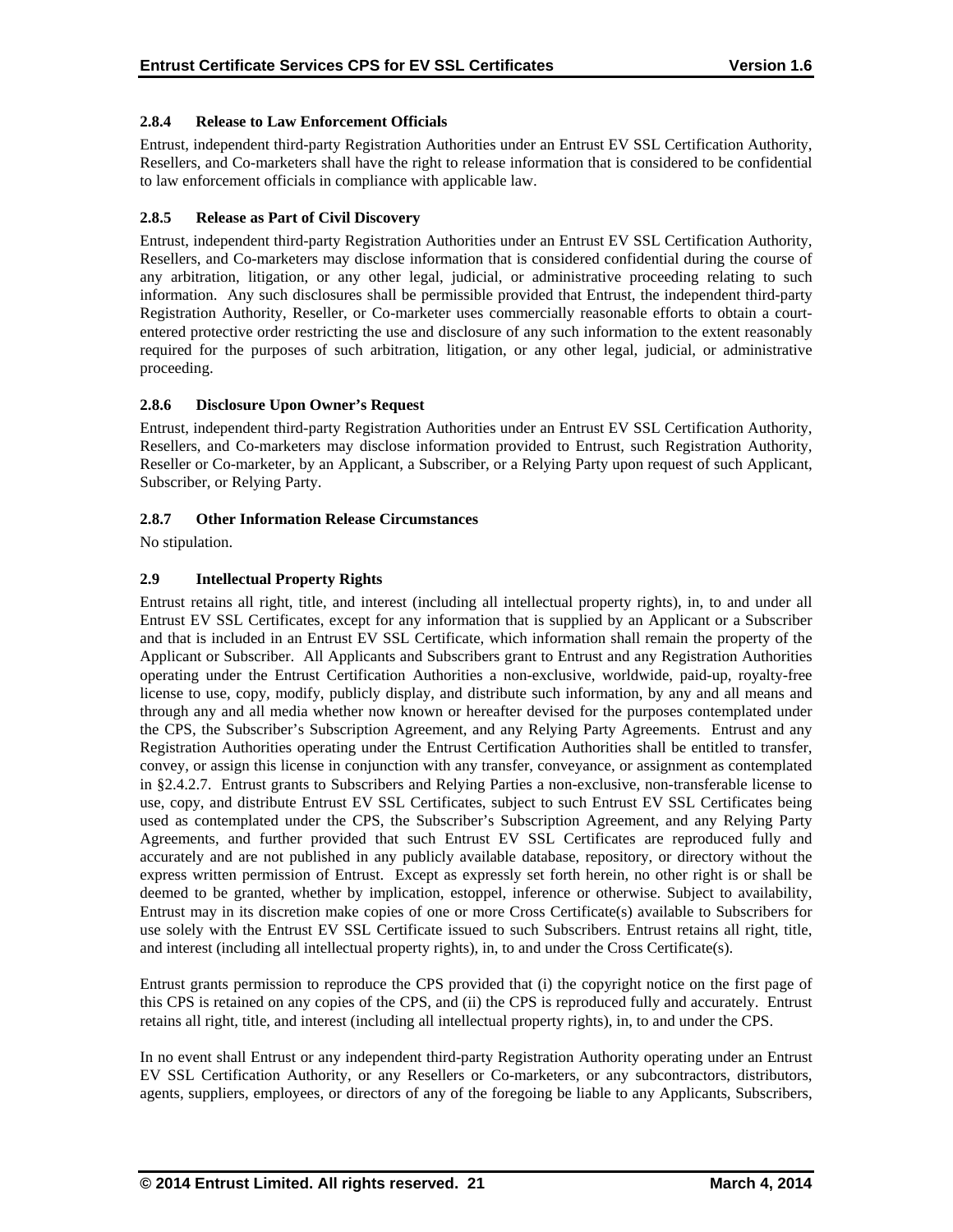### 2.8.4 Release to Law Enforcement Officials

Entrust, independent third-party Registration Authorities under an Entrust EV SSL Certification Authority, Resellers, and Co-marketers shall have the right to release information that is considered to be confidential to law enforcement officials in compliance with applicable law.

### 2.8.5 Release as Part of Civil Discovery

Entrust, independent third-party Registration Authorities under an Entrust EV SSL Certification Authority, Resellers, and Co-marketers may disclose information that is considered confidential during the course of any arbitration, litigation, or any other legal, judicial, or administrative proceeding relating to such information. Any such disclosures shall be permissible provided that Entrust, the independent third-party Registration Authority, Reseller, or Co-marketer uses commercially reasonable efforts to obtain a court-entered protective order restricting the use and disclosure of any such information to the extent reasonably required for the purposes of such arbitration, litigation, or any other legal, judicial, or administrative proceeding.

### 2.8.6 Disclosure Upon Owner's Request

Entrust, independent third-party Registration Authorities under an Entrust EV SSL Certification Authority, Resellers, and Co-marketers may disclose information provided to Entrust, such Registration Authority, Reseller or Co-marketer, by an Applicant, a Subscriber, or a Relying Party upon request of such Applicant, Subscriber, or Relying Party.

### 2.8.7 Other Information Release Circumstances

No stipulation.

## 2.9 Intellectual Property Rights

Entrust retains all right, title, and interest (including all intellectual property rights), in, to and under all Entrust EV SSL Certificates, except for any information that is supplied by an Applicant or a Subscriber and that is included in an Entrust EV SSL Certificate, which information shall remain the property of the Applicant or Subscriber. All Applicants and Subscribers grant to Entrust and any Registration Authorities operating under the Entrust Certification Authorities a non-exclusive, worldwide, paid-up, royalty-free license to use, copy, modify, publicly display, and distribute such information, by any and all means and through any and all media whether now known or hereafter devised for the purposes contemplated under the CPS, the Subscriber's Subscription Agreement, and any Relying Party Agreements. Entrust and any Registration Authorities operating under the Entrust Certification Authorities shall be entitled to transfer, convey, or assign this license in conjunction with any transfer, conveyance, or assignment as contemplated in §2.4.2.7. Entrust grants to Subscribers and Relying Parties a non-exclusive, non-transferable license to use, copy, and distribute Entrust EV SSL Certificates, subject to such Entrust EV SSL Certificates being used as contemplated under the CPS, the Subscriber's Subscription Agreement, and any Relying Party Agreements, and further provided that such Entrust EV SSL Certificates are reproduced fully and accurately and are not published in any publicly available database, repository, or directory without the express written permission of Entrust. Except as expressly set forth herein, no other right is or shall be deemed to be granted, whether by implication, estoppel, inference or otherwise. Subject to availability, Entrust may in its discretion make copies of one or more Cross Certificate(s) available to Subscribers for use solely with the Entrust EV SSL Certificate issued to such Subscribers. Entrust retains all right, title, and interest (including all intellectual property rights), in, to and under the Cross Certificate(s).

Entrust grants permission to reproduce the CPS provided that (i) the copyright notice on the first page of this CPS is retained on any copies of the CPS, and (ii) the CPS is reproduced fully and accurately. Entrust retains all right, title, and interest (including all intellectual property rights), in, to and under the CPS.

In no event shall Entrust or any independent third-party Registration Authority operating under an Entrust EV SSL Certification Authority, or any Resellers or Co-marketers, or any subcontractors, distributors, agents, suppliers, employees, or directors of any of the foregoing be liable to any Applicants, Subscribers,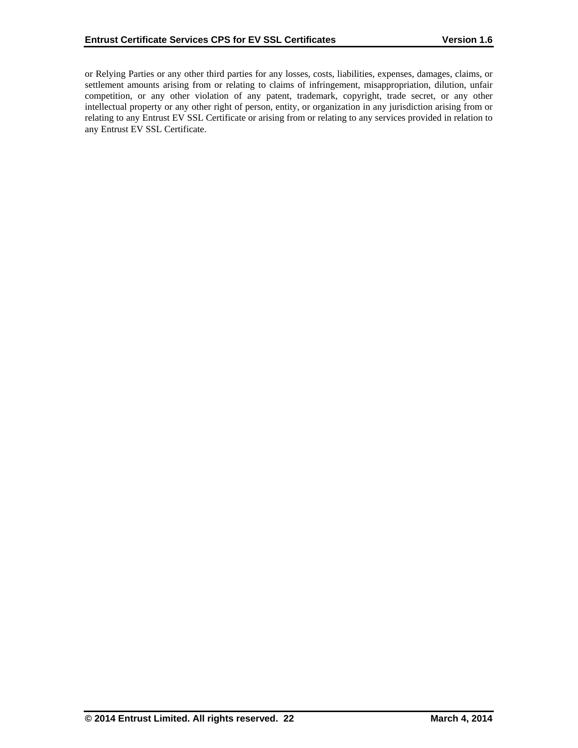or Relying Parties or any other third parties for any losses, costs, liabilities, expenses, damages, claims, or settlement amounts arising from or relating to claims of infringement, misappropriation, dilution, unfair competition, or any other violation of any patent, trademark, copyright, trade secret, or any other intellectual property or any other right of person, entity, or organization in any jurisdiction arising from or relating to any Entrust EV SSL Certificate or arising from or relating to any services provided in relation to any Entrust EV SSL Certificate.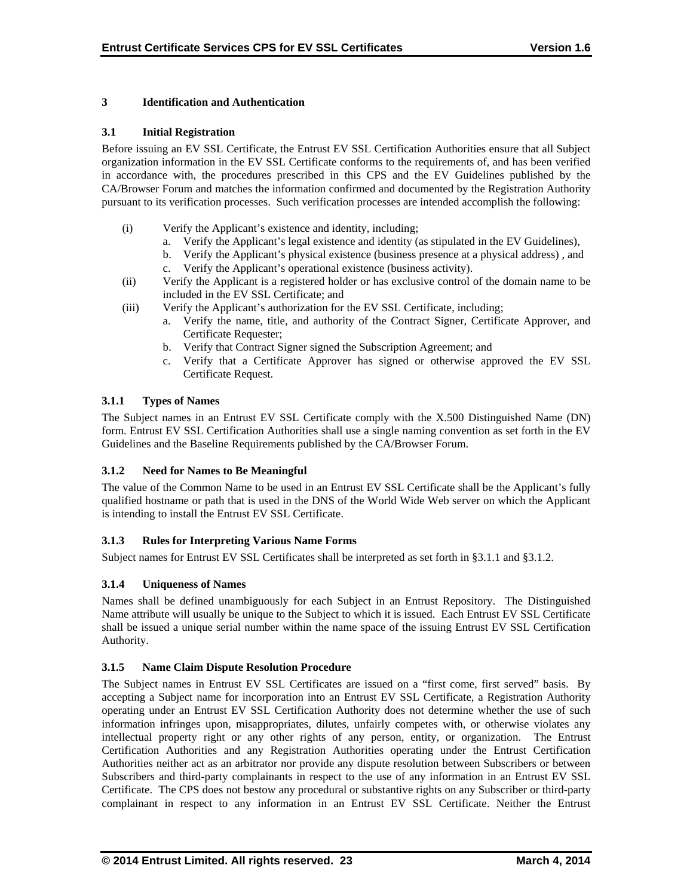# 3 Identification and Authentication

## 3.1 Initial Registration

Before issuing an EV SSL Certificate, the Entrust EV SSL Certification Authorities ensure that all Subject organization information in the EV SSL Certificate conforms to the requirements of, and has been verified in accordance with, the procedures prescribed in this CPS and the EV Guidelines published by the CA/Browser Forum and matches the information confirmed and documented by the Registration Authority pursuant to its verification processes. Such verification processes are intended accomplish the following:

(i) Verify the Applicant's existence and identity, including;
   a. Verify the Applicant's legal existence and identity (as stipulated in the EV Guidelines),
   b. Verify the Applicant's physical existence (business presence at a physical address) , and
   c. Verify the Applicant's operational existence (business activity).

(ii) Verify the Applicant is a registered holder or has exclusive control of the domain name to be included in the EV SSL Certificate; and

(iii) Verify the Applicant's authorization for the EV SSL Certificate, including;
   a. Verify the name, title, and authority of the Contract Signer, Certificate Approver, and Certificate Requester;
   b. Verify that Contract Signer signed the Subscription Agreement; and
   c. Verify that a Certificate Approver has signed or otherwise approved the EV SSL Certificate Request.

### 3.1.1 Types of Names

The Subject names in an Entrust EV SSL Certificate comply with the X.500 Distinguished Name (DN) form. Entrust EV SSL Certification Authorities shall use a single naming convention as set forth in the EV Guidelines and the Baseline Requirements published by the CA/Browser Forum.

### 3.1.2 Need for Names to Be Meaningful

The value of the Common Name to be used in an Entrust EV SSL Certificate shall be the Applicant's fully qualified hostname or path that is used in the DNS of the World Wide Web server on which the Applicant is intending to install the Entrust EV SSL Certificate.

### 3.1.3 Rules for Interpreting Various Name Forms

Subject names for Entrust EV SSL Certificates shall be interpreted as set forth in §3.1.1 and §3.1.2.

### 3.1.4 Uniqueness of Names

Names shall be defined unambiguously for each Subject in an Entrust Repository. The Distinguished Name attribute will usually be unique to the Subject to which it is issued. Each Entrust EV SSL Certificate shall be issued a unique serial number within the name space of the issuing Entrust EV SSL Certification Authority.

### 3.1.5 Name Claim Dispute Resolution Procedure

The Subject names in Entrust EV SSL Certificates are issued on a "first come, first served" basis. By accepting a Subject name for incorporation into an Entrust EV SSL Certificate, a Registration Authority operating under an Entrust EV SSL Certification Authority does not determine whether the use of such information infringes upon, misappropriates, dilutes, unfairly competes with, or otherwise violates any intellectual property right or any other rights of any person, entity, or organization. The Entrust Certification Authorities and any Registration Authorities operating under the Entrust Certification Authorities neither act as an arbitrator nor provide any dispute resolution between Subscribers or between Subscribers and third-party complainants in respect to the use of any information in an Entrust EV SSL Certificate. The CPS does not bestow any procedural or substantive rights on any Subscriber or third-party complainant in respect to any information in an Entrust EV SSL Certificate. Neither the Entrust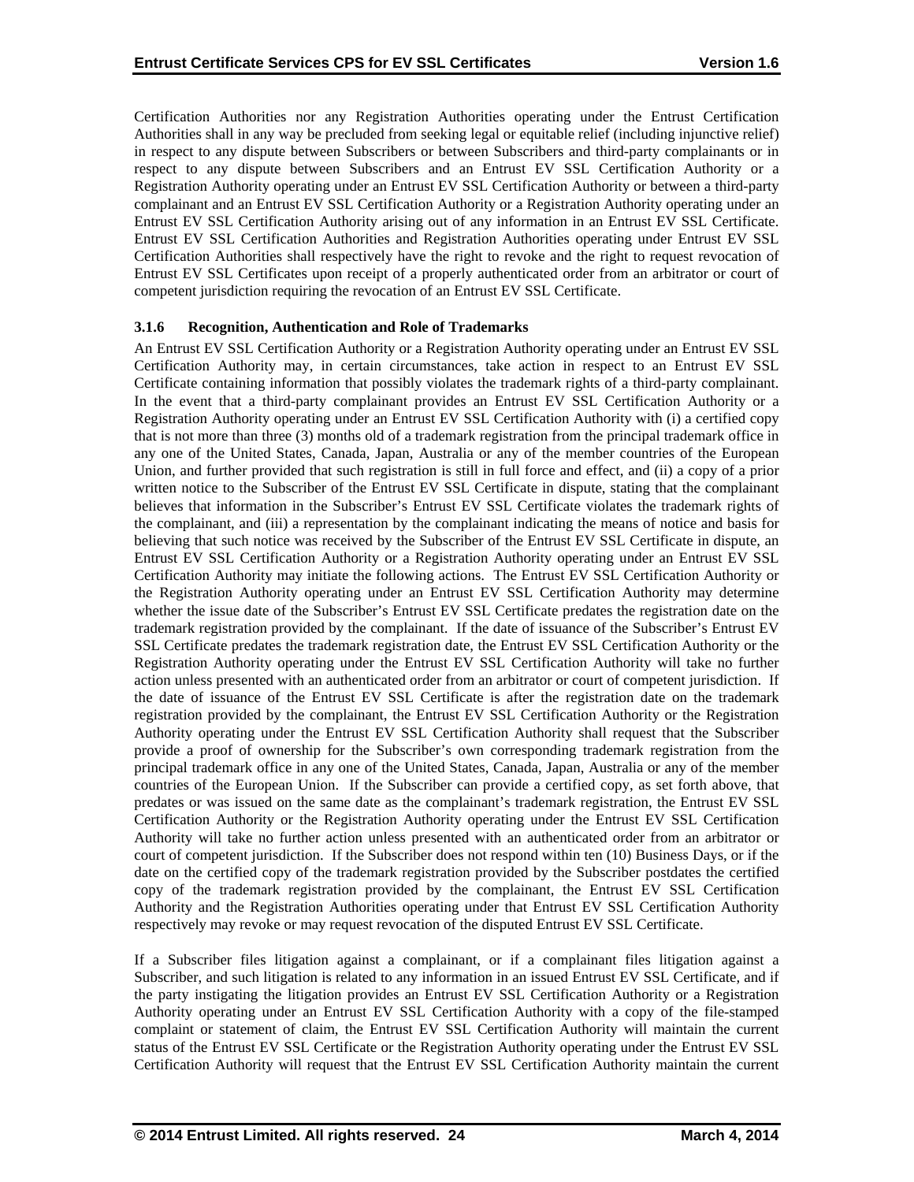Certification Authorities nor any Registration Authorities operating under the Entrust Certification Authorities shall in any way be precluded from seeking legal or equitable relief (including injunctive relief) in respect to any dispute between Subscribers or between Subscribers and third-party complainants or in respect to any dispute between Subscribers and an Entrust EV SSL Certification Authority or a Registration Authority operating under an Entrust EV SSL Certification Authority or between a third-party complainant and an Entrust EV SSL Certification Authority or a Registration Authority operating under an Entrust EV SSL Certification Authority arising out of any information in an Entrust EV SSL Certificate. Entrust EV SSL Certification Authorities and Registration Authorities operating under Entrust EV SSL Certification Authorities shall respectively have the right to revoke and the right to request revocation of Entrust EV SSL Certificates upon receipt of a properly authenticated order from an arbitrator or court of competent jurisdiction requiring the revocation of an Entrust EV SSL Certificate.

#### 3.1.6 Recognition, Authentication and Role of Trademarks

An Entrust EV SSL Certification Authority or a Registration Authority operating under an Entrust EV SSL Certification Authority may, in certain circumstances, take action in respect to an Entrust EV SSL Certificate containing information that possibly violates the trademark rights of a third-party complainant. In the event that a third-party complainant provides an Entrust EV SSL Certification Authority or a Registration Authority operating under an Entrust EV SSL Certification Authority with (i) a certified copy that is not more than three (3) months old of a trademark registration from the principal trademark office in any one of the United States, Canada, Japan, Australia or any of the member countries of the European Union, and further provided that such registration is still in full force and effect, and (ii) a copy of a prior written notice to the Subscriber of the Entrust EV SSL Certificate in dispute, stating that the complainant believes that information in the Subscriber's Entrust EV SSL Certificate violates the trademark rights of the complainant, and (iii) a representation by the complainant indicating the means of notice and basis for believing that such notice was received by the Subscriber of the Entrust EV SSL Certificate in dispute, an Entrust EV SSL Certification Authority or a Registration Authority operating under an Entrust EV SSL Certification Authority may initiate the following actions. The Entrust EV SSL Certification Authority or the Registration Authority operating under an Entrust EV SSL Certification Authority may determine whether the issue date of the Subscriber's Entrust EV SSL Certificate predates the registration date on the trademark registration provided by the complainant. If the date of issuance of the Subscriber's Entrust EV SSL Certificate predates the trademark registration date, the Entrust EV SSL Certification Authority or the Registration Authority operating under the Entrust EV SSL Certification Authority will take no further action unless presented with an authenticated order from an arbitrator or court of competent jurisdiction. If the date of issuance of the Entrust EV SSL Certificate is after the registration date on the trademark registration provided by the complainant, the Entrust EV SSL Certification Authority or the Registration Authority operating under the Entrust EV SSL Certification Authority shall request that the Subscriber provide a proof of ownership for the Subscriber's own corresponding trademark registration from the principal trademark office in any one of the United States, Canada, Japan, Australia or any of the member countries of the European Union. If the Subscriber can provide a certified copy, as set forth above, that predates or was issued on the same date as the complainant's trademark registration, the Entrust EV SSL Certification Authority or the Registration Authority operating under the Entrust EV SSL Certification Authority will take no further action unless presented with an authenticated order from an arbitrator or court of competent jurisdiction. If the Subscriber does not respond within ten (10) Business Days, or if the date on the certified copy of the trademark registration provided by the Subscriber postdates the certified copy of the trademark registration provided by the complainant, the Entrust EV SSL Certification Authority and the Registration Authorities operating under that Entrust EV SSL Certification Authority respectively may revoke or may request revocation of the disputed Entrust EV SSL Certificate.

If a Subscriber files litigation against a complainant, or if a complainant files litigation against a Subscriber, and such litigation is related to any information in an issued Entrust EV SSL Certificate, and if the party instigating the litigation provides an Entrust EV SSL Certification Authority or a Registration Authority operating under an Entrust EV SSL Certification Authority with a copy of the file-stamped complaint or statement of claim, the Entrust EV SSL Certification Authority will maintain the current status of the Entrust EV SSL Certificate or the Registration Authority operating under the Entrust EV SSL Certification Authority will request that the Entrust EV SSL Certification Authority maintain the current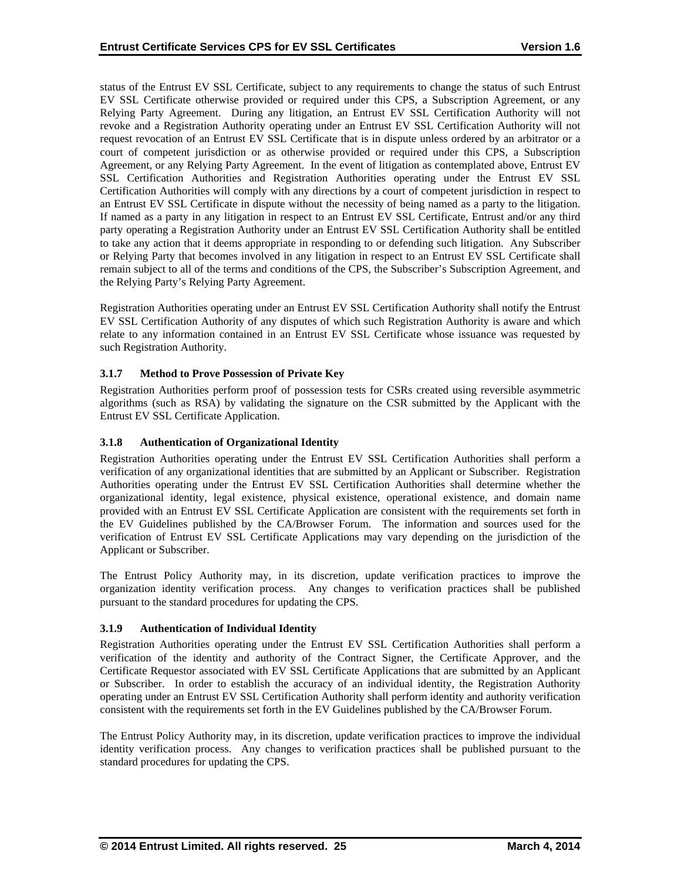status of the Entrust EV SSL Certificate, subject to any requirements to change the status of such Entrust EV SSL Certificate otherwise provided or required under this CPS, a Subscription Agreement, or any Relying Party Agreement. During any litigation, an Entrust EV SSL Certification Authority will not revoke and a Registration Authority operating under an Entrust EV SSL Certification Authority will not request revocation of an Entrust EV SSL Certificate that is in dispute unless ordered by an arbitrator or a court of competent jurisdiction or as otherwise provided or required under this CPS, a Subscription Agreement, or any Relying Party Agreement. In the event of litigation as contemplated above, Entrust EV SSL Certification Authorities and Registration Authorities operating under the Entrust EV SSL Certification Authorities will comply with any directions by a court of competent jurisdiction in respect to an Entrust EV SSL Certificate in dispute without the necessity of being named as a party to the litigation. If named as a party in any litigation in respect to an Entrust EV SSL Certificate, Entrust and/or any third party operating a Registration Authority under an Entrust EV SSL Certification Authority shall be entitled to take any action that it deems appropriate in responding to or defending such litigation. Any Subscriber or Relying Party that becomes involved in any litigation in respect to an Entrust EV SSL Certificate shall remain subject to all of the terms and conditions of the CPS, the Subscriber's Subscription Agreement, and the Relying Party's Relying Party Agreement.

Registration Authorities operating under an Entrust EV SSL Certification Authority shall notify the Entrust EV SSL Certification Authority of any disputes of which such Registration Authority is aware and which relate to any information contained in an Entrust EV SSL Certificate whose issuance was requested by such Registration Authority.

### 3.1.7 Method to Prove Possession of Private Key

Registration Authorities perform proof of possession tests for CSRs created using reversible asymmetric algorithms (such as RSA) by validating the signature on the CSR submitted by the Applicant with the Entrust EV SSL Certificate Application.

### 3.1.8 Authentication of Organizational Identity

Registration Authorities operating under the Entrust EV SSL Certification Authorities shall perform a verification of any organizational identities that are submitted by an Applicant or Subscriber. Registration Authorities operating under the Entrust EV SSL Certification Authorities shall determine whether the organizational identity, legal existence, physical existence, operational existence, and domain name provided with an Entrust EV SSL Certificate Application are consistent with the requirements set forth in the EV Guidelines published by the CA/Browser Forum. The information and sources used for the verification of Entrust EV SSL Certificate Applications may vary depending on the jurisdiction of the Applicant or Subscriber.

The Entrust Policy Authority may, in its discretion, update verification practices to improve the organization identity verification process. Any changes to verification practices shall be published pursuant to the standard procedures for updating the CPS.

### 3.1.9 Authentication of Individual Identity

Registration Authorities operating under the Entrust EV SSL Certification Authorities shall perform a verification of the identity and authority of the Contract Signer, the Certificate Approver, and the Certificate Requestor associated with EV SSL Certificate Applications that are submitted by an Applicant or Subscriber. In order to establish the accuracy of an individual identity, the Registration Authority operating under an Entrust EV SSL Certification Authority shall perform identity and authority verification consistent with the requirements set forth in the EV Guidelines published by the CA/Browser Forum.

The Entrust Policy Authority may, in its discretion, update verification practices to improve the individual identity verification process. Any changes to verification practices shall be published pursuant to the standard procedures for updating the CPS.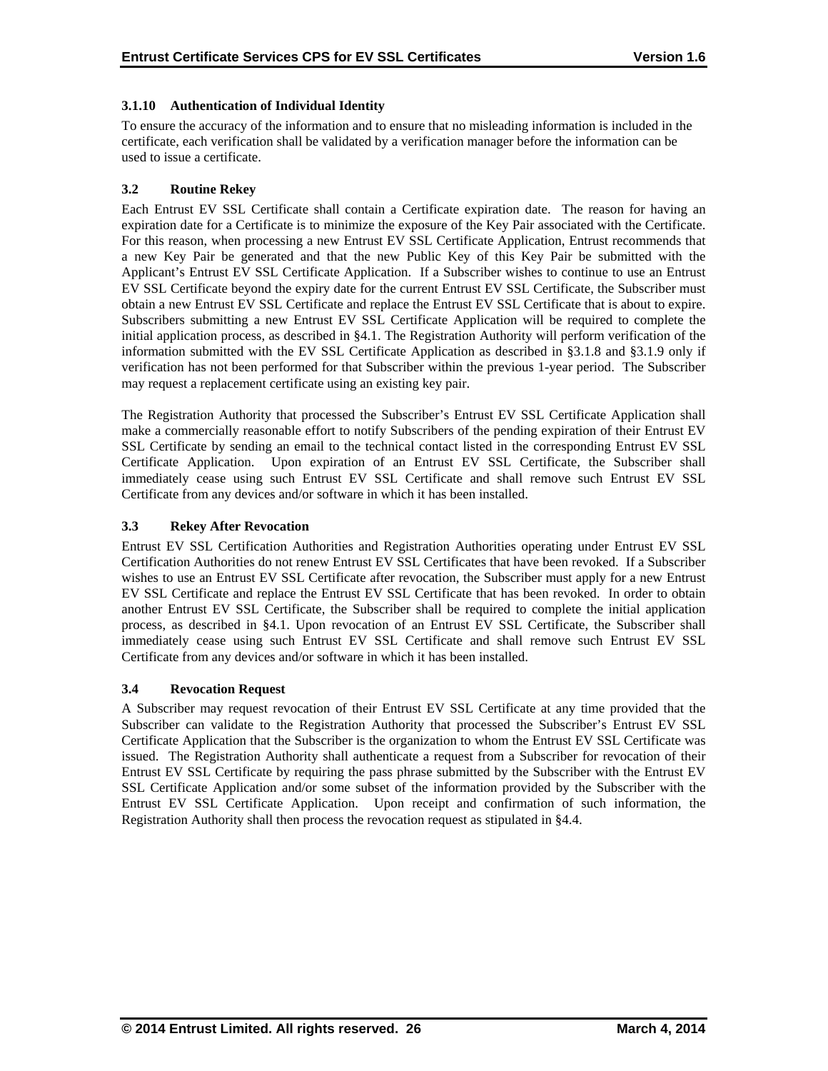### 3.1.10 Authentication of Individual Identity

To ensure the accuracy of the information and to ensure that no misleading information is included in the certificate, each verification shall be validated by a verification manager before the information can be used to issue a certificate.

## 3.2 Routine Rekey

Each Entrust EV SSL Certificate shall contain a Certificate expiration date. The reason for having an expiration date for a Certificate is to minimize the exposure of the Key Pair associated with the Certificate. For this reason, when processing a new Entrust EV SSL Certificate Application, Entrust recommends that a new Key Pair be generated and that the new Public Key of this Key Pair be submitted with the Applicant's Entrust EV SSL Certificate Application. If a Subscriber wishes to continue to use an Entrust EV SSL Certificate beyond the expiry date for the current Entrust EV SSL Certificate, the Subscriber must obtain a new Entrust EV SSL Certificate and replace the Entrust EV SSL Certificate that is about to expire. Subscribers submitting a new Entrust EV SSL Certificate Application will be required to complete the initial application process, as described in §4.1. The Registration Authority will perform verification of the information submitted with the EV SSL Certificate Application as described in §3.1.8 and §3.1.9 only if verification has not been performed for that Subscriber within the previous 1-year period. The Subscriber may request a replacement certificate using an existing key pair.

The Registration Authority that processed the Subscriber's Entrust EV SSL Certificate Application shall make a commercially reasonable effort to notify Subscribers of the pending expiration of their Entrust EV SSL Certificate by sending an email to the technical contact listed in the corresponding Entrust EV SSL Certificate Application. Upon expiration of an Entrust EV SSL Certificate, the Subscriber shall immediately cease using such Entrust EV SSL Certificate and shall remove such Entrust EV SSL Certificate from any devices and/or software in which it has been installed.

## 3.3 Rekey After Revocation

Entrust EV SSL Certification Authorities and Registration Authorities operating under Entrust EV SSL Certification Authorities do not renew Entrust EV SSL Certificates that have been revoked. If a Subscriber wishes to use an Entrust EV SSL Certificate after revocation, the Subscriber must apply for a new Entrust EV SSL Certificate and replace the Entrust EV SSL Certificate that has been revoked. In order to obtain another Entrust EV SSL Certificate, the Subscriber shall be required to complete the initial application process, as described in §4.1. Upon revocation of an Entrust EV SSL Certificate, the Subscriber shall immediately cease using such Entrust EV SSL Certificate and shall remove such Entrust EV SSL Certificate from any devices and/or software in which it has been installed.

## 3.4 Revocation Request

A Subscriber may request revocation of their Entrust EV SSL Certificate at any time provided that the Subscriber can validate to the Registration Authority that processed the Subscriber's Entrust EV SSL Certificate Application that the Subscriber is the organization to whom the Entrust EV SSL Certificate was issued. The Registration Authority shall authenticate a request from a Subscriber for revocation of their Entrust EV SSL Certificate by requiring the pass phrase submitted by the Subscriber with the Entrust EV SSL Certificate Application and/or some subset of the information provided by the Subscriber with the Entrust EV SSL Certificate Application. Upon receipt and confirmation of such information, the Registration Authority shall then process the revocation request as stipulated in §4.4.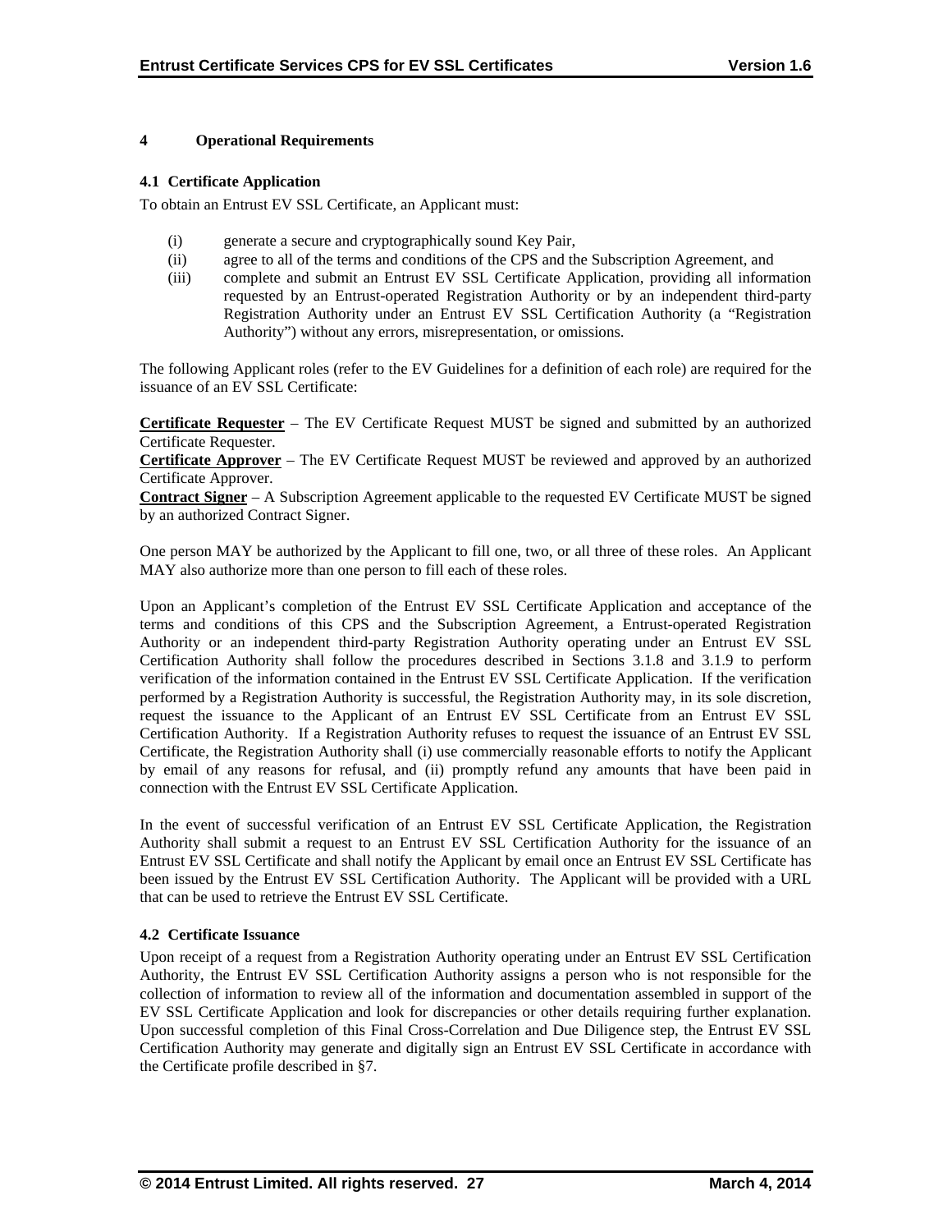# 4 Operational Requirements

## 4.1 Certificate Application

To obtain an Entrust EV SSL Certificate, an Applicant must:

(i) generate a secure and cryptographically sound Key Pair,
(ii) agree to all of the terms and conditions of the CPS and the Subscription Agreement, and
(iii) complete and submit an Entrust EV SSL Certificate Application, providing all information requested by an Entrust-operated Registration Authority or by an independent third-party Registration Authority under an Entrust EV SSL Certification Authority (a "Registration Authority") without any errors, misrepresentation, or omissions.

The following Applicant roles (refer to the EV Guidelines for a definition of each role) are required for the issuance of an EV SSL Certificate:

**Certificate Requester** – The EV Certificate Request MUST be signed and submitted by an authorized Certificate Requester.
**Certificate Approver** – The EV Certificate Request MUST be reviewed and approved by an authorized Certificate Approver.
**Contract Signer** – A Subscription Agreement applicable to the requested EV Certificate MUST be signed by an authorized Contract Signer.

One person MAY be authorized by the Applicant to fill one, two, or all three of these roles. An Applicant MAY also authorize more than one person to fill each of these roles.

Upon an Applicant's completion of the Entrust EV SSL Certificate Application and acceptance of the terms and conditions of this CPS and the Subscription Agreement, a Entrust-operated Registration Authority or an independent third-party Registration Authority operating under an Entrust EV SSL Certification Authority shall follow the procedures described in Sections 3.1.8 and 3.1.9 to perform verification of the information contained in the Entrust EV SSL Certificate Application. If the verification performed by a Registration Authority is successful, the Registration Authority may, in its sole discretion, request the issuance to the Applicant of an Entrust EV SSL Certificate from an Entrust EV SSL Certification Authority. If a Registration Authority refuses to request the issuance of an Entrust EV SSL Certificate, the Registration Authority shall (i) use commercially reasonable efforts to notify the Applicant by email of any reasons for refusal, and (ii) promptly refund any amounts that have been paid in connection with the Entrust EV SSL Certificate Application.

In the event of successful verification of an Entrust EV SSL Certificate Application, the Registration Authority shall submit a request to an Entrust EV SSL Certification Authority for the issuance of an Entrust EV SSL Certificate and shall notify the Applicant by email once an Entrust EV SSL Certificate has been issued by the Entrust EV SSL Certification Authority. The Applicant will be provided with a URL that can be used to retrieve the Entrust EV SSL Certificate.

## 4.2 Certificate Issuance

Upon receipt of a request from a Registration Authority operating under an Entrust EV SSL Certification Authority, the Entrust EV SSL Certification Authority assigns a person who is not responsible for the collection of information to review all of the information and documentation assembled in support of the EV SSL Certificate Application and look for discrepancies or other details requiring further explanation. Upon successful completion of this Final Cross-Correlation and Due Diligence step, the Entrust EV SSL Certification Authority may generate and digitally sign an Entrust EV SSL Certificate in accordance with the Certificate profile described in §7.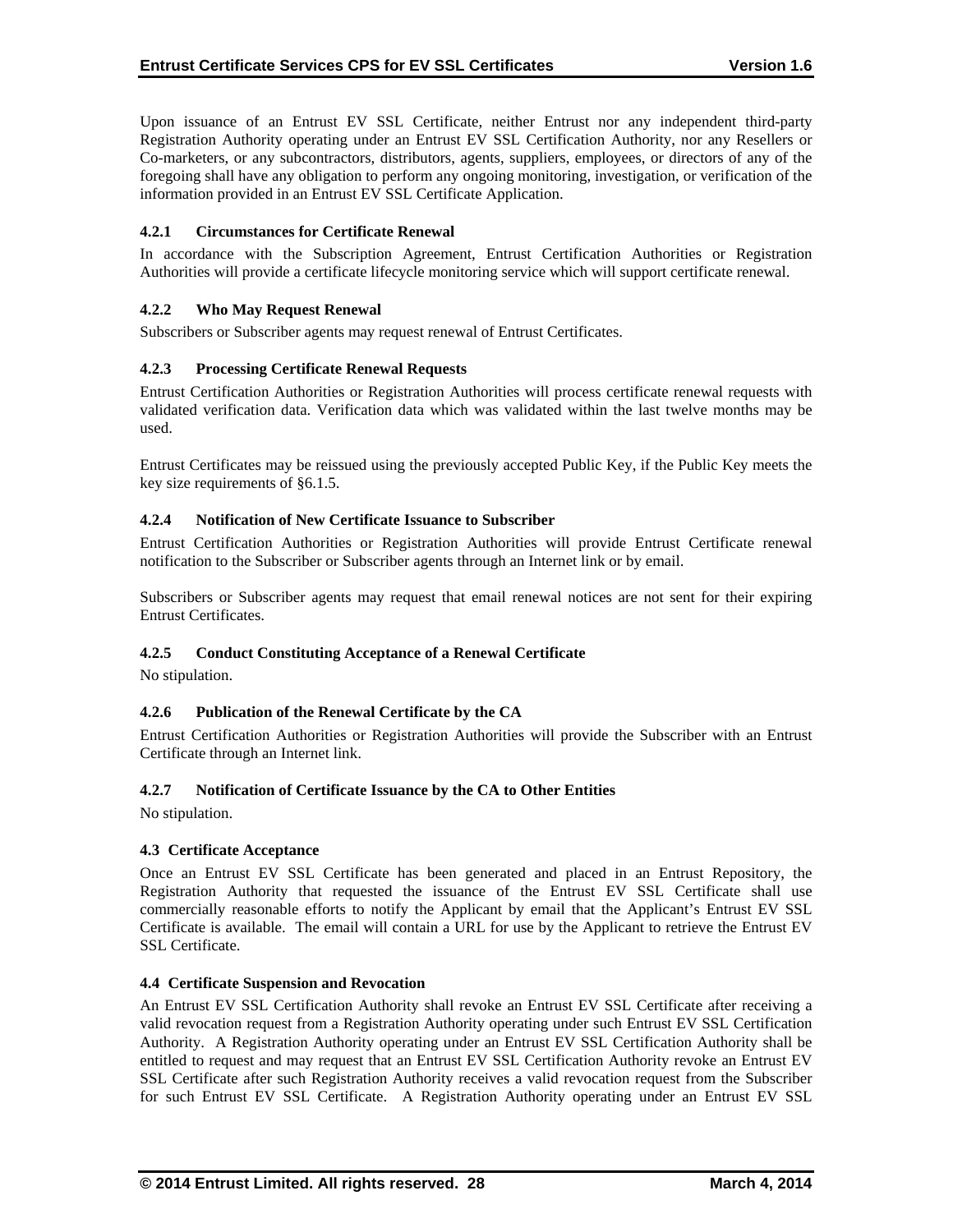Upon issuance of an Entrust EV SSL Certificate, neither Entrust nor any independent third-party Registration Authority operating under an Entrust EV SSL Certification Authority, nor any Resellers or Co-marketers, or any subcontractors, distributors, agents, suppliers, employees, or directors of any of the foregoing shall have any obligation to perform any ongoing monitoring, investigation, or verification of the information provided in an Entrust EV SSL Certificate Application.

#### 4.2.1 Circumstances for Certificate Renewal

In accordance with the Subscription Agreement, Entrust Certification Authorities or Registration Authorities will provide a certificate lifecycle monitoring service which will support certificate renewal.

#### 4.2.2 Who May Request Renewal

Subscribers or Subscriber agents may request renewal of Entrust Certificates.

#### 4.2.3 Processing Certificate Renewal Requests

Entrust Certification Authorities or Registration Authorities will process certificate renewal requests with validated verification data. Verification data which was validated within the last twelve months may be used.

Entrust Certificates may be reissued using the previously accepted Public Key, if the Public Key meets the key size requirements of §6.1.5.

#### 4.2.4 Notification of New Certificate Issuance to Subscriber

Entrust Certification Authorities or Registration Authorities will provide Entrust Certificate renewal notification to the Subscriber or Subscriber agents through an Internet link or by email.

Subscribers or Subscriber agents may request that email renewal notices are not sent for their expiring Entrust Certificates.

#### 4.2.5 Conduct Constituting Acceptance of a Renewal Certificate

No stipulation.

#### 4.2.6 Publication of the Renewal Certificate by the CA

Entrust Certification Authorities or Registration Authorities will provide the Subscriber with an Entrust Certificate through an Internet link.

#### 4.2.7 Notification of Certificate Issuance by the CA to Other Entities

No stipulation.

### 4.3 Certificate Acceptance

Once an Entrust EV SSL Certificate has been generated and placed in an Entrust Repository, the Registration Authority that requested the issuance of the Entrust EV SSL Certificate shall use commercially reasonable efforts to notify the Applicant by email that the Applicant's Entrust EV SSL Certificate is available. The email will contain a URL for use by the Applicant to retrieve the Entrust EV SSL Certificate.

### 4.4 Certificate Suspension and Revocation

An Entrust EV SSL Certification Authority shall revoke an Entrust EV SSL Certificate after receiving a valid revocation request from a Registration Authority operating under such Entrust EV SSL Certification Authority. A Registration Authority operating under an Entrust EV SSL Certification Authority shall be entitled to request and may request that an Entrust EV SSL Certification Authority revoke an Entrust EV SSL Certificate after such Registration Authority receives a valid revocation request from the Subscriber for such Entrust EV SSL Certificate. A Registration Authority operating under an Entrust EV SSL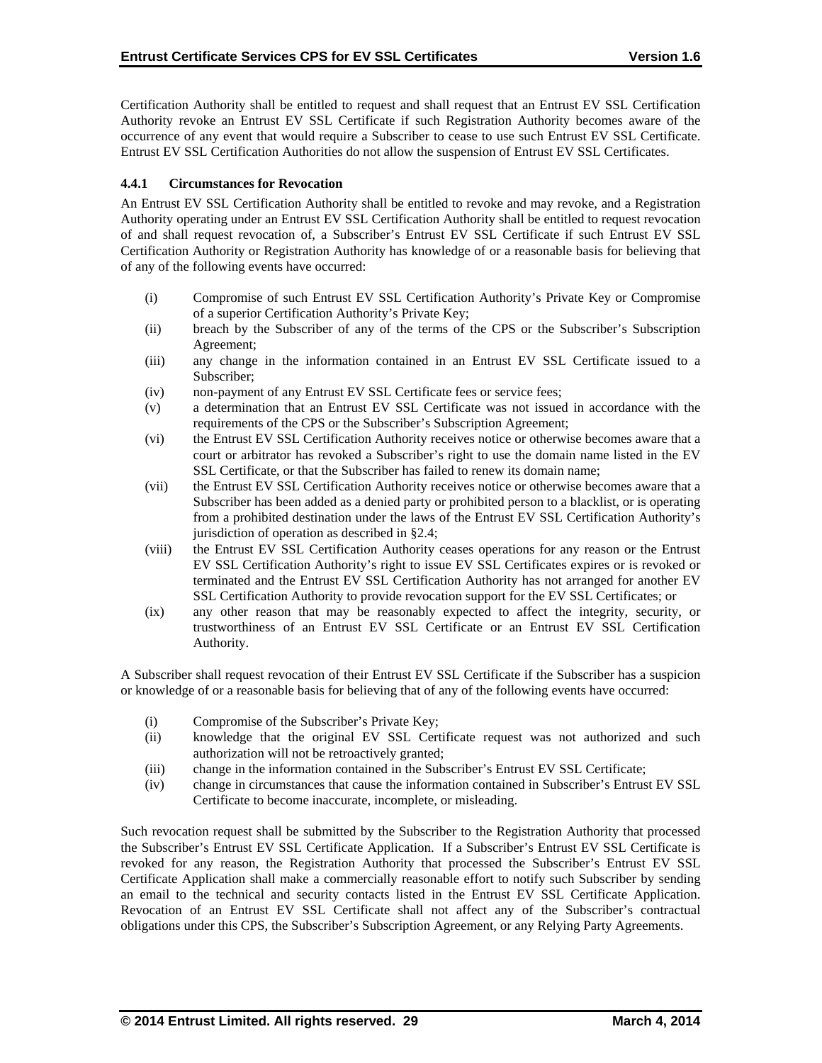Certification Authority shall be entitled to request and shall request that an Entrust EV SSL Certification Authority revoke an Entrust EV SSL Certificate if such Registration Authority becomes aware of the occurrence of any event that would require a Subscriber to cease to use such Entrust EV SSL Certificate. Entrust EV SSL Certification Authorities do not allow the suspension of Entrust EV SSL Certificates.

#### 4.4.1 Circumstances for Revocation

An Entrust EV SSL Certification Authority shall be entitled to revoke and may revoke, and a Registration Authority operating under an Entrust EV SSL Certification Authority shall be entitled to request revocation of and shall request revocation of, a Subscriber's Entrust EV SSL Certificate if such Entrust EV SSL Certification Authority or Registration Authority has knowledge of or a reasonable basis for believing that of any of the following events have occurred:

(i) Compromise of such Entrust EV SSL Certification Authority's Private Key or Compromise of a superior Certification Authority's Private Key;

(ii) breach by the Subscriber of any of the terms of the CPS or the Subscriber's Subscription Agreement;

(iii) any change in the information contained in an Entrust EV SSL Certificate issued to a Subscriber;

(iv) non-payment of any Entrust EV SSL Certificate fees or service fees;

(v) a determination that an Entrust EV SSL Certificate was not issued in accordance with the requirements of the CPS or the Subscriber's Subscription Agreement;

(vi) the Entrust EV SSL Certification Authority receives notice or otherwise becomes aware that a court or arbitrator has revoked a Subscriber's right to use the domain name listed in the EV SSL Certificate, or that the Subscriber has failed to renew its domain name;

(vii) the Entrust EV SSL Certification Authority receives notice or otherwise becomes aware that a Subscriber has been added as a denied party or prohibited person to a blacklist, or is operating from a prohibited destination under the laws of the Entrust EV SSL Certification Authority's jurisdiction of operation as described in §2.4;

(viii) the Entrust EV SSL Certification Authority ceases operations for any reason or the Entrust EV SSL Certification Authority's right to issue EV SSL Certificates expires or is revoked or terminated and the Entrust EV SSL Certification Authority has not arranged for another EV SSL Certification Authority to provide revocation support for the EV SSL Certificates; or

(ix) any other reason that may be reasonably expected to affect the integrity, security, or trustworthiness of an Entrust EV SSL Certificate or an Entrust EV SSL Certification Authority.

A Subscriber shall request revocation of their Entrust EV SSL Certificate if the Subscriber has a suspicion or knowledge of or a reasonable basis for believing that of any of the following events have occurred:

(i) Compromise of the Subscriber's Private Key;

(ii) knowledge that the original EV SSL Certificate request was not authorized and such authorization will not be retroactively granted;

(iii) change in the information contained in the Subscriber's Entrust EV SSL Certificate;

(iv) change in circumstances that cause the information contained in Subscriber's Entrust EV SSL Certificate to become inaccurate, incomplete, or misleading.

Such revocation request shall be submitted by the Subscriber to the Registration Authority that processed the Subscriber's Entrust EV SSL Certificate Application. If a Subscriber's Entrust EV SSL Certificate is revoked for any reason, the Registration Authority that processed the Subscriber's Entrust EV SSL Certificate Application shall make a commercially reasonable effort to notify such Subscriber by sending an email to the technical and security contacts listed in the Entrust EV SSL Certificate Application. Revocation of an Entrust EV SSL Certificate shall not affect any of the Subscriber's contractual obligations under this CPS, the Subscriber's Subscription Agreement, or any Relying Party Agreements.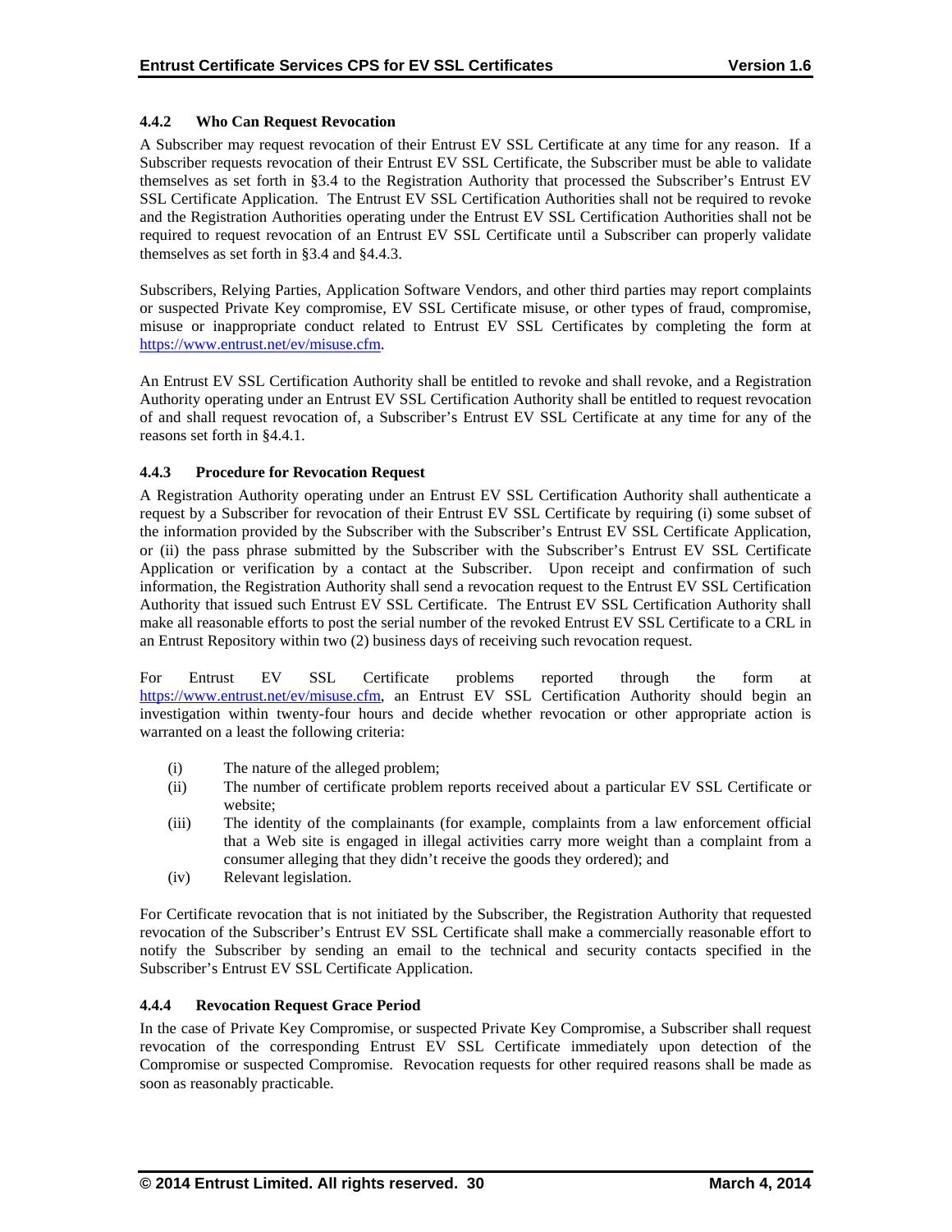### 4.4.2 Who Can Request Revocation

A Subscriber may request revocation of their Entrust EV SSL Certificate at any time for any reason. If a Subscriber requests revocation of their Entrust EV SSL Certificate, the Subscriber must be able to validate themselves as set forth in §3.4 to the Registration Authority that processed the Subscriber's Entrust EV SSL Certificate Application. The Entrust EV SSL Certification Authorities shall not be required to revoke and the Registration Authorities operating under the Entrust EV SSL Certification Authorities shall not be required to request revocation of an Entrust EV SSL Certificate until a Subscriber can properly validate themselves as set forth in §3.4 and §4.4.3.

Subscribers, Relying Parties, Application Software Vendors, and other third parties may report complaints or suspected Private Key compromise, EV SSL Certificate misuse, or other types of fraud, compromise, misuse or inappropriate conduct related to Entrust EV SSL Certificates by completing the form at https://www.entrust.net/ev/misuse.cfm.

An Entrust EV SSL Certification Authority shall be entitled to revoke and shall revoke, and a Registration Authority operating under an Entrust EV SSL Certification Authority shall be entitled to request revocation of and shall request revocation of, a Subscriber's Entrust EV SSL Certificate at any time for any of the reasons set forth in §4.4.1.

### 4.4.3 Procedure for Revocation Request

A Registration Authority operating under an Entrust EV SSL Certification Authority shall authenticate a request by a Subscriber for revocation of their Entrust EV SSL Certificate by requiring (i) some subset of the information provided by the Subscriber with the Subscriber's Entrust EV SSL Certificate Application, or (ii) the pass phrase submitted by the Subscriber with the Subscriber's Entrust EV SSL Certificate Application or verification by a contact at the Subscriber. Upon receipt and confirmation of such information, the Registration Authority shall send a revocation request to the Entrust EV SSL Certification Authority that issued such Entrust EV SSL Certificate. The Entrust EV SSL Certification Authority shall make all reasonable efforts to post the serial number of the revoked Entrust EV SSL Certificate to a CRL in an Entrust Repository within two (2) business days of receiving such revocation request.

For Entrust EV SSL Certificate problems reported through the form at https://www.entrust.net/ev/misuse.cfm, an Entrust EV SSL Certification Authority should begin an investigation within twenty-four hours and decide whether revocation or other appropriate action is warranted on a least the following criteria:

(i) The nature of the alleged problem;
(ii) The number of certificate problem reports received about a particular EV SSL Certificate or website;
(iii) The identity of the complainants (for example, complaints from a law enforcement official that a Web site is engaged in illegal activities carry more weight than a complaint from a consumer alleging that they didn't receive the goods they ordered); and
(iv) Relevant legislation.

For Certificate revocation that is not initiated by the Subscriber, the Registration Authority that requested revocation of the Subscriber's Entrust EV SSL Certificate shall make a commercially reasonable effort to notify the Subscriber by sending an email to the technical and security contacts specified in the Subscriber's Entrust EV SSL Certificate Application.

### 4.4.4 Revocation Request Grace Period

In the case of Private Key Compromise, or suspected Private Key Compromise, a Subscriber shall request revocation of the corresponding Entrust EV SSL Certificate immediately upon detection of the Compromise or suspected Compromise. Revocation requests for other required reasons shall be made as soon as reasonably practicable.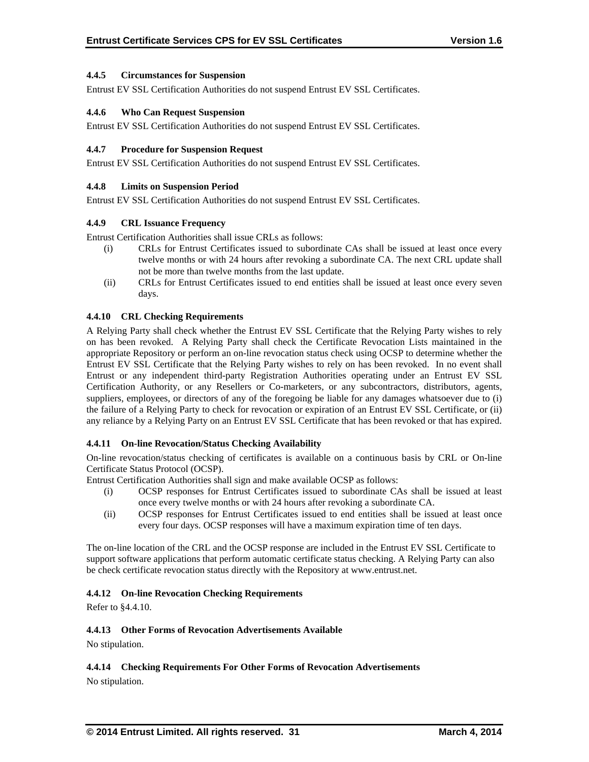#### 4.4.5 Circumstances for Suspension

Entrust EV SSL Certification Authorities do not suspend Entrust EV SSL Certificates.

#### 4.4.6 Who Can Request Suspension

Entrust EV SSL Certification Authorities do not suspend Entrust EV SSL Certificates.

#### 4.4.7 Procedure for Suspension Request

Entrust EV SSL Certification Authorities do not suspend Entrust EV SSL Certificates.

#### 4.4.8 Limits on Suspension Period

Entrust EV SSL Certification Authorities do not suspend Entrust EV SSL Certificates.

#### 4.4.9 CRL Issuance Frequency

Entrust Certification Authorities shall issue CRLs as follows:

(i) CRLs for Entrust Certificates issued to subordinate CAs shall be issued at least once every twelve months or with 24 hours after revoking a subordinate CA. The next CRL update shall not be more than twelve months from the last update.

(ii) CRLs for Entrust Certificates issued to end entities shall be issued at least once every seven days.

#### 4.4.10 CRL Checking Requirements

A Relying Party shall check whether the Entrust EV SSL Certificate that the Relying Party wishes to rely on has been revoked. A Relying Party shall check the Certificate Revocation Lists maintained in the appropriate Repository or perform an on-line revocation status check using OCSP to determine whether the Entrust EV SSL Certificate that the Relying Party wishes to rely on has been revoked. In no event shall Entrust or any independent third-party Registration Authorities operating under an Entrust EV SSL Certification Authority, or any Resellers or Co-marketers, or any subcontractors, distributors, agents, suppliers, employees, or directors of any of the foregoing be liable for any damages whatsoever due to (i) the failure of a Relying Party to check for revocation or expiration of an Entrust EV SSL Certificate, or (ii) any reliance by a Relying Party on an Entrust EV SSL Certificate that has been revoked or that has expired.

#### 4.4.11 On-line Revocation/Status Checking Availability

On-line revocation/status checking of certificates is available on a continuous basis by CRL or On-line Certificate Status Protocol (OCSP).

Entrust Certification Authorities shall sign and make available OCSP as follows:

(i) OCSP responses for Entrust Certificates issued to subordinate CAs shall be issued at least once every twelve months or with 24 hours after revoking a subordinate CA.

(ii) OCSP responses for Entrust Certificates issued to end entities shall be issued at least once every four days. OCSP responses will have a maximum expiration time of ten days.

The on-line location of the CRL and the OCSP response are included in the Entrust EV SSL Certificate to support software applications that perform automatic certificate status checking. A Relying Party can also be check certificate revocation status directly with the Repository at www.entrust.net.

#### 4.4.12 On-line Revocation Checking Requirements

Refer to §4.4.10.

#### 4.4.13 Other Forms of Revocation Advertisements Available

No stipulation.

#### 4.4.14 Checking Requirements For Other Forms of Revocation Advertisements

No stipulation.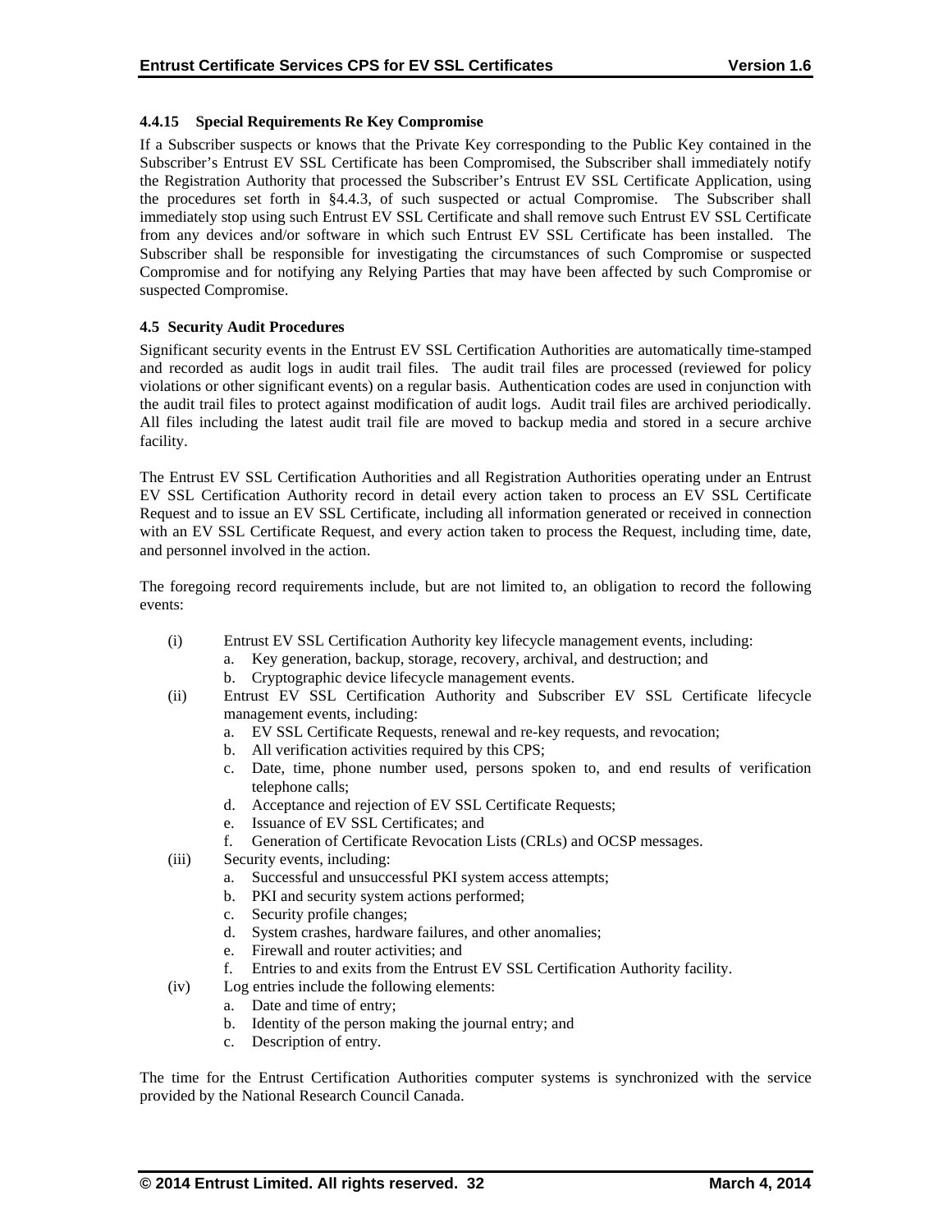#### 4.4.15 Special Requirements Re Key Compromise

If a Subscriber suspects or knows that the Private Key corresponding to the Public Key contained in the Subscriber's Entrust EV SSL Certificate has been Compromised, the Subscriber shall immediately notify the Registration Authority that processed the Subscriber's Entrust EV SSL Certificate Application, using the procedures set forth in §4.4.3, of such suspected or actual Compromise. The Subscriber shall immediately stop using such Entrust EV SSL Certificate and shall remove such Entrust EV SSL Certificate from any devices and/or software in which such Entrust EV SSL Certificate has been installed. The Subscriber shall be responsible for investigating the circumstances of such Compromise or suspected Compromise and for notifying any Relying Parties that may have been affected by such Compromise or suspected Compromise.

### 4.5 Security Audit Procedures

Significant security events in the Entrust EV SSL Certification Authorities are automatically time-stamped and recorded as audit logs in audit trail files. The audit trail files are processed (reviewed for policy violations or other significant events) on a regular basis. Authentication codes are used in conjunction with the audit trail files to protect against modification of audit logs. Audit trail files are archived periodically. All files including the latest audit trail file are moved to backup media and stored in a secure archive facility.

The Entrust EV SSL Certification Authorities and all Registration Authorities operating under an Entrust EV SSL Certification Authority record in detail every action taken to process an EV SSL Certificate Request and to issue an EV SSL Certificate, including all information generated or received in connection with an EV SSL Certificate Request, and every action taken to process the Request, including time, date, and personnel involved in the action.

The foregoing record requirements include, but are not limited to, an obligation to record the following events:

- (i) Entrust EV SSL Certification Authority key lifecycle management events, including:
  - a. Key generation, backup, storage, recovery, archival, and destruction; and
  - b. Cryptographic device lifecycle management events.
- (ii) Entrust EV SSL Certification Authority and Subscriber EV SSL Certificate lifecycle management events, including:
  - a. EV SSL Certificate Requests, renewal and re-key requests, and revocation;
  - b. All verification activities required by this CPS;
  - c. Date, time, phone number used, persons spoken to, and end results of verification telephone calls;
  - d. Acceptance and rejection of EV SSL Certificate Requests;
  - e. Issuance of EV SSL Certificates; and
  - f. Generation of Certificate Revocation Lists (CRLs) and OCSP messages.
- (iii) Security events, including:
  - a. Successful and unsuccessful PKI system access attempts;
  - b. PKI and security system actions performed;
  - c. Security profile changes;
  - d. System crashes, hardware failures, and other anomalies;
  - e. Firewall and router activities; and
  - f. Entries to and exits from the Entrust EV SSL Certification Authority facility.
- (iv) Log entries include the following elements:
  - a. Date and time of entry;
  - b. Identity of the person making the journal entry; and
  - c. Description of entry.

The time for the Entrust Certification Authorities computer systems is synchronized with the service provided by the National Research Council Canada.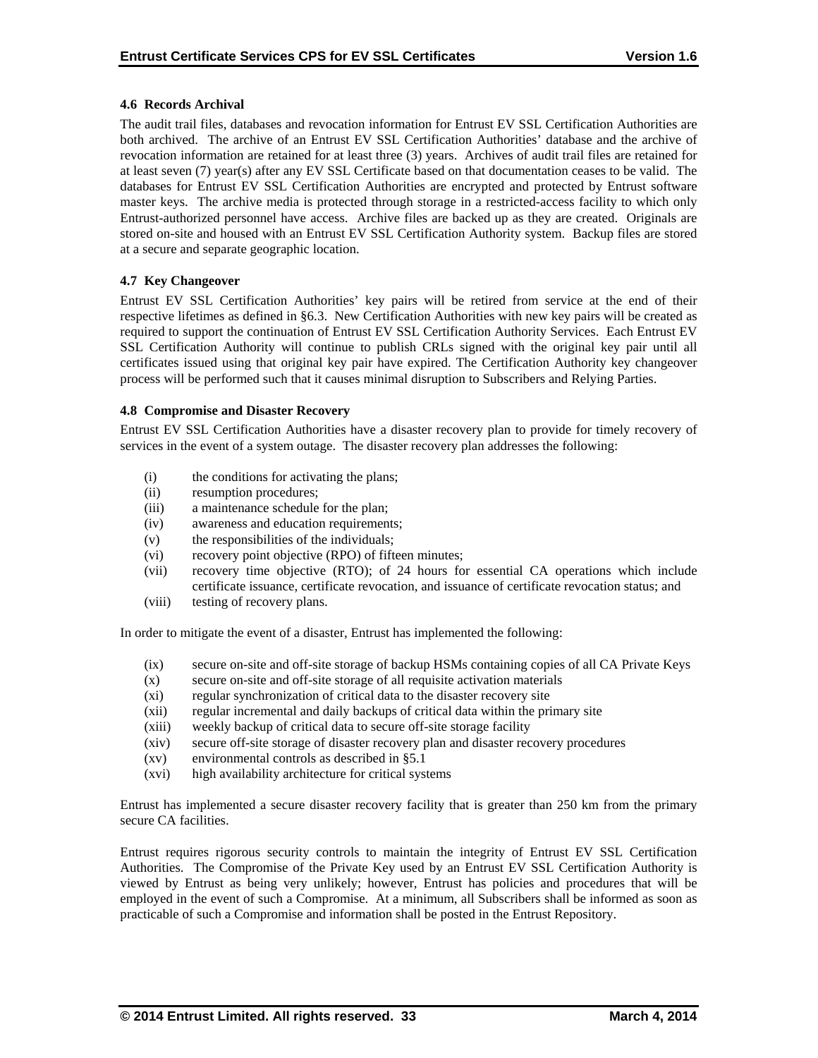### 4.6 Records Archival

The audit trail files, databases and revocation information for Entrust EV SSL Certification Authorities are both archived. The archive of an Entrust EV SSL Certification Authorities' database and the archive of revocation information are retained for at least three (3) years. Archives of audit trail files are retained for at least seven (7) year(s) after any EV SSL Certificate based on that documentation ceases to be valid. The databases for Entrust EV SSL Certification Authorities are encrypted and protected by Entrust software master keys. The archive media is protected through storage in a restricted-access facility to which only Entrust-authorized personnel have access. Archive files are backed up as they are created. Originals are stored on-site and housed with an Entrust EV SSL Certification Authority system. Backup files are stored at a secure and separate geographic location.

### 4.7 Key Changeover

Entrust EV SSL Certification Authorities' key pairs will be retired from service at the end of their respective lifetimes as defined in §6.3. New Certification Authorities with new key pairs will be created as required to support the continuation of Entrust EV SSL Certification Authority Services. Each Entrust EV SSL Certification Authority will continue to publish CRLs signed with the original key pair until all certificates issued using that original key pair have expired. The Certification Authority key changeover process will be performed such that it causes minimal disruption to Subscribers and Relying Parties.

### 4.8 Compromise and Disaster Recovery

Entrust EV SSL Certification Authorities have a disaster recovery plan to provide for timely recovery of services in the event of a system outage. The disaster recovery plan addresses the following:

- (i) the conditions for activating the plans;
- (ii) resumption procedures;
- (iii) a maintenance schedule for the plan;
- (iv) awareness and education requirements;
- (v) the responsibilities of the individuals;
- (vi) recovery point objective (RPO) of fifteen minutes;
- (vii) recovery time objective (RTO); of 24 hours for essential CA operations which include certificate issuance, certificate revocation, and issuance of certificate revocation status; and
- (viii) testing of recovery plans.

In order to mitigate the event of a disaster, Entrust has implemented the following:

- (ix) secure on-site and off-site storage of backup HSMs containing copies of all CA Private Keys
- (x) secure on-site and off-site storage of all requisite activation materials
- (xi) regular synchronization of critical data to the disaster recovery site
- (xii) regular incremental and daily backups of critical data within the primary site
- (xiii) weekly backup of critical data to secure off-site storage facility
- (xiv) secure off-site storage of disaster recovery plan and disaster recovery procedures
- (xv) environmental controls as described in §5.1
- (xvi) high availability architecture for critical systems

Entrust has implemented a secure disaster recovery facility that is greater than 250 km from the primary secure CA facilities.

Entrust requires rigorous security controls to maintain the integrity of Entrust EV SSL Certification Authorities. The Compromise of the Private Key used by an Entrust EV SSL Certification Authority is viewed by Entrust as being very unlikely; however, Entrust has policies and procedures that will be employed in the event of such a Compromise. At a minimum, all Subscribers shall be informed as soon as practicable of such a Compromise and information shall be posted in the Entrust Repository.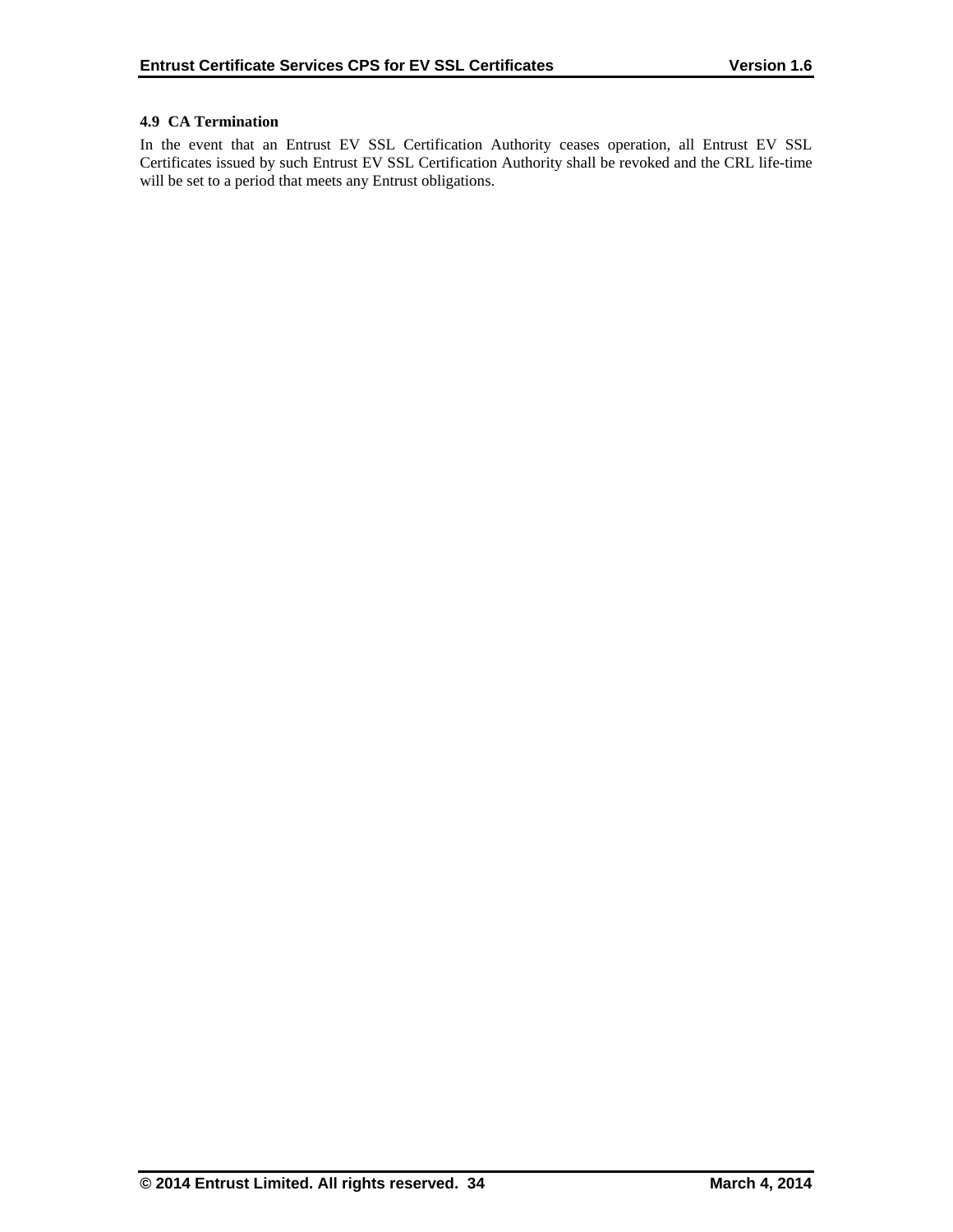### 4.9 CA Termination

In the event that an Entrust EV SSL Certification Authority ceases operation, all Entrust EV SSL Certificates issued by such Entrust EV SSL Certification Authority shall be revoked and the CRL life-time will be set to a period that meets any Entrust obligations.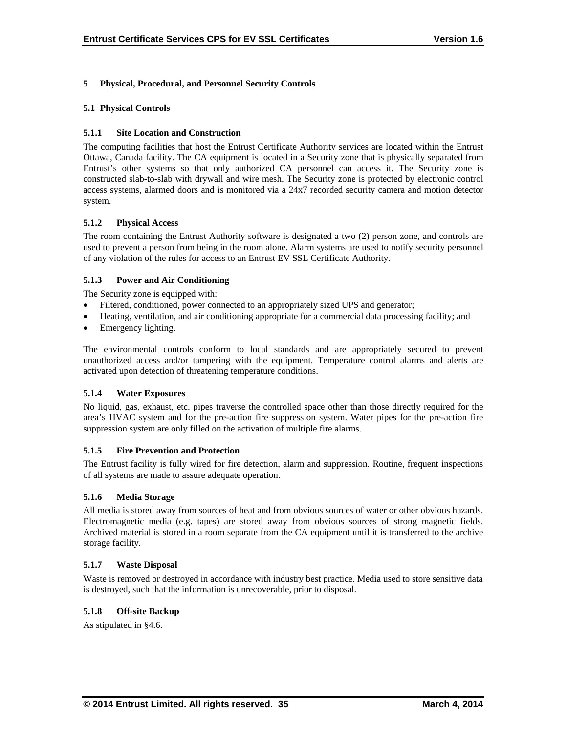# 5 Physical, Procedural, and Personnel Security Controls

## 5.1 Physical Controls

### 5.1.1 Site Location and Construction

The computing facilities that host the Entrust Certificate Authority services are located within the Entrust Ottawa, Canada facility. The CA equipment is located in a Security zone that is physically separated from Entrust's other systems so that only authorized CA personnel can access it. The Security zone is constructed slab-to-slab with drywall and wire mesh. The Security zone is protected by electronic control access systems, alarmed doors and is monitored via a 24x7 recorded security camera and motion detector system.

### 5.1.2 Physical Access

The room containing the Entrust Authority software is designated a two (2) person zone, and controls are used to prevent a person from being in the room alone. Alarm systems are used to notify security personnel of any violation of the rules for access to an Entrust EV SSL Certificate Authority.

### 5.1.3 Power and Air Conditioning

The Security zone is equipped with:

- Filtered, conditioned, power connected to an appropriately sized UPS and generator;
- Heating, ventilation, and air conditioning appropriate for a commercial data processing facility; and
- Emergency lighting.

The environmental controls conform to local standards and are appropriately secured to prevent unauthorized access and/or tampering with the equipment. Temperature control alarms and alerts are activated upon detection of threatening temperature conditions.

### 5.1.4 Water Exposures

No liquid, gas, exhaust, etc. pipes traverse the controlled space other than those directly required for the area's HVAC system and for the pre-action fire suppression system. Water pipes for the pre-action fire suppression system are only filled on the activation of multiple fire alarms.

### 5.1.5 Fire Prevention and Protection

The Entrust facility is fully wired for fire detection, alarm and suppression. Routine, frequent inspections of all systems are made to assure adequate operation.

### 5.1.6 Media Storage

All media is stored away from sources of heat and from obvious sources of water or other obvious hazards. Electromagnetic media (e.g. tapes) are stored away from obvious sources of strong magnetic fields. Archived material is stored in a room separate from the CA equipment until it is transferred to the archive storage facility.

### 5.1.7 Waste Disposal

Waste is removed or destroyed in accordance with industry best practice. Media used to store sensitive data is destroyed, such that the information is unrecoverable, prior to disposal.

### 5.1.8 Off-site Backup

As stipulated in §4.6.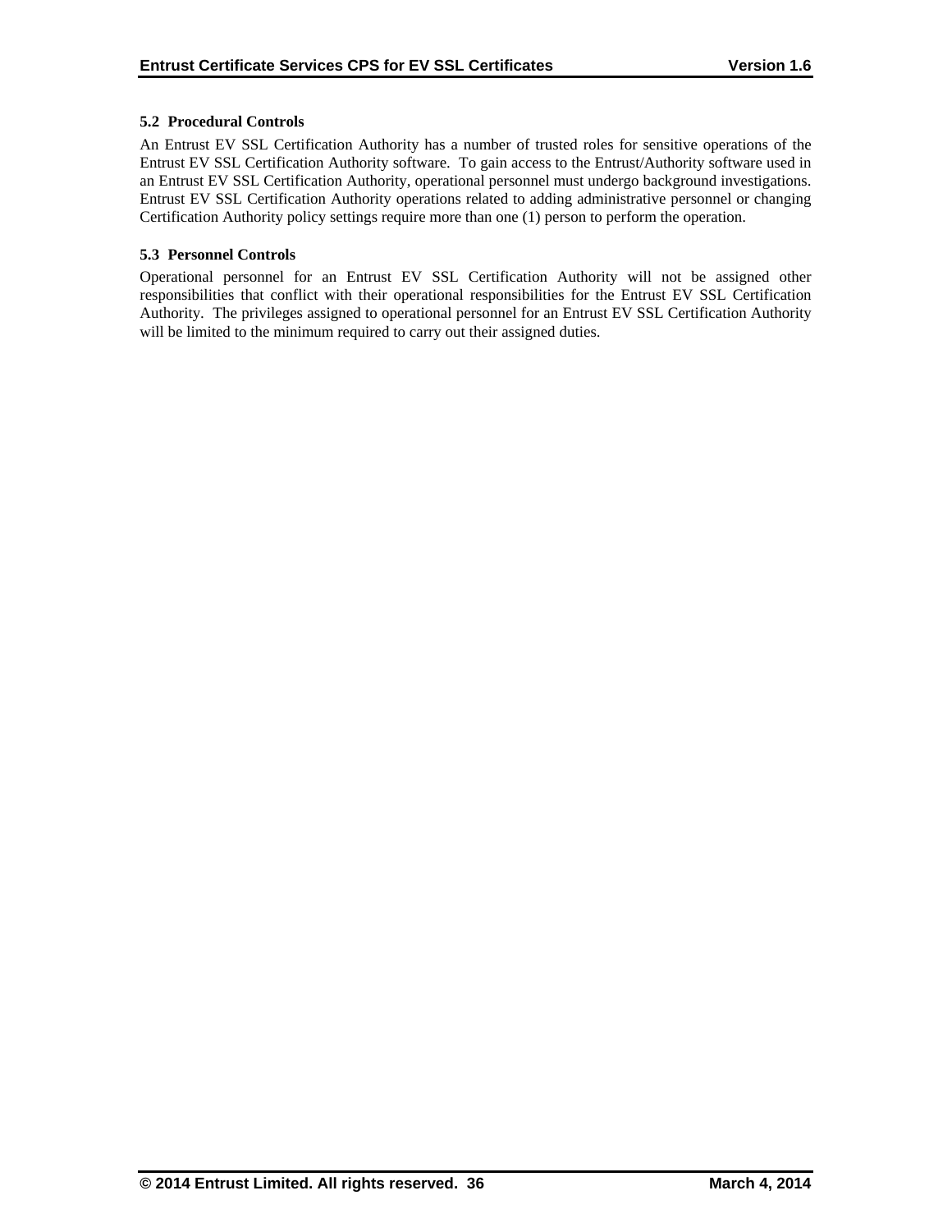### 5.2 Procedural Controls

An Entrust EV SSL Certification Authority has a number of trusted roles for sensitive operations of the Entrust EV SSL Certification Authority software. To gain access to the Entrust/Authority software used in an Entrust EV SSL Certification Authority, operational personnel must undergo background investigations. Entrust EV SSL Certification Authority operations related to adding administrative personnel or changing Certification Authority policy settings require more than one (1) person to perform the operation.

### 5.3 Personnel Controls

Operational personnel for an Entrust EV SSL Certification Authority will not be assigned other responsibilities that conflict with their operational responsibilities for the Entrust EV SSL Certification Authority. The privileges assigned to operational personnel for an Entrust EV SSL Certification Authority will be limited to the minimum required to carry out their assigned duties.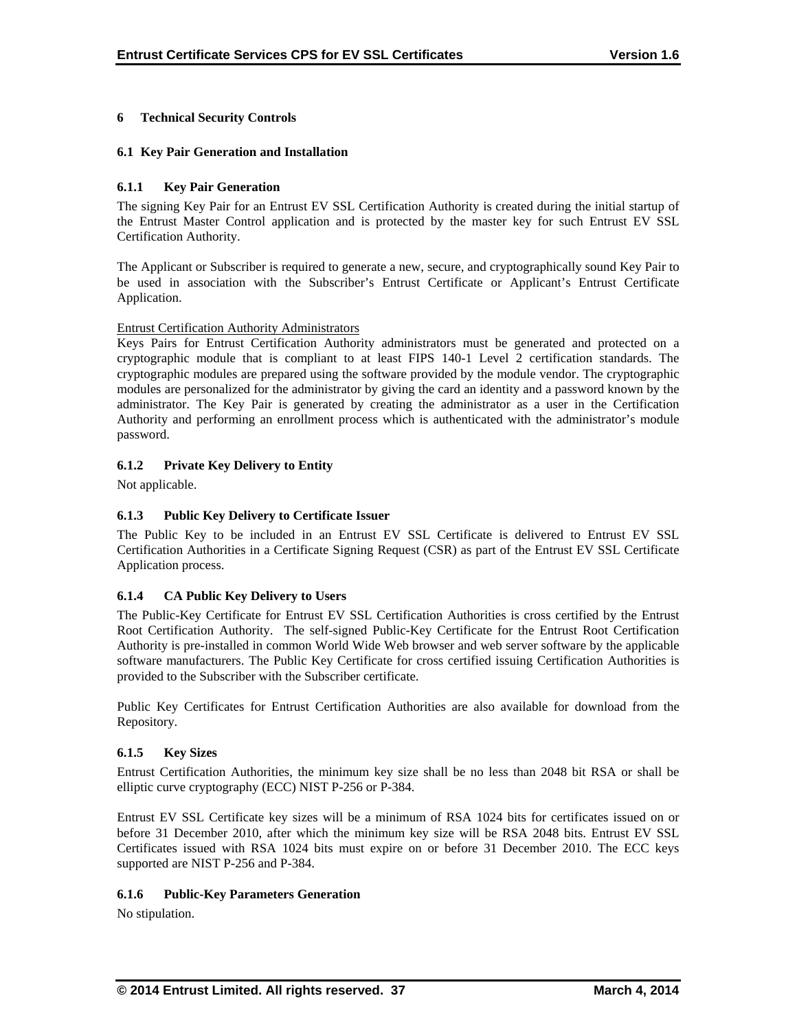# 6 Technical Security Controls

## 6.1 Key Pair Generation and Installation

### 6.1.1 Key Pair Generation

The signing Key Pair for an Entrust EV SSL Certification Authority is created during the initial startup of the Entrust Master Control application and is protected by the master key for such Entrust EV SSL Certification Authority.

The Applicant or Subscriber is required to generate a new, secure, and cryptographically sound Key Pair to be used in association with the Subscriber's Entrust Certificate or Applicant's Entrust Certificate Application.

Entrust Certification Authority Administrators

Keys Pairs for Entrust Certification Authority administrators must be generated and protected on a cryptographic module that is compliant to at least FIPS 140-1 Level 2 certification standards. The cryptographic modules are prepared using the software provided by the module vendor. The cryptographic modules are personalized for the administrator by giving the card an identity and a password known by the administrator. The Key Pair is generated by creating the administrator as a user in the Certification Authority and performing an enrollment process which is authenticated with the administrator's module password.

### 6.1.2 Private Key Delivery to Entity

Not applicable.

### 6.1.3 Public Key Delivery to Certificate Issuer

The Public Key to be included in an Entrust EV SSL Certificate is delivered to Entrust EV SSL Certification Authorities in a Certificate Signing Request (CSR) as part of the Entrust EV SSL Certificate Application process.

### 6.1.4 CA Public Key Delivery to Users

The Public-Key Certificate for Entrust EV SSL Certification Authorities is cross certified by the Entrust Root Certification Authority. The self-signed Public-Key Certificate for the Entrust Root Certification Authority is pre-installed in common World Wide Web browser and web server software by the applicable software manufacturers. The Public Key Certificate for cross certified issuing Certification Authorities is provided to the Subscriber with the Subscriber certificate.

Public Key Certificates for Entrust Certification Authorities are also available for download from the Repository.

### 6.1.5 Key Sizes

Entrust Certification Authorities, the minimum key size shall be no less than 2048 bit RSA or shall be elliptic curve cryptography (ECC) NIST P-256 or P-384.

Entrust EV SSL Certificate key sizes will be a minimum of RSA 1024 bits for certificates issued on or before 31 December 2010, after which the minimum key size will be RSA 2048 bits. Entrust EV SSL Certificates issued with RSA 1024 bits must expire on or before 31 December 2010. The ECC keys supported are NIST P-256 and P-384.

### 6.1.6 Public-Key Parameters Generation

No stipulation.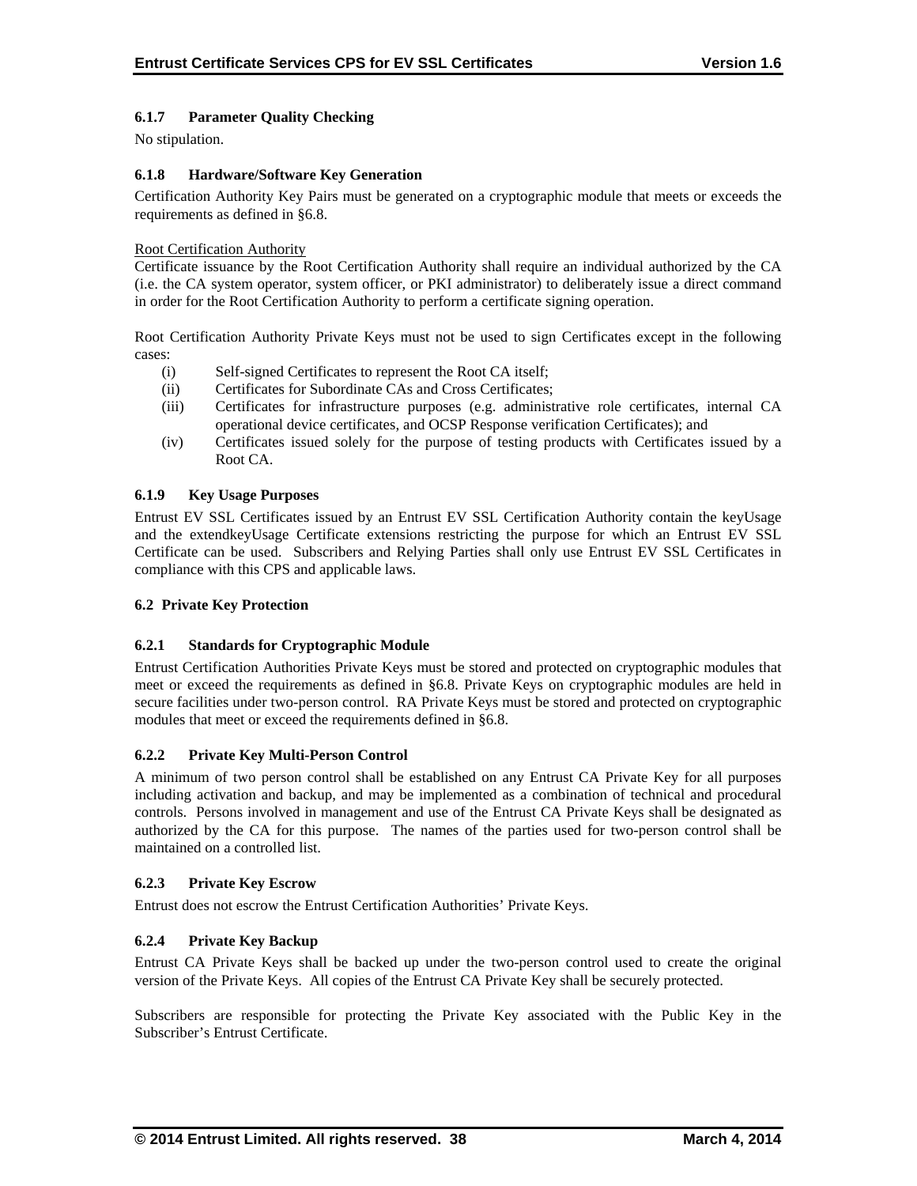#### 6.1.7 Parameter Quality Checking

No stipulation.

#### 6.1.8 Hardware/Software Key Generation

Certification Authority Key Pairs must be generated on a cryptographic module that meets or exceeds the requirements as defined in §6.8.

Root Certification Authority

Certificate issuance by the Root Certification Authority shall require an individual authorized by the CA (i.e. the CA system operator, system officer, or PKI administrator) to deliberately issue a direct command in order for the Root Certification Authority to perform a certificate signing operation.

Root Certification Authority Private Keys must not be used to sign Certificates except in the following cases:

- (i) Self-signed Certificates to represent the Root CA itself;
- (ii) Certificates for Subordinate CAs and Cross Certificates;
- (iii) Certificates for infrastructure purposes (e.g. administrative role certificates, internal CA operational device certificates, and OCSP Response verification Certificates); and
- (iv) Certificates issued solely for the purpose of testing products with Certificates issued by a Root CA.

#### 6.1.9 Key Usage Purposes

Entrust EV SSL Certificates issued by an Entrust EV SSL Certification Authority contain the keyUsage and the extendkeyUsage Certificate extensions restricting the purpose for which an Entrust EV SSL Certificate can be used. Subscribers and Relying Parties shall only use Entrust EV SSL Certificates in compliance with this CPS and applicable laws.

### 6.2 Private Key Protection

#### 6.2.1 Standards for Cryptographic Module

Entrust Certification Authorities Private Keys must be stored and protected on cryptographic modules that meet or exceed the requirements as defined in §6.8. Private Keys on cryptographic modules are held in secure facilities under two-person control. RA Private Keys must be stored and protected on cryptographic modules that meet or exceed the requirements defined in §6.8.

#### 6.2.2 Private Key Multi-Person Control

A minimum of two person control shall be established on any Entrust CA Private Key for all purposes including activation and backup, and may be implemented as a combination of technical and procedural controls. Persons involved in management and use of the Entrust CA Private Keys shall be designated as authorized by the CA for this purpose. The names of the parties used for two-person control shall be maintained on a controlled list.

#### 6.2.3 Private Key Escrow

Entrust does not escrow the Entrust Certification Authorities' Private Keys.

#### 6.2.4 Private Key Backup

Entrust CA Private Keys shall be backed up under the two-person control used to create the original version of the Private Keys. All copies of the Entrust CA Private Key shall be securely protected.

Subscribers are responsible for protecting the Private Key associated with the Public Key in the Subscriber's Entrust Certificate.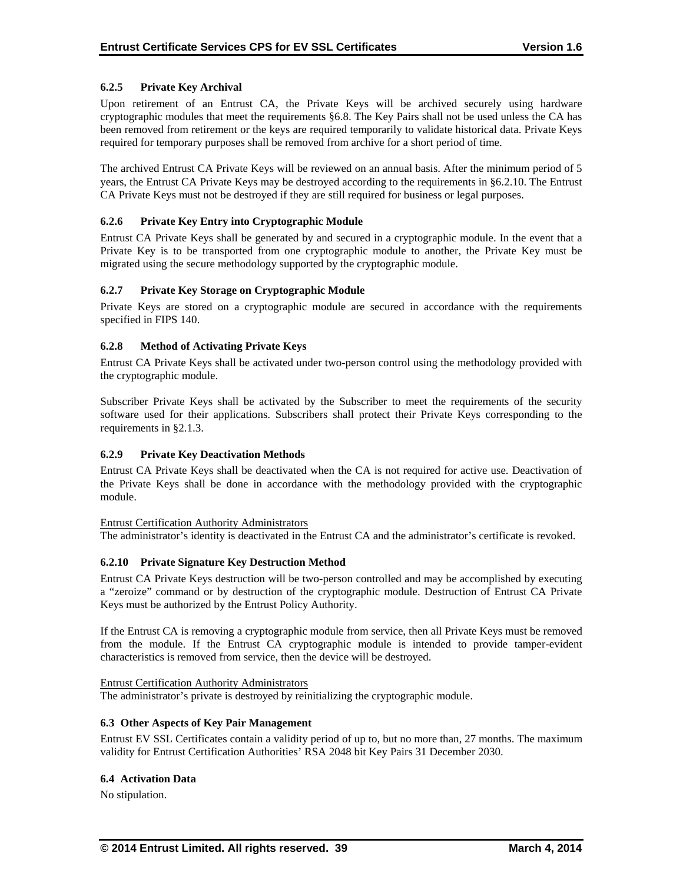#### 6.2.5 Private Key Archival

Upon retirement of an Entrust CA, the Private Keys will be archived securely using hardware cryptographic modules that meet the requirements §6.8. The Key Pairs shall not be used unless the CA has been removed from retirement or the keys are required temporarily to validate historical data. Private Keys required for temporary purposes shall be removed from archive for a short period of time.

The archived Entrust CA Private Keys will be reviewed on an annual basis. After the minimum period of 5 years, the Entrust CA Private Keys may be destroyed according to the requirements in §6.2.10. The Entrust CA Private Keys must not be destroyed if they are still required for business or legal purposes.

#### 6.2.6 Private Key Entry into Cryptographic Module

Entrust CA Private Keys shall be generated by and secured in a cryptographic module. In the event that a Private Key is to be transported from one cryptographic module to another, the Private Key must be migrated using the secure methodology supported by the cryptographic module.

#### 6.2.7 Private Key Storage on Cryptographic Module

Private Keys are stored on a cryptographic module are secured in accordance with the requirements specified in FIPS 140.

#### 6.2.8 Method of Activating Private Keys

Entrust CA Private Keys shall be activated under two-person control using the methodology provided with the cryptographic module.

Subscriber Private Keys shall be activated by the Subscriber to meet the requirements of the security software used for their applications. Subscribers shall protect their Private Keys corresponding to the requirements in §2.1.3.

#### 6.2.9 Private Key Deactivation Methods

Entrust CA Private Keys shall be deactivated when the CA is not required for active use. Deactivation of the Private Keys shall be done in accordance with the methodology provided with the cryptographic module.

Entrust Certification Authority Administrators
The administrator's identity is deactivated in the Entrust CA and the administrator's certificate is revoked.

#### 6.2.10 Private Signature Key Destruction Method

Entrust CA Private Keys destruction will be two-person controlled and may be accomplished by executing a "zeroize" command or by destruction of the cryptographic module. Destruction of Entrust CA Private Keys must be authorized by the Entrust Policy Authority.

If the Entrust CA is removing a cryptographic module from service, then all Private Keys must be removed from the module. If the Entrust CA cryptographic module is intended to provide tamper-evident characteristics is removed from service, then the device will be destroyed.

Entrust Certification Authority Administrators
The administrator's private is destroyed by reinitializing the cryptographic module.

### 6.3 Other Aspects of Key Pair Management

Entrust EV SSL Certificates contain a validity period of up to, but no more than, 27 months. The maximum validity for Entrust Certification Authorities' RSA 2048 bit Key Pairs 31 December 2030.

### 6.4 Activation Data

No stipulation.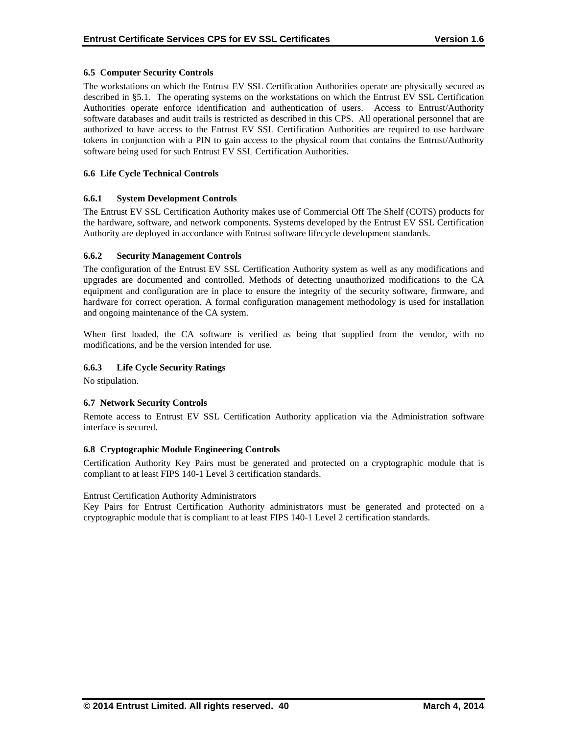### 6.5 Computer Security Controls

The workstations on which the Entrust EV SSL Certification Authorities operate are physically secured as described in §5.1. The operating systems on the workstations on which the Entrust EV SSL Certification Authorities operate enforce identification and authentication of users. Access to Entrust/Authority software databases and audit trails is restricted as described in this CPS. All operational personnel that are authorized to have access to the Entrust EV SSL Certification Authorities are required to use hardware tokens in conjunction with a PIN to gain access to the physical room that contains the Entrust/Authority software being used for such Entrust EV SSL Certification Authorities.

### 6.6 Life Cycle Technical Controls

#### 6.6.1 System Development Controls

The Entrust EV SSL Certification Authority makes use of Commercial Off The Shelf (COTS) products for the hardware, software, and network components. Systems developed by the Entrust EV SSL Certification Authority are deployed in accordance with Entrust software lifecycle development standards.

#### 6.6.2 Security Management Controls

The configuration of the Entrust EV SSL Certification Authority system as well as any modifications and upgrades are documented and controlled. Methods of detecting unauthorized modifications to the CA equipment and configuration are in place to ensure the integrity of the security software, firmware, and hardware for correct operation. A formal configuration management methodology is used for installation and ongoing maintenance of the CA system.

When first loaded, the CA software is verified as being that supplied from the vendor, with no modifications, and be the version intended for use.

#### 6.6.3 Life Cycle Security Ratings

No stipulation.

### 6.7 Network Security Controls

Remote access to Entrust EV SSL Certification Authority application via the Administration software interface is secured.

### 6.8 Cryptographic Module Engineering Controls

Certification Authority Key Pairs must be generated and protected on a cryptographic module that is compliant to at least FIPS 140-1 Level 3 certification standards.

<u>Entrust Certification Authority Administrators</u>
Key Pairs for Entrust Certification Authority administrators must be generated and protected on a cryptographic module that is compliant to at least FIPS 140-1 Level 2 certification standards.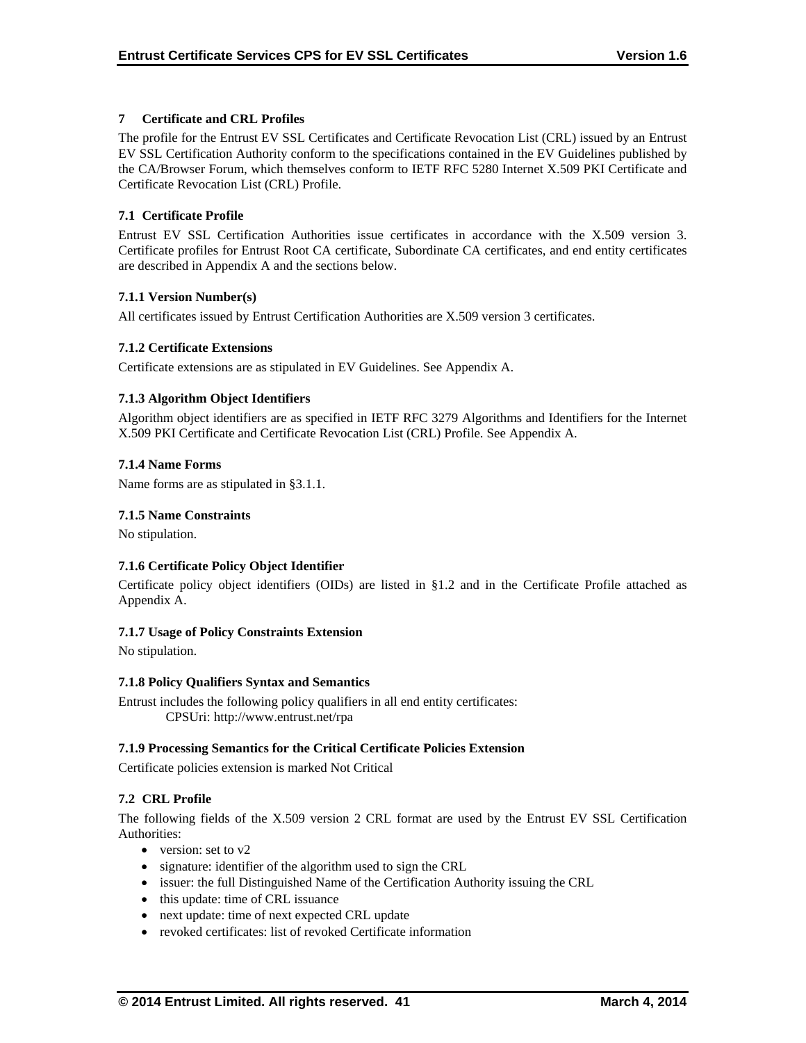# 7 Certificate and CRL Profiles

The profile for the Entrust EV SSL Certificates and Certificate Revocation List (CRL) issued by an Entrust EV SSL Certification Authority conform to the specifications contained in the EV Guidelines published by the CA/Browser Forum, which themselves conform to IETF RFC 5280 Internet X.509 PKI Certificate and Certificate Revocation List (CRL) Profile.

## 7.1 Certificate Profile

Entrust EV SSL Certification Authorities issue certificates in accordance with the X.509 version 3. Certificate profiles for Entrust Root CA certificate, Subordinate CA certificates, and end entity certificates are described in Appendix A and the sections below.

### 7.1.1 Version Number(s)

All certificates issued by Entrust Certification Authorities are X.509 version 3 certificates.

### 7.1.2 Certificate Extensions

Certificate extensions are as stipulated in EV Guidelines. See Appendix A.

### 7.1.3 Algorithm Object Identifiers

Algorithm object identifiers are as specified in IETF RFC 3279 Algorithms and Identifiers for the Internet X.509 PKI Certificate and Certificate Revocation List (CRL) Profile. See Appendix A.

### 7.1.4 Name Forms

Name forms are as stipulated in §3.1.1.

### 7.1.5 Name Constraints

No stipulation.

### 7.1.6 Certificate Policy Object Identifier

Certificate policy object identifiers (OIDs) are listed in §1.2 and in the Certificate Profile attached as Appendix A.

### 7.1.7 Usage of Policy Constraints Extension

No stipulation.

### 7.1.8 Policy Qualifiers Syntax and Semantics

Entrust includes the following policy qualifiers in all end entity certificates:

CPSUri: http://www.entrust.net/rpa

### 7.1.9 Processing Semantics for the Critical Certificate Policies Extension

Certificate policies extension is marked Not Critical

## 7.2 CRL Profile

The following fields of the X.509 version 2 CRL format are used by the Entrust EV SSL Certification Authorities:

- version: set to v2
- signature: identifier of the algorithm used to sign the CRL
- issuer: the full Distinguished Name of the Certification Authority issuing the CRL
- this update: time of CRL issuance
- next update: time of next expected CRL update
- revoked certificates: list of revoked Certificate information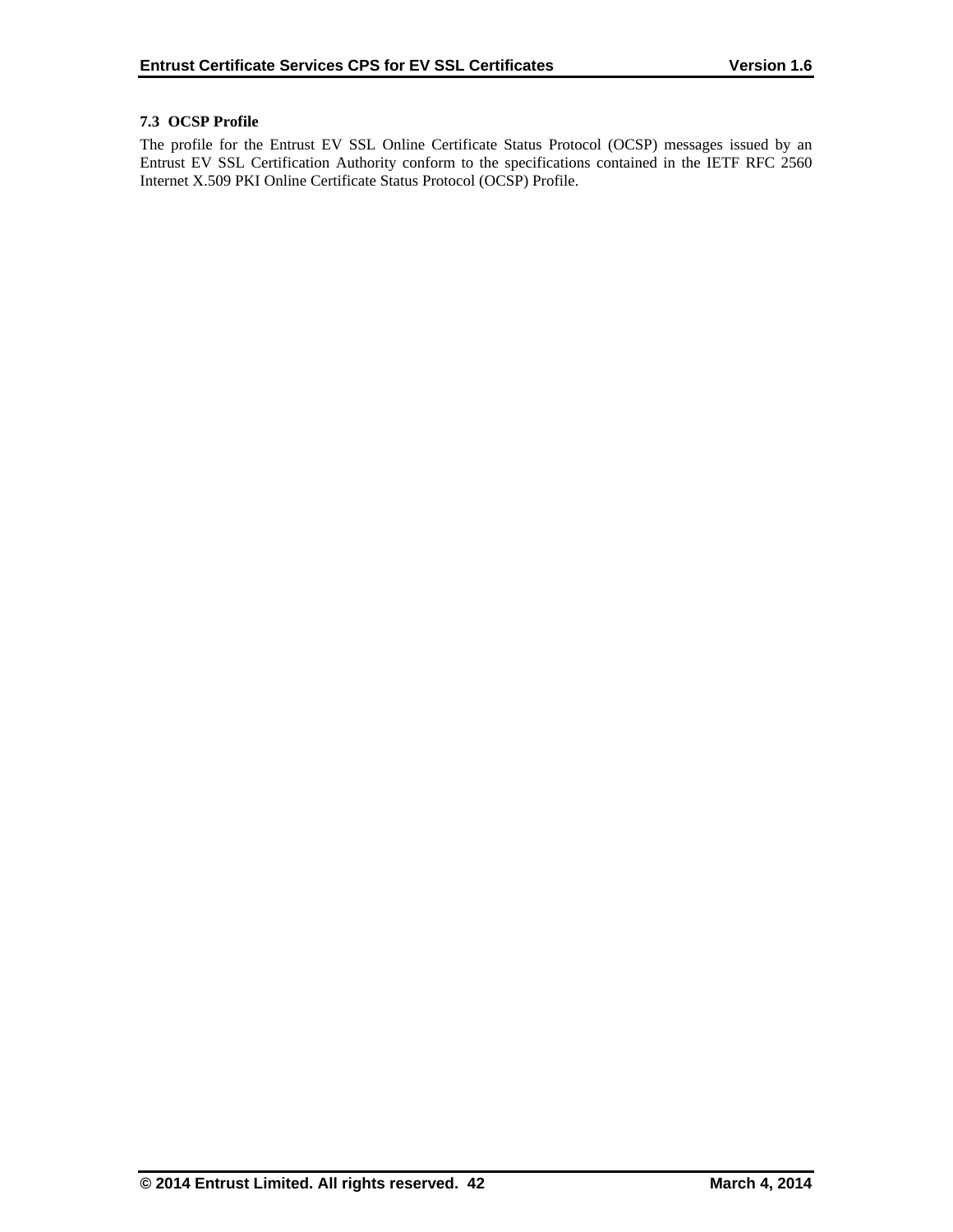### 7.3 OCSP Profile

The profile for the Entrust EV SSL Online Certificate Status Protocol (OCSP) messages issued by an Entrust EV SSL Certification Authority conform to the specifications contained in the IETF RFC 2560 Internet X.509 PKI Online Certificate Status Protocol (OCSP) Profile.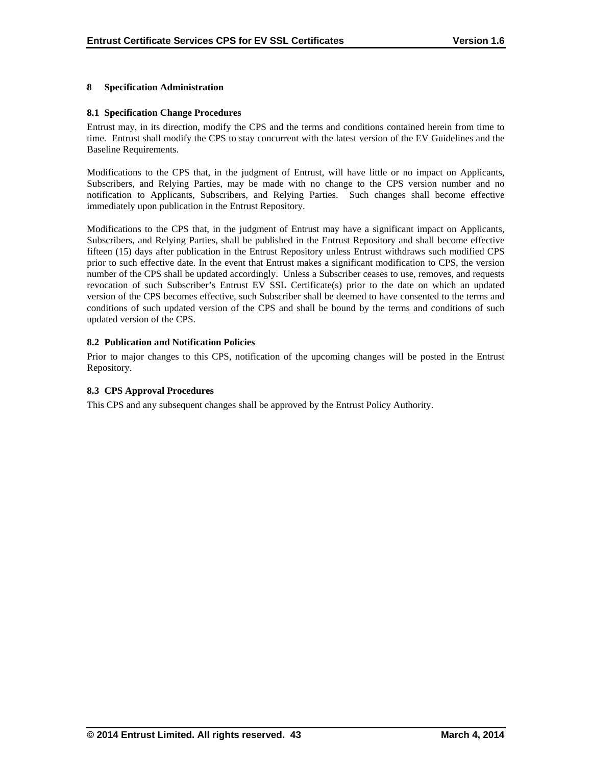# 8 Specification Administration

## 8.1 Specification Change Procedures

Entrust may, in its direction, modify the CPS and the terms and conditions contained herein from time to time. Entrust shall modify the CPS to stay concurrent with the latest version of the EV Guidelines and the Baseline Requirements.

Modifications to the CPS that, in the judgment of Entrust, will have little or no impact on Applicants, Subscribers, and Relying Parties, may be made with no change to the CPS version number and no notification to Applicants, Subscribers, and Relying Parties. Such changes shall become effective immediately upon publication in the Entrust Repository.

Modifications to the CPS that, in the judgment of Entrust may have a significant impact on Applicants, Subscribers, and Relying Parties, shall be published in the Entrust Repository and shall become effective fifteen (15) days after publication in the Entrust Repository unless Entrust withdraws such modified CPS prior to such effective date. In the event that Entrust makes a significant modification to CPS, the version number of the CPS shall be updated accordingly. Unless a Subscriber ceases to use, removes, and requests revocation of such Subscriber's Entrust EV SSL Certificate(s) prior to the date on which an updated version of the CPS becomes effective, such Subscriber shall be deemed to have consented to the terms and conditions of such updated version of the CPS and shall be bound by the terms and conditions of such updated version of the CPS.

## 8.2 Publication and Notification Policies

Prior to major changes to this CPS, notification of the upcoming changes will be posted in the Entrust Repository.

## 8.3 CPS Approval Procedures

This CPS and any subsequent changes shall be approved by the Entrust Policy Authority.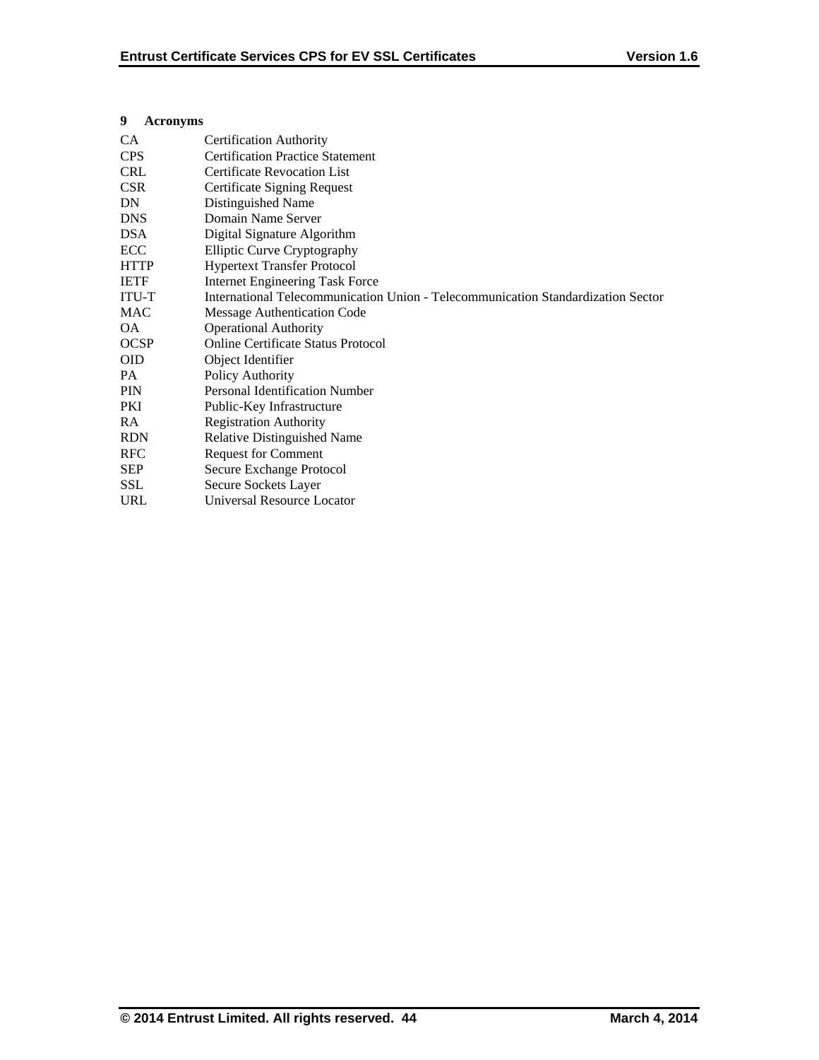# 9 Acronyms

| | |
|---|---|
| CA | Certification Authority |
| CPS | Certification Practice Statement |
| CRL | Certificate Revocation List |
| CSR | Certificate Signing Request |
| DN | Distinguished Name |
| DNS | Domain Name Server |
| DSA | Digital Signature Algorithm |
| ECC | Elliptic Curve Cryptography |
| HTTP | Hypertext Transfer Protocol |
| IETF | Internet Engineering Task Force |
| ITU-T | International Telecommunication Union - Telecommunication Standardization Sector |
| MAC | Message Authentication Code |
| OA | Operational Authority |
| OCSP | Online Certificate Status Protocol |
| OID | Object Identifier |
| PA | Policy Authority |
| PIN | Personal Identification Number |
| PKI | Public-Key Infrastructure |
| RA | Registration Authority |
| RDN | Relative Distinguished Name |
| RFC | Request for Comment |
| SEP | Secure Exchange Protocol |
| SSL | Secure Sockets Layer |
| URL | Universal Resource Locator |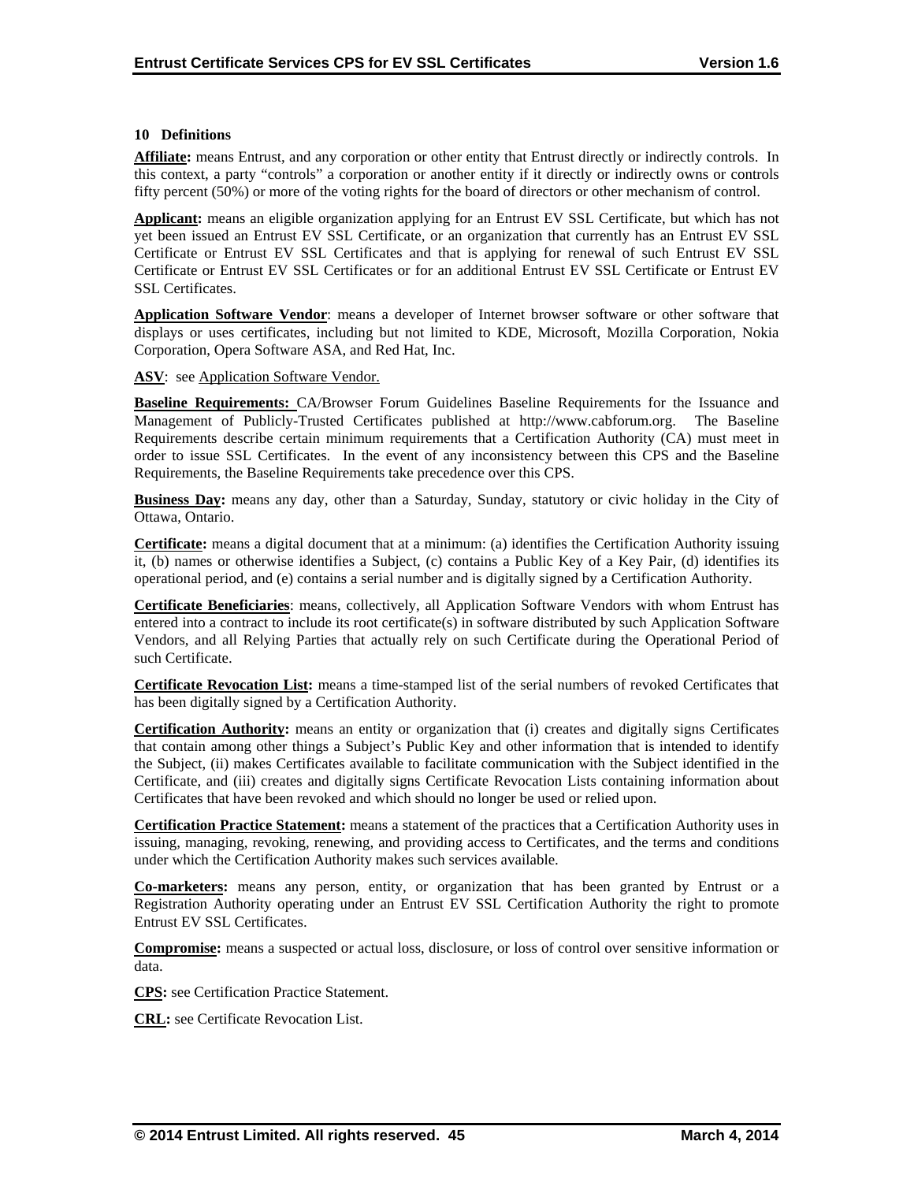## 10 Definitions

**Affiliate:** means Entrust, and any corporation or other entity that Entrust directly or indirectly controls. In this context, a party "controls" a corporation or another entity if it directly or indirectly owns or controls fifty percent (50%) or more of the voting rights for the board of directors or other mechanism of control.

**Applicant:** means an eligible organization applying for an Entrust EV SSL Certificate, but which has not yet been issued an Entrust EV SSL Certificate, or an organization that currently has an Entrust EV SSL Certificate or Entrust EV SSL Certificates and that is applying for renewal of such Entrust EV SSL Certificate or Entrust EV SSL Certificates or for an additional Entrust EV SSL Certificate or Entrust EV SSL Certificates.

**Application Software Vendor**: means a developer of Internet browser software or other software that displays or uses certificates, including but not limited to KDE, Microsoft, Mozilla Corporation, Nokia Corporation, Opera Software ASA, and Red Hat, Inc.

**ASV**: see Application Software Vendor.

**Baseline Requirements:** CA/Browser Forum Guidelines Baseline Requirements for the Issuance and Management of Publicly-Trusted Certificates published at http://www.cabforum.org. The Baseline Requirements describe certain minimum requirements that a Certification Authority (CA) must meet in order to issue SSL Certificates. In the event of any inconsistency between this CPS and the Baseline Requirements, the Baseline Requirements take precedence over this CPS.

**Business Day:** means any day, other than a Saturday, Sunday, statutory or civic holiday in the City of Ottawa, Ontario.

**Certificate:** means a digital document that at a minimum: (a) identifies the Certification Authority issuing it, (b) names or otherwise identifies a Subject, (c) contains a Public Key of a Key Pair, (d) identifies its operational period, and (e) contains a serial number and is digitally signed by a Certification Authority.

**Certificate Beneficiaries**: means, collectively, all Application Software Vendors with whom Entrust has entered into a contract to include its root certificate(s) in software distributed by such Application Software Vendors, and all Relying Parties that actually rely on such Certificate during the Operational Period of such Certificate.

**Certificate Revocation List:** means a time-stamped list of the serial numbers of revoked Certificates that has been digitally signed by a Certification Authority.

**Certification Authority:** means an entity or organization that (i) creates and digitally signs Certificates that contain among other things a Subject's Public Key and other information that is intended to identify the Subject, (ii) makes Certificates available to facilitate communication with the Subject identified in the Certificate, and (iii) creates and digitally signs Certificate Revocation Lists containing information about Certificates that have been revoked and which should no longer be used or relied upon.

**Certification Practice Statement:** means a statement of the practices that a Certification Authority uses in issuing, managing, revoking, renewing, and providing access to Certificates, and the terms and conditions under which the Certification Authority makes such services available.

**Co-marketers:** means any person, entity, or organization that has been granted by Entrust or a Registration Authority operating under an Entrust EV SSL Certification Authority the right to promote Entrust EV SSL Certificates.

**Compromise:** means a suspected or actual loss, disclosure, or loss of control over sensitive information or data.

**CPS:** see Certification Practice Statement.

**CRL:** see Certificate Revocation List.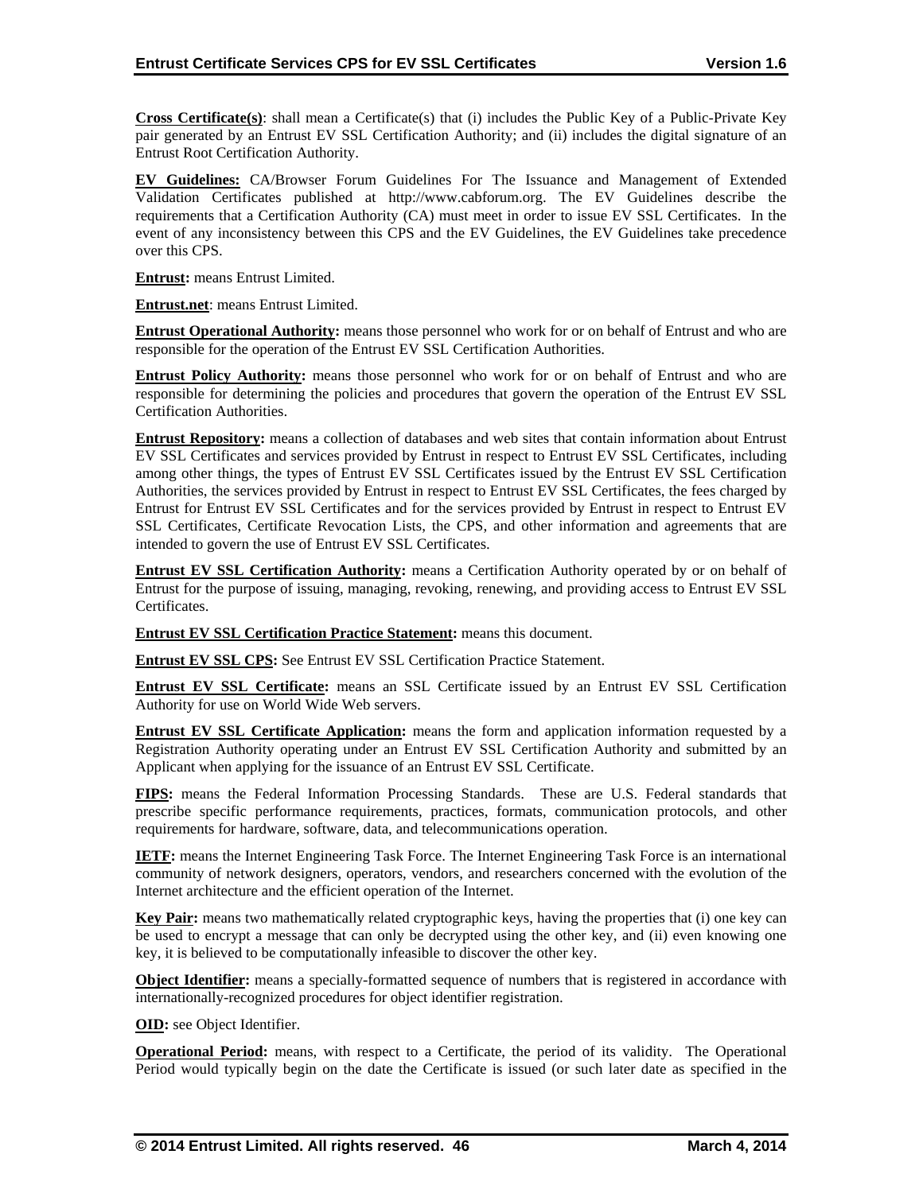**Cross Certificate(s)**: shall mean a Certificate(s) that (i) includes the Public Key of a Public-Private Key pair generated by an Entrust EV SSL Certification Authority; and (ii) includes the digital signature of an Entrust Root Certification Authority.

**EV Guidelines:** CA/Browser Forum Guidelines For The Issuance and Management of Extended Validation Certificates published at http://www.cabforum.org. The EV Guidelines describe the requirements that a Certification Authority (CA) must meet in order to issue EV SSL Certificates. In the event of any inconsistency between this CPS and the EV Guidelines, the EV Guidelines take precedence over this CPS.

**Entrust:** means Entrust Limited.

**Entrust.net**: means Entrust Limited.

**Entrust Operational Authority:** means those personnel who work for or on behalf of Entrust and who are responsible for the operation of the Entrust EV SSL Certification Authorities.

**Entrust Policy Authority:** means those personnel who work for or on behalf of Entrust and who are responsible for determining the policies and procedures that govern the operation of the Entrust EV SSL Certification Authorities.

**Entrust Repository:** means a collection of databases and web sites that contain information about Entrust EV SSL Certificates and services provided by Entrust in respect to Entrust EV SSL Certificates, including among other things, the types of Entrust EV SSL Certificates issued by the Entrust EV SSL Certification Authorities, the services provided by Entrust in respect to Entrust EV SSL Certificates, the fees charged by Entrust for Entrust EV SSL Certificates and for the services provided by Entrust in respect to Entrust EV SSL Certificates, Certificate Revocation Lists, the CPS, and other information and agreements that are intended to govern the use of Entrust EV SSL Certificates.

**Entrust EV SSL Certification Authority:** means a Certification Authority operated by or on behalf of Entrust for the purpose of issuing, managing, revoking, renewing, and providing access to Entrust EV SSL Certificates.

**Entrust EV SSL Certification Practice Statement:** means this document.

**Entrust EV SSL CPS:** See Entrust EV SSL Certification Practice Statement.

**Entrust EV SSL Certificate:** means an SSL Certificate issued by an Entrust EV SSL Certification Authority for use on World Wide Web servers.

**Entrust EV SSL Certificate Application:** means the form and application information requested by a Registration Authority operating under an Entrust EV SSL Certification Authority and submitted by an Applicant when applying for the issuance of an Entrust EV SSL Certificate.

**FIPS:** means the Federal Information Processing Standards. These are U.S. Federal standards that prescribe specific performance requirements, practices, formats, communication protocols, and other requirements for hardware, software, data, and telecommunications operation.

**IETF:** means the Internet Engineering Task Force. The Internet Engineering Task Force is an international community of network designers, operators, vendors, and researchers concerned with the evolution of the Internet architecture and the efficient operation of the Internet.

**Key Pair:** means two mathematically related cryptographic keys, having the properties that (i) one key can be used to encrypt a message that can only be decrypted using the other key, and (ii) even knowing one key, it is believed to be computationally infeasible to discover the other key.

**Object Identifier:** means a specially-formatted sequence of numbers that is registered in accordance with internationally-recognized procedures for object identifier registration.

**OID:** see Object Identifier.

**Operational Period:** means, with respect to a Certificate, the period of its validity. The Operational Period would typically begin on the date the Certificate is issued (or such later date as specified in the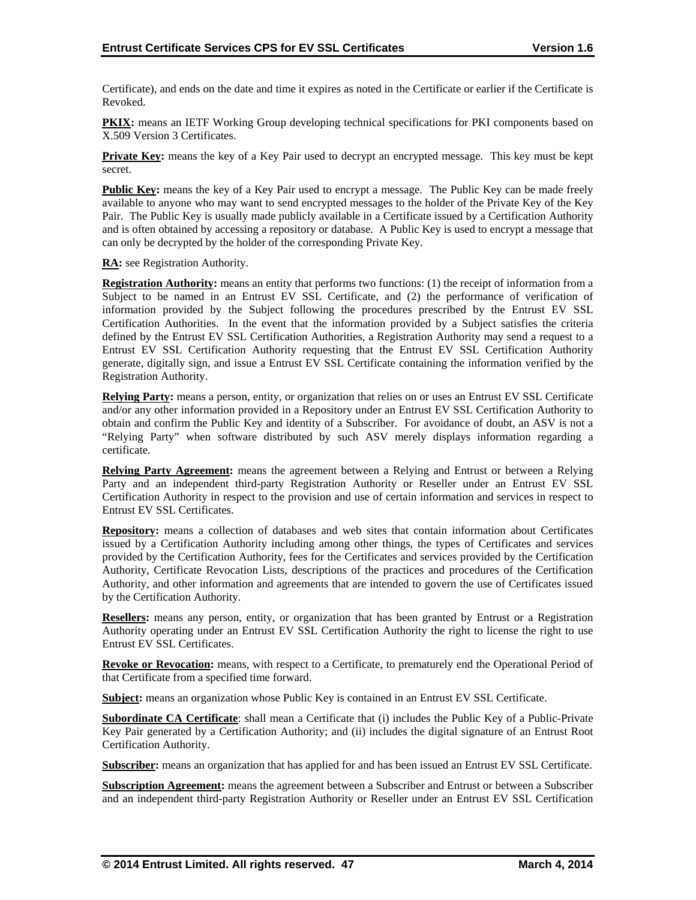Certificate), and ends on the date and time it expires as noted in the Certificate or earlier if the Certificate is Revoked.

**PKIX:** means an IETF Working Group developing technical specifications for PKI components based on X.509 Version 3 Certificates.

**Private Key:** means the key of a Key Pair used to decrypt an encrypted message. This key must be kept secret.

**Public Key:** means the key of a Key Pair used to encrypt a message. The Public Key can be made freely available to anyone who may want to send encrypted messages to the holder of the Private Key of the Key Pair. The Public Key is usually made publicly available in a Certificate issued by a Certification Authority and is often obtained by accessing a repository or database. A Public Key is used to encrypt a message that can only be decrypted by the holder of the corresponding Private Key.

**RA:** see Registration Authority.

**Registration Authority:** means an entity that performs two functions: (1) the receipt of information from a Subject to be named in an Entrust EV SSL Certificate, and (2) the performance of verification of information provided by the Subject following the procedures prescribed by the Entrust EV SSL Certification Authorities. In the event that the information provided by a Subject satisfies the criteria defined by the Entrust EV SSL Certification Authorities, a Registration Authority may send a request to a Entrust EV SSL Certification Authority requesting that the Entrust EV SSL Certification Authority generate, digitally sign, and issue a Entrust EV SSL Certificate containing the information verified by the Registration Authority.

**Relying Party:** means a person, entity, or organization that relies on or uses an Entrust EV SSL Certificate and/or any other information provided in a Repository under an Entrust EV SSL Certification Authority to obtain and confirm the Public Key and identity of a Subscriber. For avoidance of doubt, an ASV is not a "Relying Party" when software distributed by such ASV merely displays information regarding a certificate.

**Relying Party Agreement:** means the agreement between a Relying and Entrust or between a Relying Party and an independent third-party Registration Authority or Reseller under an Entrust EV SSL Certification Authority in respect to the provision and use of certain information and services in respect to Entrust EV SSL Certificates.

**Repository:** means a collection of databases and web sites that contain information about Certificates issued by a Certification Authority including among other things, the types of Certificates and services provided by the Certification Authority, fees for the Certificates and services provided by the Certification Authority, Certificate Revocation Lists, descriptions of the practices and procedures of the Certification Authority, and other information and agreements that are intended to govern the use of Certificates issued by the Certification Authority.

**Resellers:** means any person, entity, or organization that has been granted by Entrust or a Registration Authority operating under an Entrust EV SSL Certification Authority the right to license the right to use Entrust EV SSL Certificates.

**Revoke or Revocation:** means, with respect to a Certificate, to prematurely end the Operational Period of that Certificate from a specified time forward.

**Subject:** means an organization whose Public Key is contained in an Entrust EV SSL Certificate.

**Subordinate CA Certificate**: shall mean a Certificate that (i) includes the Public Key of a Public-Private Key Pair generated by a Certification Authority; and (ii) includes the digital signature of an Entrust Root Certification Authority.

**Subscriber:** means an organization that has applied for and has been issued an Entrust EV SSL Certificate.

**Subscription Agreement:** means the agreement between a Subscriber and Entrust or between a Subscriber and an independent third-party Registration Authority or Reseller under an Entrust EV SSL Certification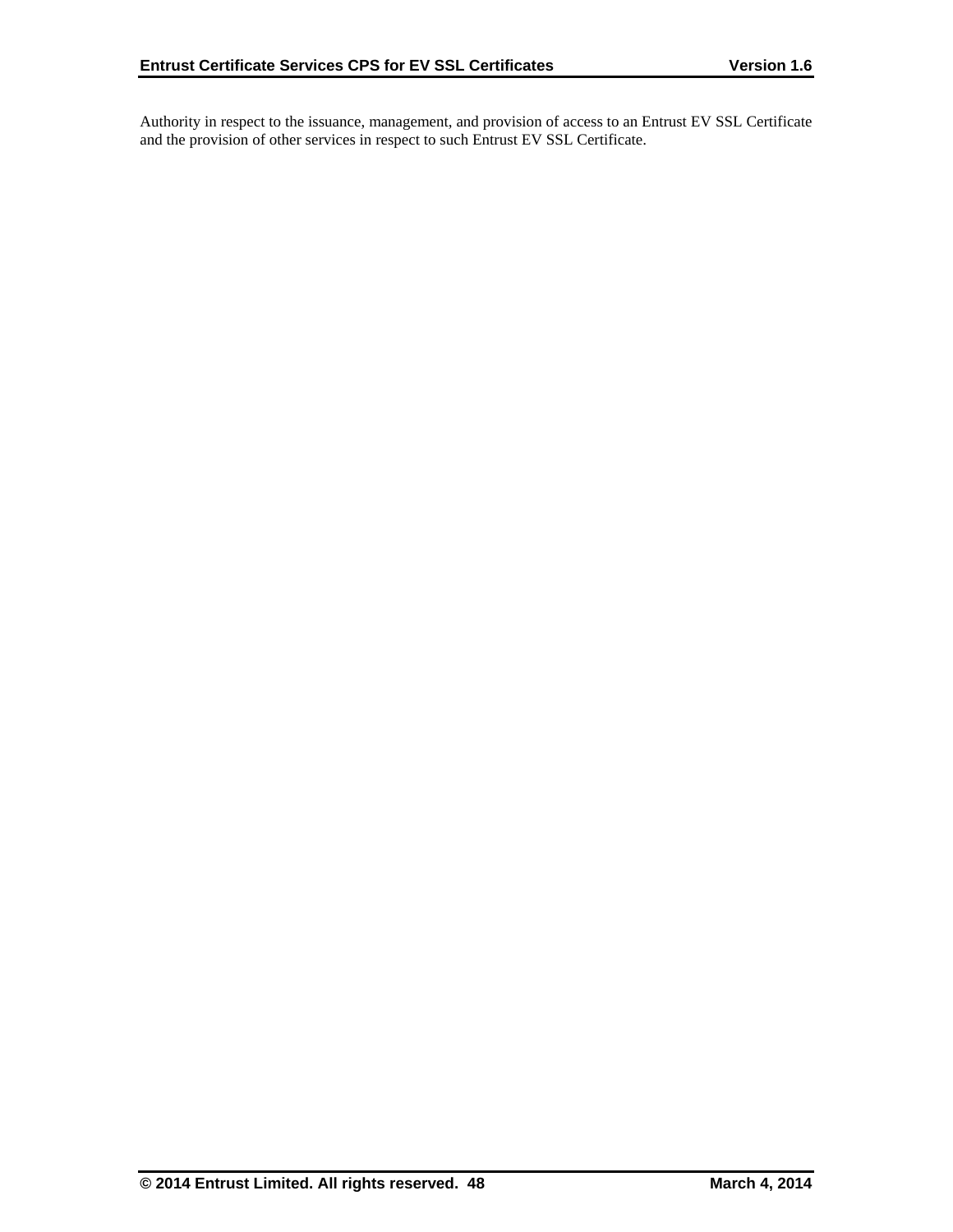Authority in respect to the issuance, management, and provision of access to an Entrust EV SSL Certificate and the provision of other services in respect to such Entrust EV SSL Certificate.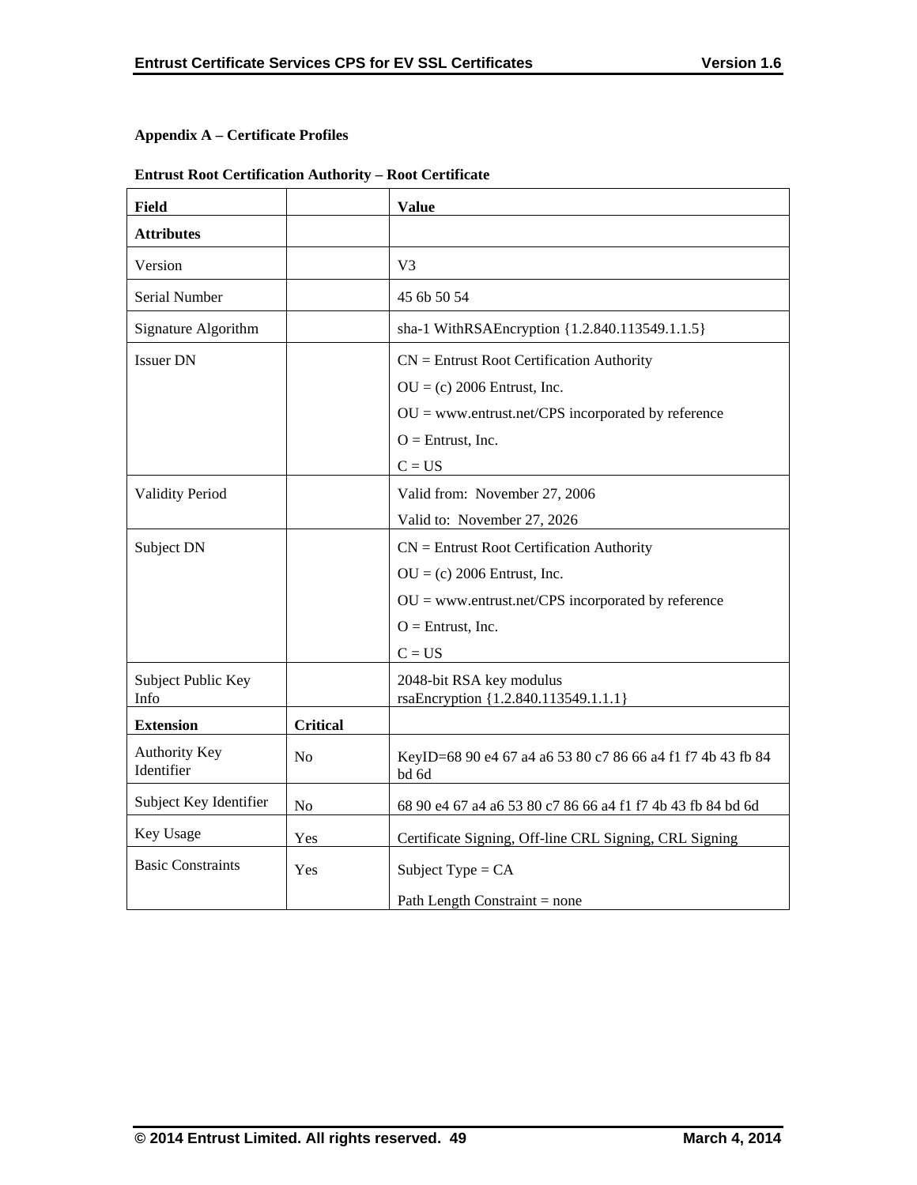**Appendix A – Certificate Profiles**

**Entrust Root Certification Authority – Root Certificate**

| **Field** | | **Value** |
|---|---|---|
| **Attributes** | | |
| Version | | V3 |
| Serial Number | | 45 6b 50 54 |
| Signature Algorithm | | sha-1 WithRSAEncryption {1.2.840.113549.1.1.5} |
| Issuer DN | | CN = Entrust Root Certification Authority<br>OU = (c) 2006 Entrust, Inc.<br>OU = www.entrust.net/CPS incorporated by reference<br>O = Entrust, Inc.<br>C = US |
| Validity Period | | Valid from: November 27, 2006<br>Valid to: November 27, 2026 |
| Subject DN | | CN = Entrust Root Certification Authority<br>OU = (c) 2006 Entrust, Inc.<br>OU = www.entrust.net/CPS incorporated by reference<br>O = Entrust, Inc.<br>C = US |
| Subject Public Key Info | | 2048-bit RSA key modulus<br>rsaEncryption {1.2.840.113549.1.1.1} |
| **Extension** | **Critical** | |
| Authority Key Identifier | No | KeyID=68 90 e4 67 a4 a6 53 80 c7 86 66 a4 f1 f7 4b 43 fb 84 bd 6d |
| Subject Key Identifier | No | 68 90 e4 67 a4 a6 53 80 c7 86 66 a4 f1 f7 4b 43 fb 84 bd 6d |
| Key Usage | Yes | Certificate Signing, Off-line CRL Signing, CRL Signing |
| Basic Constraints | Yes | Subject Type = CA<br>Path Length Constraint = none |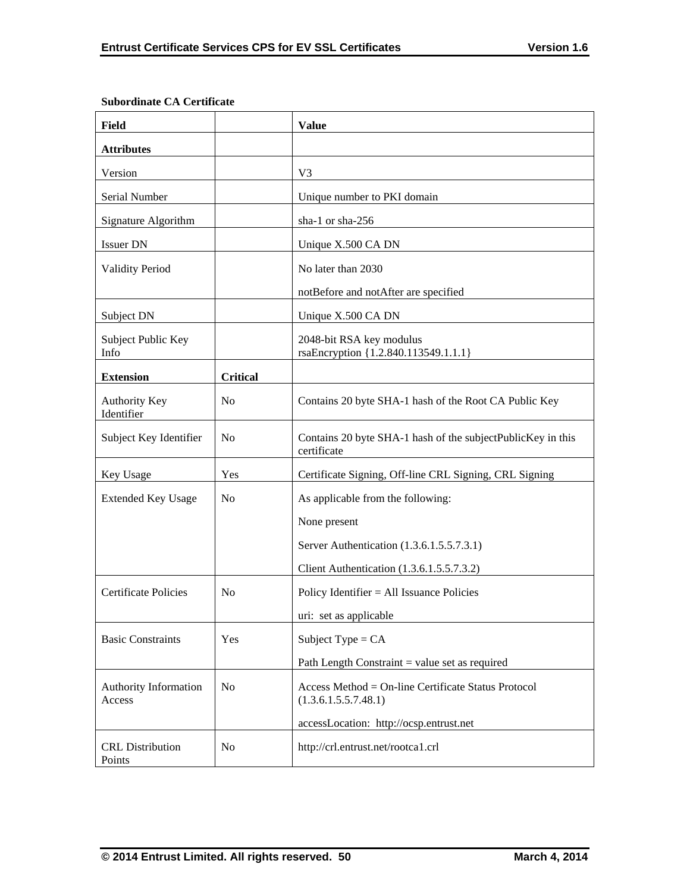**Subordinate CA Certificate**

| Field | | Value |
|---|---|---|
| **Attributes** | | |
| Version | | V3 |
| Serial Number | | Unique number to PKI domain |
| Signature Algorithm | | sha-1 or sha-256 |
| Issuer DN | | Unique X.500 CA DN |
| Validity Period | | No later than 2030<br><br>notBefore and notAfter are specified |
| Subject DN | | Unique X.500 CA DN |
| Subject Public Key Info | | 2048-bit RSA key modulus<br>rsaEncryption {1.2.840.113549.1.1.1} |
| **Extension** | **Critical** | |
| Authority Key Identifier | No | Contains 20 byte SHA-1 hash of the Root CA Public Key |
| Subject Key Identifier | No | Contains 20 byte SHA-1 hash of the subjectPublicKey in this certificate |
| Key Usage | Yes | Certificate Signing, Off-line CRL Signing, CRL Signing |
| Extended Key Usage | No | As applicable from the following:<br><br>None present<br><br>Server Authentication (1.3.6.1.5.5.7.3.1)<br><br>Client Authentication (1.3.6.1.5.5.7.3.2) |
| Certificate Policies | No | Policy Identifier = All Issuance Policies<br><br>uri: set as applicable |
| Basic Constraints | Yes | Subject Type = CA<br><br>Path Length Constraint = value set as required |
| Authority Information Access | No | Access Method = On-line Certificate Status Protocol (1.3.6.1.5.5.7.48.1)<br><br>accessLocation: http://ocsp.entrust.net |
| CRL Distribution Points | No | http://crl.entrust.net/rootca1.crl |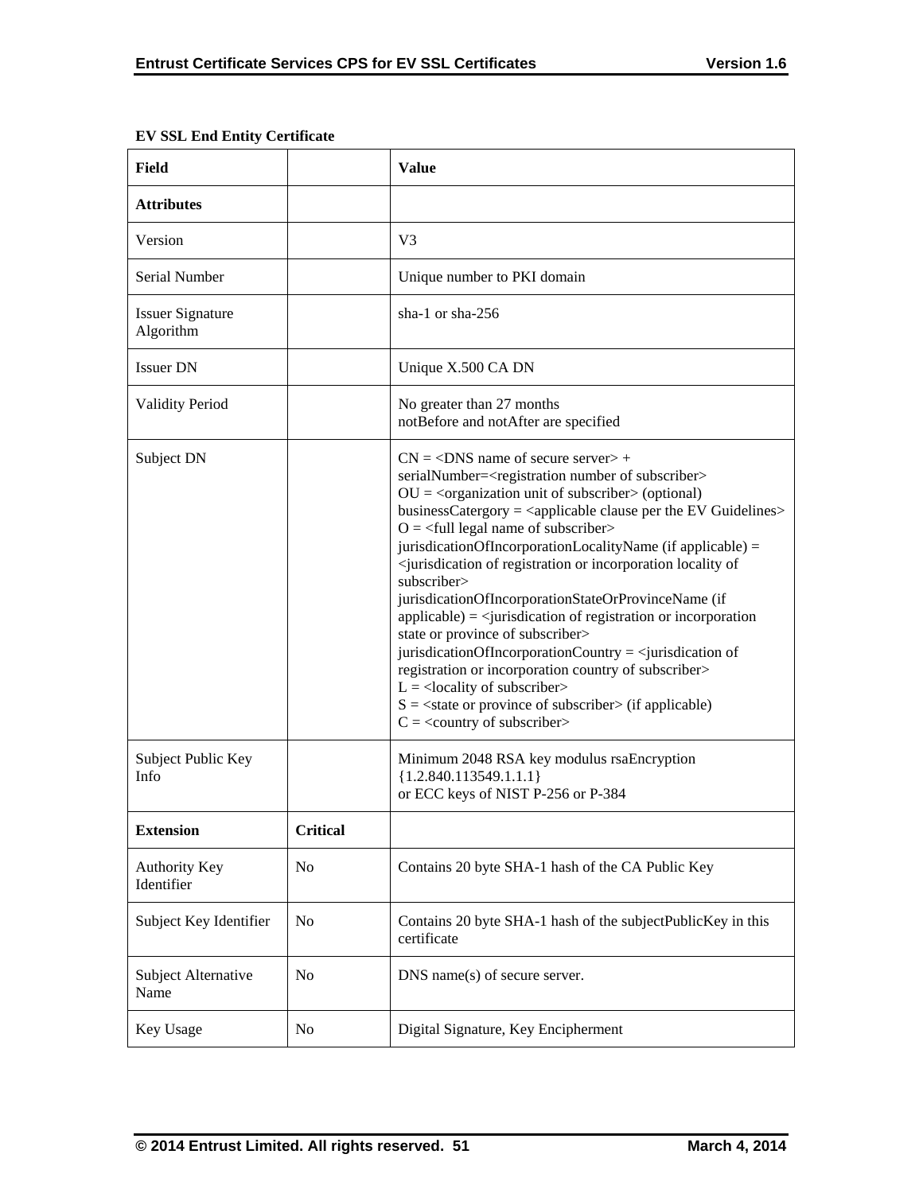**EV SSL End Entity Certificate**

| Field | | Value |
|---|---|---|
| **Attributes** | | |
| Version | | V3 |
| Serial Number | | Unique number to PKI domain |
| Issuer Signature Algorithm | | sha-1 or sha-256 |
| Issuer DN | | Unique X.500 CA DN |
| Validity Period | | No greater than 27 months<br>notBefore and notAfter are specified |
| Subject DN | | CN = <DNS name of secure server> + serialNumber=<registration number of subscriber><br>OU = <organization unit of subscriber> (optional)<br>businessCatergory = <applicable clause per the EV Guidelines><br>O = <full legal name of subscriber><br>jurisdicationOfIncorporationLocalityName (if applicable) = <jurisdication of registration or incorporation locality of subscriber><br>jurisdicationOfIncorporationStateOrProvinceName (if applicable) = <jurisdication of registration or incorporation state or province of subscriber><br>jurisdicationOfIncorporationCountry = <jurisdication of registration or incorporation country of subscriber><br>L = <locality of subscriber><br>S = <state or province of subscriber> (if applicable)<br>C = <country of subscriber> |
| Subject Public Key Info | | Minimum 2048 RSA key modulus rsaEncryption {1.2.840.113549.1.1.1}<br>or ECC keys of NIST P-256 or P-384 |
| **Extension** | **Critical** | |
| Authority Key Identifier | No | Contains 20 byte SHA-1 hash of the CA Public Key |
| Subject Key Identifier | No | Contains 20 byte SHA-1 hash of the subjectPublicKey in this certificate |
| Subject Alternative Name | No | DNS name(s) of secure server. |
| Key Usage | No | Digital Signature, Key Encipherment |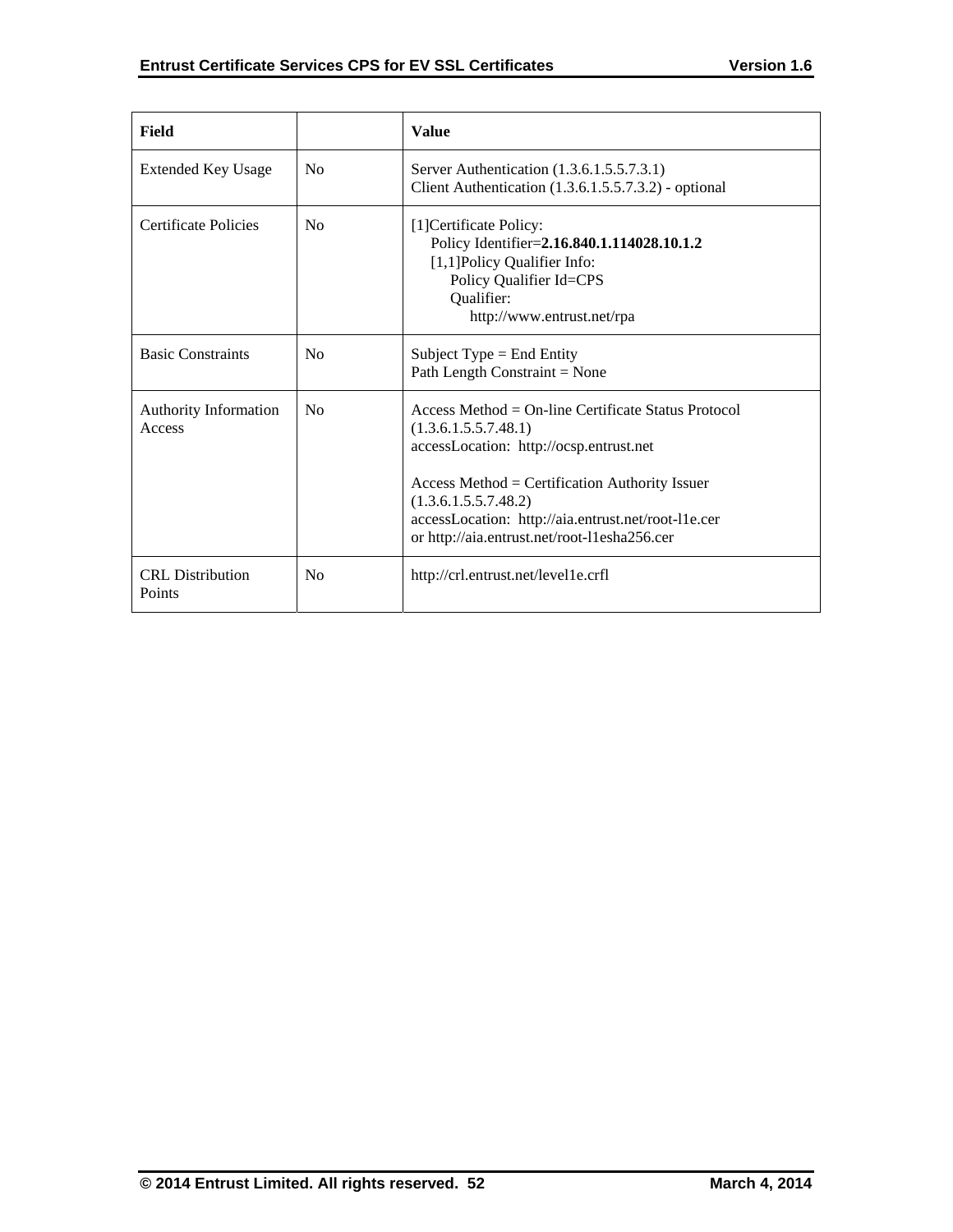| Field | | Value |
|---|---|---|
| Extended Key Usage | No | Server Authentication (1.3.6.1.5.5.7.3.1)<br>Client Authentication (1.3.6.1.5.5.7.3.2) - optional |
| Certificate Policies | No | [1]Certificate Policy:<br>Policy Identifier=**2.16.840.1.114028.10.1.2**<br>[1,1]Policy Qualifier Info:<br>Policy Qualifier Id=CPS<br>Qualifier:<br>http://www.entrust.net/rpa |
| Basic Constraints | No | Subject Type = End Entity<br>Path Length Constraint = None |
| Authority Information Access | No | Access Method = On-line Certificate Status Protocol (1.3.6.1.5.5.7.48.1)<br>accessLocation: http://ocsp.entrust.net<br><br>Access Method = Certification Authority Issuer (1.3.6.1.5.5.7.48.2)<br>accessLocation: http://aia.entrust.net/root-l1e.cer or http://aia.entrust.net/root-l1esha256.cer |
| CRL Distribution Points | No | http://crl.entrust.net/level1e.crfl |